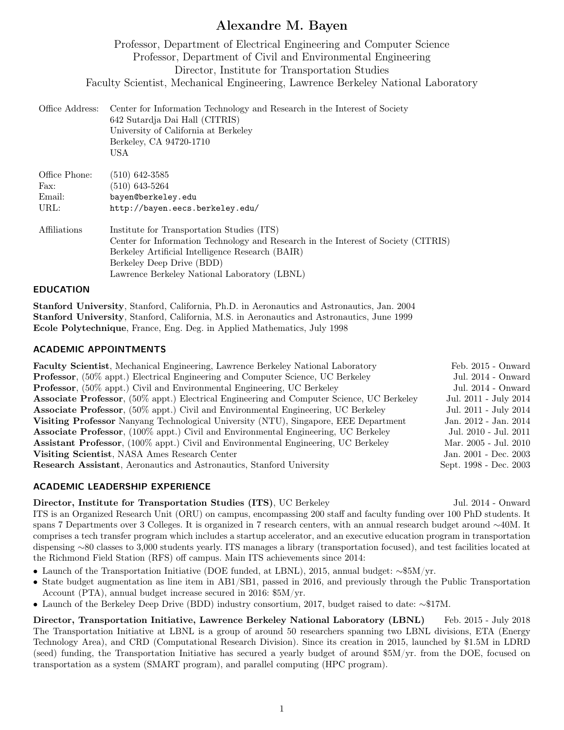# Alexandre M. Bayen

Professor, Department of Electrical Engineering and Computer Science
Professor, Department of Civil and Environmental Engineering
Director, Institute for Transportation Studies
Faculty Scientist, Mechanical Engineering, Lawrence Berkeley National Laboratory

| | |
|---|---|
| Office Address: | Center for Information Technology and Research in the Interest of Society<br>642 Sutardja Dai Hall (CITRIS)<br>University of California at Berkeley<br>Berkeley, CA 94720-1710<br>USA |
| Office Phone: | (510) 642-3585 |
| Fax: | (510) 643-5264 |
| Email: | `bayen@berkeley.edu` |
| URL: | `http://bayen.eecs.berkeley.edu/` |
| Affiliations | Institute for Transportation Studies (ITS)<br>Center for Information Technology and Research in the Interest of Society (CITRIS)<br>Berkeley Artificial Intelligence Research (BAIR)<br>Berkeley Deep Drive (BDD)<br>Lawrence Berkeley National Laboratory (LBNL) |

## EDUCATION

**Stanford University**, Stanford, California, Ph.D. in Aeronautics and Astronautics, Jan. 2004
**Stanford University**, Stanford, California, M.S. in Aeronautics and Astronautics, June 1999
**Ecole Polytechnique**, France, Eng. Deg. in Applied Mathematics, July 1998

## ACADEMIC APPOINTMENTS

| | |
|---|---|
| **Faculty Scientist**, Mechanical Engineering, Lawrence Berkeley National Laboratory | Feb. 2015 - Onward |
| **Professor**, (50% appt.) Electrical Engineering and Computer Science, UC Berkeley | Jul. 2014 - Onward |
| **Professor**, (50% appt.) Civil and Environmental Engineering, UC Berkeley | Jul. 2014 - Onward |
| **Associate Professor**, (50% appt.) Electrical Engineering and Computer Science, UC Berkeley | Jul. 2011 - July 2014 |
| **Associate Professor**, (50% appt.) Civil and Environmental Engineering, UC Berkeley | Jul. 2011 - July 2014 |
| **Visiting Professor** Nanyang Technological University (NTU), Singapore, EEE Department | Jan. 2012 - Jan. 2014 |
| **Associate Professor**, (100% appt.) Civil and Environmental Engineering, UC Berkeley | Jul. 2010 - Jul. 2011 |
| **Assistant Professor**, (100% appt.) Civil and Environmental Engineering, UC Berkeley | Mar. 2005 - Jul. 2010 |
| **Visiting Scientist**, NASA Ames Research Center | Jan. 2001 - Dec. 2003 |
| **Research Assistant**, Aeronautics and Astronautics, Stanford University | Sept. 1998 - Dec. 2003 |

## ACADEMIC LEADERSHIP EXPERIENCE

**Director, Institute for Transportation Studies (ITS)**, UC Berkeley — Jul. 2014 - Onward

ITS is an Organized Research Unit (ORU) on campus, encompassing 200 staff and faculty funding over 100 PhD students. It spans 7 Departments over 3 Colleges. It is organized in 7 research centers, with an annual research budget around ∼40M. It comprises a tech transfer program which includes a startup accelerator, and an executive education program in transportation dispensing ∼80 classes to 3,000 students yearly. ITS manages a library (transportation focused), and test facilities located at the Richmond Field Station (RFS) off campus. Main ITS achievements since 2014:

- Launch of the Transportation Initiative (DOE funded, at LBNL), 2015, annual budget: ∼$5M/yr.
- State budget augmentation as line item in AB1/SB1, passed in 2016, and previously through the Public Transportation Account (PTA), annual budget increase secured in 2016: $5M/yr.
- Launch of the Berkeley Deep Drive (BDD) industry consortium, 2017, budget raised to date: ∼$17M.

**Director, Transportation Initiative, Lawrence Berkeley National Laboratory (LBNL)** — Feb. 2015 - July 2018

The Transportation Initiative at LBNL is a group of around 50 researchers spanning two LBNL divisions, ETA (Energy Technology Area), and CRD (Computational Research Division). Since its creation in 2015, launched by $1.5M in LDRD (seed) funding, the Transportation Initiative has secured a yearly budget of around $5M/yr. from the DOE, focused on transportation as a system (SMART program), and parallel computing (HPC program).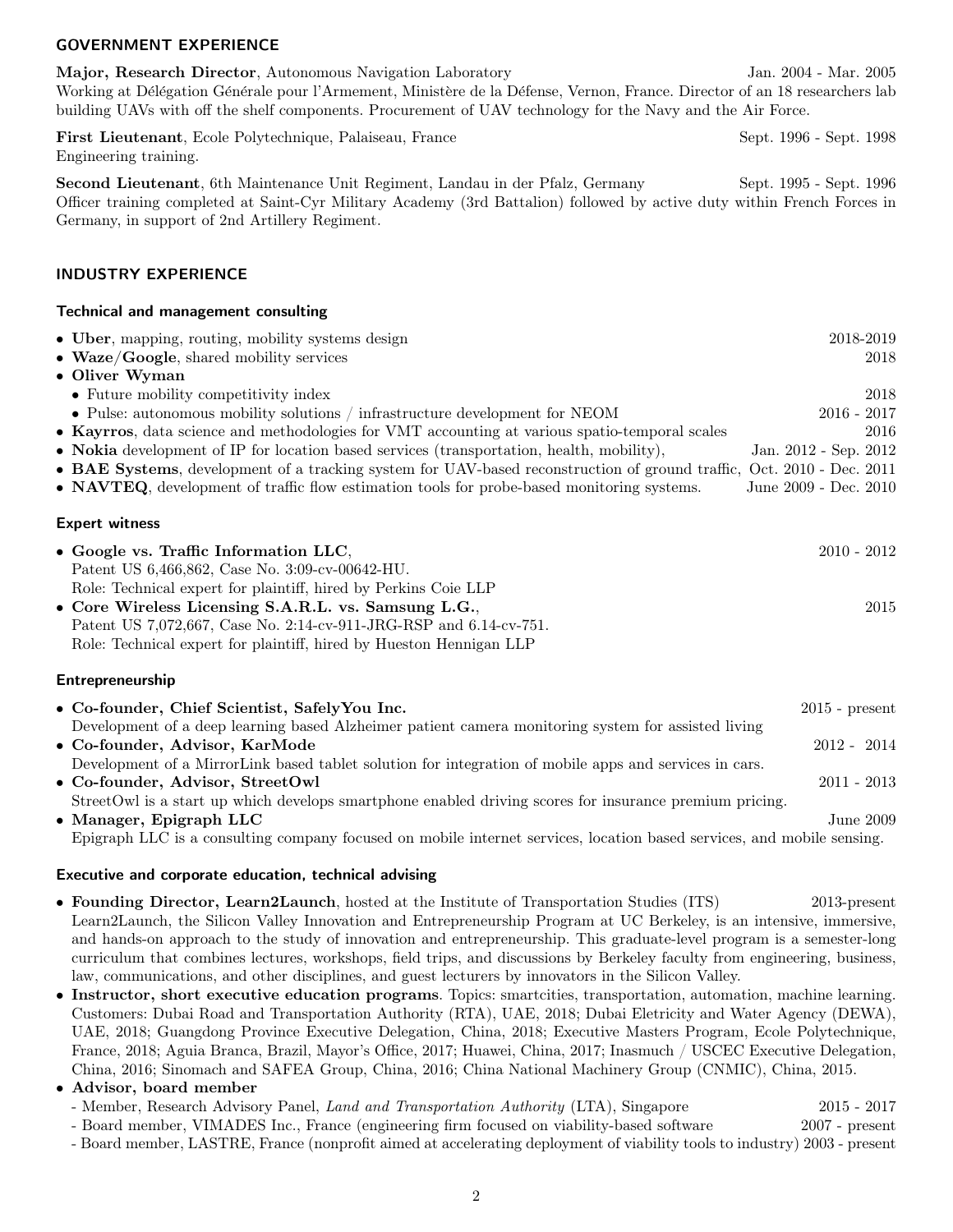## GOVERNMENT EXPERIENCE

**Major, Research Director**, Autonomous Navigation Laboratory — Jan. 2004 - Mar. 2005
Working at Délégation Générale pour l'Armement, Ministère de la Défense, Vernon, France. Director of an 18 researchers lab building UAVs with off the shelf components. Procurement of UAV technology for the Navy and the Air Force.

**First Lieutenant**, Ecole Polytechnique, Palaiseau, France — Sept. 1996 - Sept. 1998
Engineering training.

**Second Lieutenant**, 6th Maintenance Unit Regiment, Landau in der Pfalz, Germany — Sept. 1995 - Sept. 1996
Officer training completed at Saint-Cyr Military Academy (3rd Battalion) followed by active duty within French Forces in Germany, in support of 2nd Artillery Regiment.

## INDUSTRY EXPERIENCE

### Technical and management consulting

- **Uber**, mapping, routing, mobility systems design — 2018-2019
- **Waze/Google**, shared mobility services — 2018
- **Oliver Wyman**
  - Future mobility competitivity index — 2018
  - Pulse: autonomous mobility solutions / infrastructure development for NEOM — 2016 - 2017
- **Kayrros**, data science and methodologies for VMT accounting at various spatio-temporal scales — 2016
- **Nokia** development of IP for location based services (transportation, health, mobility), — Jan. 2012 - Sep. 2012
- **BAE Systems**, development of a tracking system for UAV-based reconstruction of ground traffic, — Oct. 2010 - Dec. 2011
- **NAVTEQ**, development of traffic flow estimation tools for probe-based monitoring systems. — June 2009 - Dec. 2010

### Expert witness

- **Google vs. Traffic Information LLC**, — 2010 - 2012
  Patent US 6,466,862, Case No. 3:09-cv-00642-HU.
  Role: Technical expert for plaintiff, hired by Perkins Coie LLP
- **Core Wireless Licensing S.A.R.L. vs. Samsung L.G.**, — 2015
  Patent US 7,072,667, Case No. 2:14-cv-911-JRG-RSP and 6.14-cv-751.
  Role: Technical expert for plaintiff, hired by Hueston Hennigan LLP

### Entrepreneurship

- **Co-founder, Chief Scientist, SafelyYou Inc.** — 2015 - present
  Development of a deep learning based Alzheimer patient camera monitoring system for assisted living
- **Co-founder, Advisor, KarMode** — 2012 - 2014
  Development of a MirrorLink based tablet solution for integration of mobile apps and services in cars.
- **Co-founder, Advisor, StreetOwl** — 2011 - 2013
  StreetOwl is a start up which develops smartphone enabled driving scores for insurance premium pricing.
- **Manager, Epigraph LLC** — June 2009
  Epigraph LLC is a consulting company focused on mobile internet services, location based services, and mobile sensing.

### Executive and corporate education, technical advising

- **Founding Director, Learn2Launch**, hosted at the Institute of Transportation Studies (ITS) — 2013-present
  Learn2Launch, the Silicon Valley Innovation and Entrepreneurship Program at UC Berkeley, is an intensive, immersive, and hands-on approach to the study of innovation and entrepreneurship. This graduate-level program is a semester-long curriculum that combines lectures, workshops, field trips, and discussions by Berkeley faculty from engineering, business, law, communications, and other disciplines, and guest lecturers by innovators in the Silicon Valley.
- **Instructor, short executive education programs**. Topics: smartcities, transportation, automation, machine learning. Customers: Dubai Road and Transportation Authority (RTA), UAE, 2018; Dubai Eletricity and Water Agency (DEWA), UAE, 2018; Guangdong Province Executive Delegation, China, 2018; Executive Masters Program, Ecole Polytechnique, France, 2018; Aguia Branca, Brazil, Mayor's Office, 2017; Huawei, China, 2017; Inasmuch / USCEC Executive Delegation, China, 2016; Sinomach and SAFEA Group, China, 2016; China National Machinery Group (CNMIC), China, 2015.
- **Advisor, board member**
  - Member, Research Advisory Panel, *Land and Transportation Authority* (LTA), Singapore — 2015 - 2017
  - Board member, VIMADES Inc., France (engineering firm focused on viability-based software — 2007 - present
  - Board member, LASTRE, France (nonprofit aimed at accelerating deployment of viability tools to industry) — 2003 - present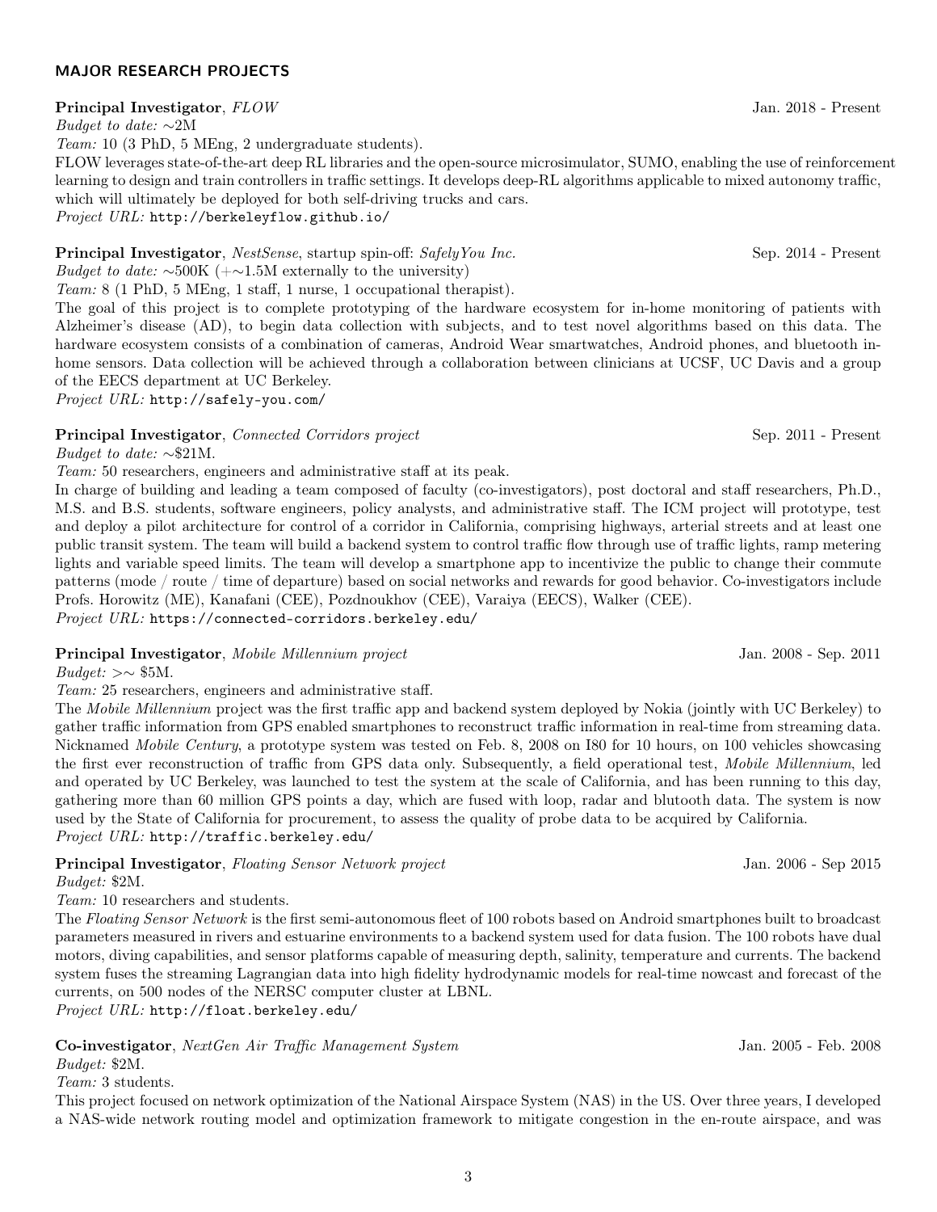## MAJOR RESEARCH PROJECTS

**Principal Investigator**, *FLOW* Jan. 2018 - Present

*Budget to date:* ∼2M

*Team:* 10 (3 PhD, 5 MEng, 2 undergraduate students).

FLOW leverages state-of-the-art deep RL libraries and the open-source microsimulator, SUMO, enabling the use of reinforcement learning to design and train controllers in traffic settings. It develops deep-RL algorithms applicable to mixed autonomy traffic, which will ultimately be deployed for both self-driving trucks and cars.

*Project URL:* `http://berkeleyflow.github.io/`

**Principal Investigator**, *NestSense*, startup spin-off: *SafelyYou Inc.* Sep. 2014 - Present

*Budget to date:* ∼500K (+∼1.5M externally to the university)

*Team:* 8 (1 PhD, 5 MEng, 1 staff, 1 nurse, 1 occupational therapist).

The goal of this project is to complete prototyping of the hardware ecosystem for in-home monitoring of patients with Alzheimer's disease (AD), to begin data collection with subjects, and to test novel algorithms based on this data. The hardware ecosystem consists of a combination of cameras, Android Wear smartwatches, Android phones, and bluetooth in-home sensors. Data collection will be achieved through a collaboration between clinicians at UCSF, UC Davis and a group of the EECS department at UC Berkeley.

*Project URL:* `http://safely-you.com/`

**Principal Investigator**, *Connected Corridors project* Sep. 2011 - Present

*Budget to date:* ∼\$21M.

*Team:* 50 researchers, engineers and administrative staff at its peak.

In charge of building and leading a team composed of faculty (co-investigators), post doctoral and staff researchers, Ph.D., M.S. and B.S. students, software engineers, policy analysts, and administrative staff. The ICM project will prototype, test and deploy a pilot architecture for control of a corridor in California, comprising highways, arterial streets and at least one public transit system. The team will build a backend system to control traffic flow through use of traffic lights, ramp metering lights and variable speed limits. The team will develop a smartphone app to incentivize the public to change their commute patterns (mode / route / time of departure) based on social networks and rewards for good behavior. Co-investigators include Profs. Horowitz (ME), Kanafani (CEE), Pozdnoukhov (CEE), Varaiya (EECS), Walker (CEE).

*Project URL:* `https://connected-corridors.berkeley.edu/`

**Principal Investigator**, *Mobile Millennium project* Jan. 2008 - Sep. 2011

*Budget:* >∼ \$5M.

*Team:* 25 researchers, engineers and administrative staff.

The *Mobile Millennium* project was the first traffic app and backend system deployed by Nokia (jointly with UC Berkeley) to gather traffic information from GPS enabled smartphones to reconstruct traffic information in real-time from streaming data. Nicknamed *Mobile Century*, a prototype system was tested on Feb. 8, 2008 on I80 for 10 hours, on 100 vehicles showcasing the first ever reconstruction of traffic from GPS data only. Subsequently, a field operational test, *Mobile Millennium*, led and operated by UC Berkeley, was launched to test the system at the scale of California, and has been running to this day, gathering more than 60 million GPS points a day, which are fused with loop, radar and blutooth data. The system is now used by the State of California for procurement, to assess the quality of probe data to be acquired by California.

*Project URL:* `http://traffic.berkeley.edu/`

**Principal Investigator**, *Floating Sensor Network project* Jan. 2006 - Sep 2015

*Budget:* \$2M.

*Team:* 10 researchers and students.

The *Floating Sensor Network* is the first semi-autonomous fleet of 100 robots based on Android smartphones built to broadcast parameters measured in rivers and estuarine environments to a backend system used for data fusion. The 100 robots have dual motors, diving capabilities, and sensor platforms capable of measuring depth, salinity, temperature and currents. The backend system fuses the streaming Lagrangian data into high fidelity hydrodynamic models for real-time nowcast and forecast of the currents, on 500 nodes of the NERSC computer cluster at LBNL.

*Project URL:* `http://float.berkeley.edu/`

**Co-investigator**, *NextGen Air Traffic Management System* Jan. 2005 - Feb. 2008

*Budget:* \$2M.

*Team:* 3 students.

This project focused on network optimization of the National Airspace System (NAS) in the US. Over three years, I developed a NAS-wide network routing model and optimization framework to mitigate congestion in the en-route airspace, and was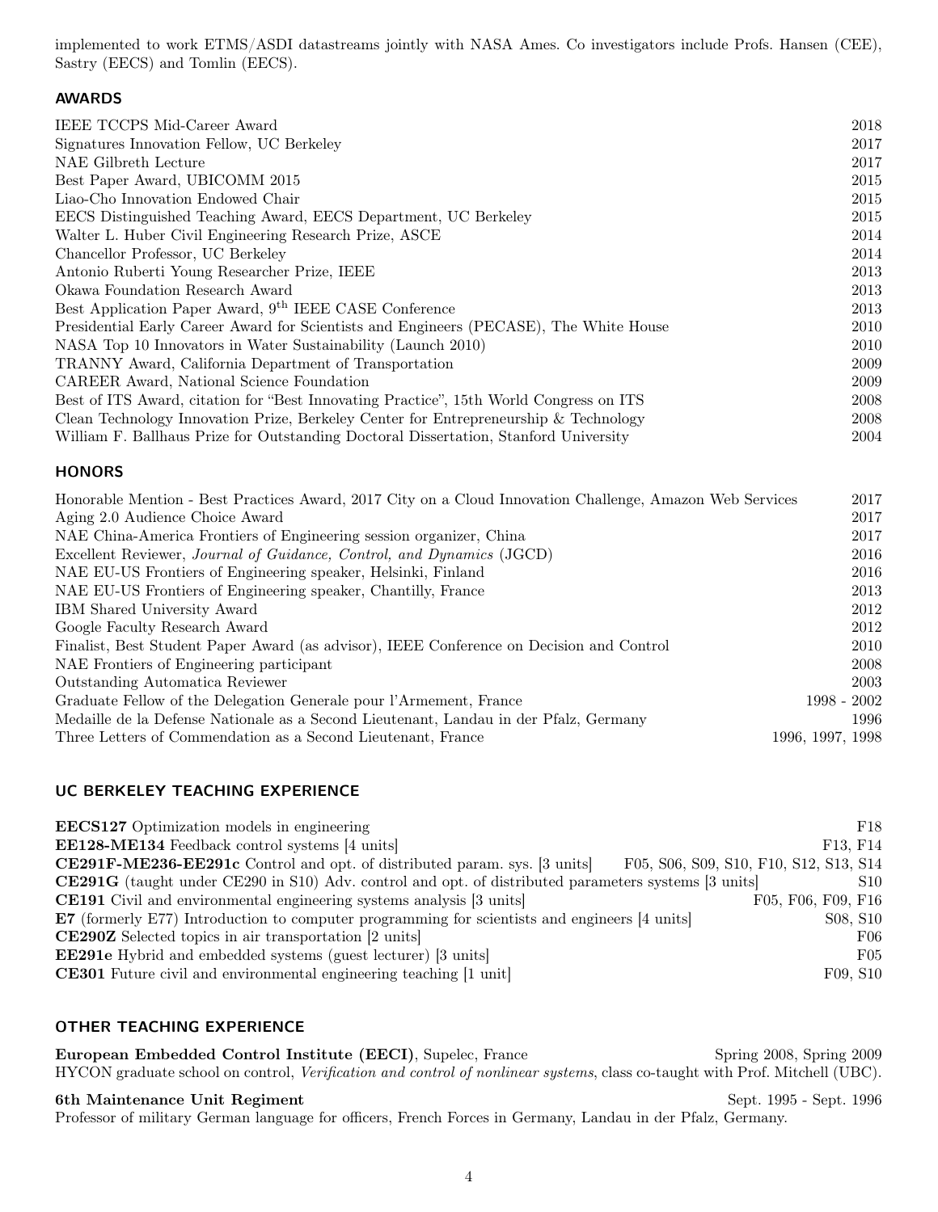implemented to work ETMS/ASDI datastreams jointly with NASA Ames. Co investigators include Profs. Hansen (CEE), Sastry (EECS) and Tomlin (EECS).

## AWARDS

| | |
|---|---|
| IEEE TCCPS Mid-Career Award | 2018 |
| Signatures Innovation Fellow, UC Berkeley | 2017 |
| NAE Gilbreth Lecture | 2017 |
| Best Paper Award, UBICOMM 2015 | 2015 |
| Liao-Cho Innovation Endowed Chair | 2015 |
| EECS Distinguished Teaching Award, EECS Department, UC Berkeley | 2015 |
| Walter L. Huber Civil Engineering Research Prize, ASCE | 2014 |
| Chancellor Professor, UC Berkeley | 2014 |
| Antonio Ruberti Young Researcher Prize, IEEE | 2013 |
| Okawa Foundation Research Award | 2013 |
| Best Application Paper Award, 9th IEEE CASE Conference | 2013 |
| Presidential Early Career Award for Scientists and Engineers (PECASE), The White House | 2010 |
| NASA Top 10 Innovators in Water Sustainability (Launch 2010) | 2010 |
| TRANNY Award, California Department of Transportation | 2009 |
| CAREER Award, National Science Foundation | 2009 |
| Best of ITS Award, citation for "Best Innovating Practice", 15th World Congress on ITS | 2008 |
| Clean Technology Innovation Prize, Berkeley Center for Entrepreneurship & Technology | 2008 |
| William F. Ballhaus Prize for Outstanding Doctoral Dissertation, Stanford University | 2004 |

## HONORS

| | |
|---|---|
| Honorable Mention - Best Practices Award, 2017 City on a Cloud Innovation Challenge, Amazon Web Services | 2017 |
| Aging 2.0 Audience Choice Award | 2017 |
| NAE China-America Frontiers of Engineering session organizer, China | 2017 |
| Excellent Reviewer, *Journal of Guidance, Control, and Dynamics* (JGCD) | 2016 |
| NAE EU-US Frontiers of Engineering speaker, Helsinki, Finland | 2016 |
| NAE EU-US Frontiers of Engineering speaker, Chantilly, France | 2013 |
| IBM Shared University Award | 2012 |
| Google Faculty Research Award | 2012 |
| Finalist, Best Student Paper Award (as advisor), IEEE Conference on Decision and Control | 2010 |
| NAE Frontiers of Engineering participant | 2008 |
| Outstanding Automatica Reviewer | 2003 |
| Graduate Fellow of the Delegation Generale pour l'Armement, France | 1998 - 2002 |
| Medaille de la Defense Nationale as a Second Lieutenant, Landau in der Pfalz, Germany | 1996 |
| Three Letters of Commendation as a Second Lieutenant, France | 1996, 1997, 1998 |

## UC BERKELEY TEACHING EXPERIENCE

| | |
|---|---|
| **EECS127** Optimization models in engineering | F18 |
| **EE128-ME134** Feedback control systems [4 units] | F13, F14 |
| **CE291F-ME236-EE291c** Control and opt. of distributed param. sys. [3 units] | F05, S06, S09, S10, F10, S12, S13, S14 |
| **CE291G** (taught under CE290 in S10) Adv. control and opt. of distributed parameters systems [3 units] | S10 |
| **CE191** Civil and environmental engineering systems analysis [3 units] | F05, F06, F09, F16 |
| **E7** (formerly E77) Introduction to computer programming for scientists and engineers [4 units] | S08, S10 |
| **CE290Z** Selected topics in air transportation [2 units] | F06 |
| **EE291e** Hybrid and embedded systems (guest lecturer) [3 units] | F05 |
| **CE301** Future civil and environmental engineering teaching [1 unit] | F09, S10 |

## OTHER TEACHING EXPERIENCE

**European Embedded Control Institute (EECI)**, Supelec, France — Spring 2008, Spring 2009

HYCON graduate school on control, *Verification and control of nonlinear systems*, class co-taught with Prof. Mitchell (UBC).

**6th Maintenance Unit Regiment** — Sept. 1995 - Sept. 1996

Professor of military German language for officers, French Forces in Germany, Landau in der Pfalz, Germany.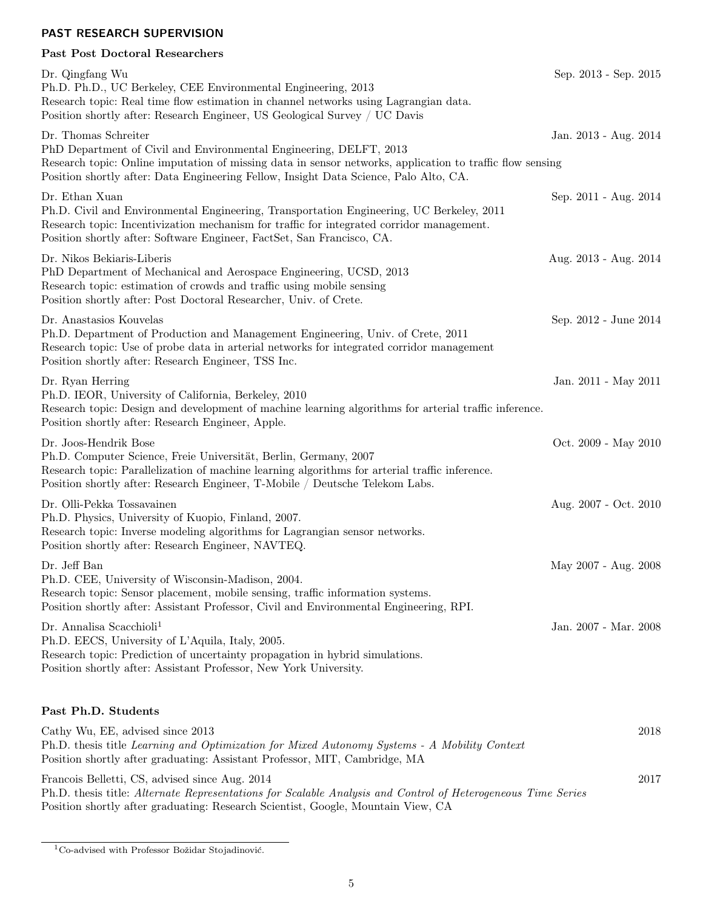## PAST RESEARCH SUPERVISION

### Past Post Doctoral Researchers

Dr. Qingfang Wu — Sep. 2013 - Sep. 2015
Ph.D. Ph.D., UC Berkeley, CEE Environmental Engineering, 2013
Research topic: Real time flow estimation in channel networks using Lagrangian data.
Position shortly after: Research Engineer, US Geological Survey / UC Davis

Dr. Thomas Schreiter — Jan. 2013 - Aug. 2014
PhD Department of Civil and Environmental Engineering, DELFT, 2013
Research topic: Online imputation of missing data in sensor networks, application to traffic flow sensing
Position shortly after: Data Engineering Fellow, Insight Data Science, Palo Alto, CA.

Dr. Ethan Xuan — Sep. 2011 - Aug. 2014
Ph.D. Civil and Environmental Engineering, Transportation Engineering, UC Berkeley, 2011
Research topic: Incentivization mechanism for traffic for integrated corridor management.
Position shortly after: Software Engineer, FactSet, San Francisco, CA.

Dr. Nikos Bekiaris-Liberis — Aug. 2013 - Aug. 2014
PhD Department of Mechanical and Aerospace Engineering, UCSD, 2013
Research topic: estimation of crowds and traffic using mobile sensing
Position shortly after: Post Doctoral Researcher, Univ. of Crete.

Dr. Anastasios Kouvelas — Sep. 2012 - June 2014
Ph.D. Department of Production and Management Engineering, Univ. of Crete, 2011
Research topic: Use of probe data in arterial networks for integrated corridor management
Position shortly after: Research Engineer, TSS Inc.

Dr. Ryan Herring — Jan. 2011 - May 2011
Ph.D. IEOR, University of California, Berkeley, 2010
Research topic: Design and development of machine learning algorithms for arterial traffic inference.
Position shortly after: Research Engineer, Apple.

Dr. Joos-Hendrik Bose — Oct. 2009 - May 2010
Ph.D. Computer Science, Freie Universität, Berlin, Germany, 2007
Research topic: Parallelization of machine learning algorithms for arterial traffic inference.
Position shortly after: Research Engineer, T-Mobile / Deutsche Telekom Labs.

Dr. Olli-Pekka Tossavainen — Aug. 2007 - Oct. 2010
Ph.D. Physics, University of Kuopio, Finland, 2007.
Research topic: Inverse modeling algorithms for Lagrangian sensor networks.
Position shortly after: Research Engineer, NAVTEQ.

Dr. Jeff Ban — May 2007 - Aug. 2008
Ph.D. CEE, University of Wisconsin-Madison, 2004.
Research topic: Sensor placement, mobile sensing, traffic information systems.
Position shortly after: Assistant Professor, Civil and Environmental Engineering, RPI.

Dr. Annalisa Scacchioli[1] — Jan. 2007 - Mar. 2008
Ph.D. EECS, University of L'Aquila, Italy, 2005.
Research topic: Prediction of uncertainty propagation in hybrid simulations.
Position shortly after: Assistant Professor, New York University.

### Past Ph.D. Students

Cathy Wu, EE, advised since 2013 — 2018
Ph.D. thesis title *Learning and Optimization for Mixed Autonomy Systems - A Mobility Context*
Position shortly after graduating: Assistant Professor, MIT, Cambridge, MA

Francois Belletti, CS, advised since Aug. 2014 — 2017
Ph.D. thesis title: *Alternate Representations for Scalable Analysis and Control of Heterogeneous Time Series*
Position shortly after graduating: Research Scientist, Google, Mountain View, CA

---

[1] Co-advised with Professor Božidar Stojadinović.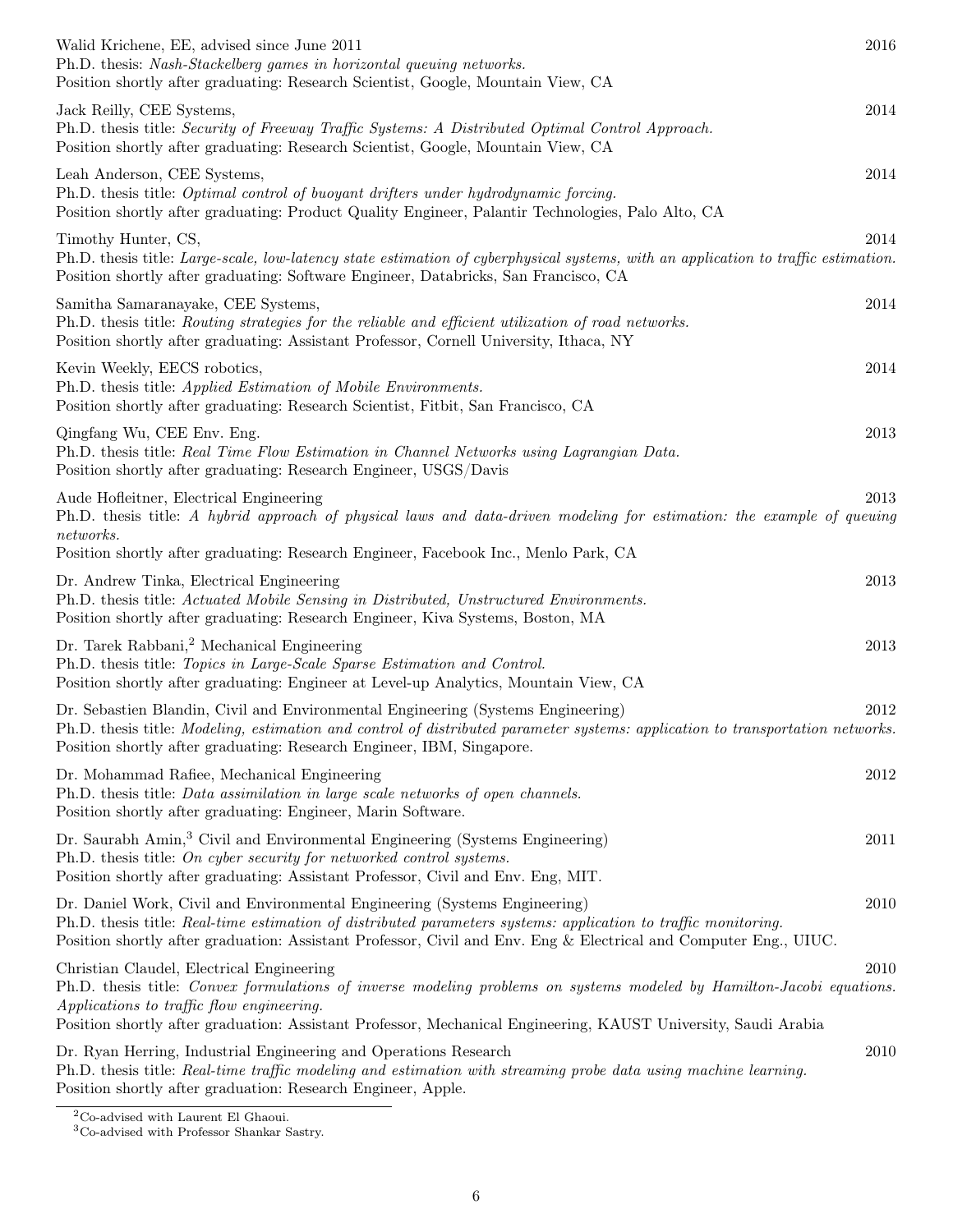Walid Krichene, EE, advised since June 2011 — 2016
Ph.D. thesis: *Nash-Stackelberg games in horizontal queuing networks.*
Position shortly after graduating: Research Scientist, Google, Mountain View, CA

Jack Reilly, CEE Systems, — 2014
Ph.D. thesis title: *Security of Freeway Traffic Systems: A Distributed Optimal Control Approach.*
Position shortly after graduating: Research Scientist, Google, Mountain View, CA

Leah Anderson, CEE Systems, — 2014
Ph.D. thesis title: *Optimal control of buoyant drifters under hydrodynamic forcing.*
Position shortly after graduating: Product Quality Engineer, Palantir Technologies, Palo Alto, CA

Timothy Hunter, CS, — 2014
Ph.D. thesis title: *Large-scale, low-latency state estimation of cyberphysical systems, with an application to traffic estimation.*
Position shortly after graduating: Software Engineer, Databricks, San Francisco, CA

Samitha Samaranayake, CEE Systems, — 2014
Ph.D. thesis title: *Routing strategies for the reliable and efficient utilization of road networks.*
Position shortly after graduating: Assistant Professor, Cornell University, Ithaca, NY

Kevin Weekly, EECS robotics, — 2014
Ph.D. thesis title: *Applied Estimation of Mobile Environments.*
Position shortly after graduating: Research Scientist, Fitbit, San Francisco, CA

Qingfang Wu, CEE Env. Eng. — 2013
Ph.D. thesis title: *Real Time Flow Estimation in Channel Networks using Lagrangian Data.*
Position shortly after graduating: Research Engineer, USGS/Davis

Aude Hofleitner, Electrical Engineering — 2013
Ph.D. thesis title: *A hybrid approach of physical laws and data-driven modeling for estimation: the example of queuing networks.*
Position shortly after graduating: Research Engineer, Facebook Inc., Menlo Park, CA

Dr. Andrew Tinka, Electrical Engineering — 2013
Ph.D. thesis title: *Actuated Mobile Sensing in Distributed, Unstructured Environments.*
Position shortly after graduating: Research Engineer, Kiva Systems, Boston, MA

Dr. Tarek Rabbani,[2] Mechanical Engineering — 2013
Ph.D. thesis title: *Topics in Large-Scale Sparse Estimation and Control.*
Position shortly after graduating: Engineer at Level-up Analytics, Mountain View, CA

Dr. Sebastien Blandin, Civil and Environmental Engineering (Systems Engineering) — 2012
Ph.D. thesis title: *Modeling, estimation and control of distributed parameter systems: application to transportation networks.*
Position shortly after graduating: Research Engineer, IBM, Singapore.

Dr. Mohammad Rafiee, Mechanical Engineering — 2012
Ph.D. thesis title: *Data assimilation in large scale networks of open channels.*
Position shortly after graduating: Engineer, Marin Software.

Dr. Saurabh Amin,[3] Civil and Environmental Engineering (Systems Engineering) — 2011
Ph.D. thesis title: *On cyber security for networked control systems.*
Position shortly after graduating: Assistant Professor, Civil and Env. Eng, MIT.

Dr. Daniel Work, Civil and Environmental Engineering (Systems Engineering) — 2010
Ph.D. thesis title: *Real-time estimation of distributed parameters systems: application to traffic monitoring.*
Position shortly after graduation: Assistant Professor, Civil and Env. Eng & Electrical and Computer Eng., UIUC.

Christian Claudel, Electrical Engineering — 2010
Ph.D. thesis title: *Convex formulations of inverse modeling problems on systems modeled by Hamilton-Jacobi equations. Applications to traffic flow engineering.*
Position shortly after graduation: Assistant Professor, Mechanical Engineering, KAUST University, Saudi Arabia

Dr. Ryan Herring, Industrial Engineering and Operations Research — 2010
Ph.D. thesis title: *Real-time traffic modeling and estimation with streaming probe data using machine learning.*
Position shortly after graduation: Research Engineer, Apple.

---

[2] Co-advised with Laurent El Ghaoui.
[3] Co-advised with Professor Shankar Sastry.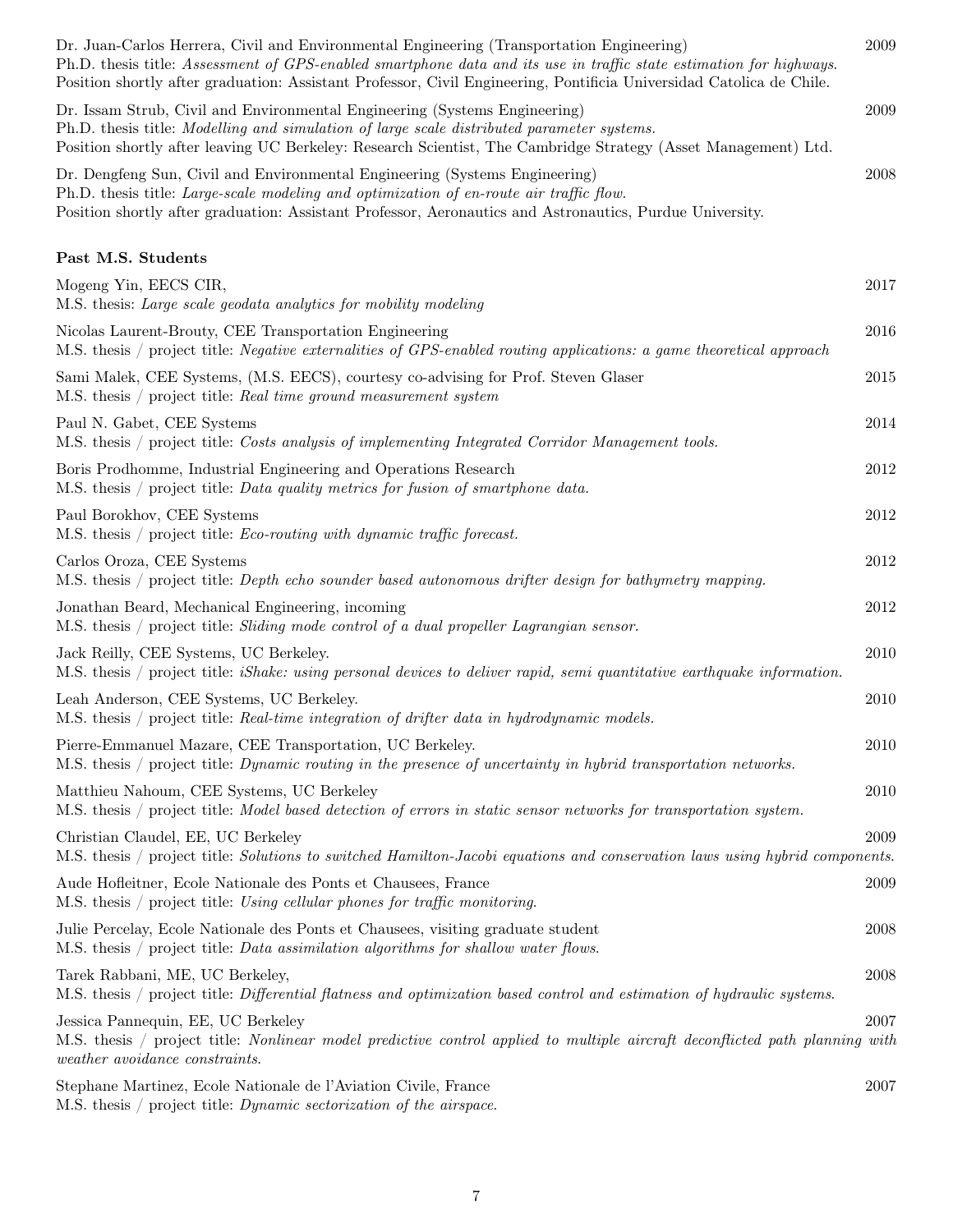Dr. Juan-Carlos Herrera, Civil and Environmental Engineering (Transportation Engineering) 2009
Ph.D. thesis title: *Assessment of GPS-enabled smartphone data and its use in traffic state estimation for highways.*
Position shortly after graduation: Assistant Professor, Civil Engineering, Pontificia Universidad Catolica de Chile.

Dr. Issam Strub, Civil and Environmental Engineering (Systems Engineering) 2009
Ph.D. thesis title: *Modelling and simulation of large scale distributed parameter systems.*
Position shortly after leaving UC Berkeley: Research Scientist, The Cambridge Strategy (Asset Management) Ltd.

Dr. Dengfeng Sun, Civil and Environmental Engineering (Systems Engineering) 2008
Ph.D. thesis title: *Large-scale modeling and optimization of en-route air traffic flow.*
Position shortly after graduation: Assistant Professor, Aeronautics and Astronautics, Purdue University.

**Past M.S. Students**

Mogeng Yin, EECS CIR, 2017
M.S. thesis: *Large scale geodata analytics for mobility modeling*

Nicolas Laurent-Brouty, CEE Transportation Engineering 2016
M.S. thesis / project title: *Negative externalities of GPS-enabled routing applications: a game theoretical approach*

Sami Malek, CEE Systems, (M.S. EECS), courtesy co-advising for Prof. Steven Glaser 2015
M.S. thesis / project title: *Real time ground measurement system*

Paul N. Gabet, CEE Systems 2014
M.S. thesis / project title: *Costs analysis of implementing Integrated Corridor Management tools.*

Boris Prodhomme, Industrial Engineering and Operations Research 2012
M.S. thesis / project title: *Data quality metrics for fusion of smartphone data.*

Paul Borokhov, CEE Systems 2012
M.S. thesis / project title: *Eco-routing with dynamic traffic forecast.*

Carlos Oroza, CEE Systems 2012
M.S. thesis / project title: *Depth echo sounder based autonomous drifter design for bathymetry mapping.*

Jonathan Beard, Mechanical Engineering, incoming 2012
M.S. thesis / project title: *Sliding mode control of a dual propeller Lagrangian sensor.*

Jack Reilly, CEE Systems, UC Berkeley. 2010
M.S. thesis / project title: *iShake: using personal devices to deliver rapid, semi quantitative earthquake information.*

Leah Anderson, CEE Systems, UC Berkeley. 2010
M.S. thesis / project title: *Real-time integration of drifter data in hydrodynamic models.*

Pierre-Emmanuel Mazare, CEE Transportation, UC Berkeley. 2010
M.S. thesis / project title: *Dynamic routing in the presence of uncertainty in hybrid transportation networks.*

Matthieu Nahoum, CEE Systems, UC Berkeley 2010
M.S. thesis / project title: *Model based detection of errors in static sensor networks for transportation system.*

Christian Claudel, EE, UC Berkeley 2009
M.S. thesis / project title: *Solutions to switched Hamilton-Jacobi equations and conservation laws using hybrid components.*

Aude Hofleitner, Ecole Nationale des Ponts et Chausees, France 2009
M.S. thesis / project title: *Using cellular phones for traffic monitoring.*

Julie Percelay, Ecole Nationale des Ponts et Chausees, visiting graduate student 2008
M.S. thesis / project title: *Data assimilation algorithms for shallow water flows.*

Tarek Rabbani, ME, UC Berkeley, 2008
M.S. thesis / project title: *Differential flatness and optimization based control and estimation of hydraulic systems.*

Jessica Pannequin, EE, UC Berkeley 2007
M.S. thesis / project title: *Nonlinear model predictive control applied to multiple aircraft deconflicted path planning with weather avoidance constraints.*

Stephane Martinez, Ecole Nationale de l'Aviation Civile, France 2007
M.S. thesis / project title: *Dynamic sectorization of the airspace.*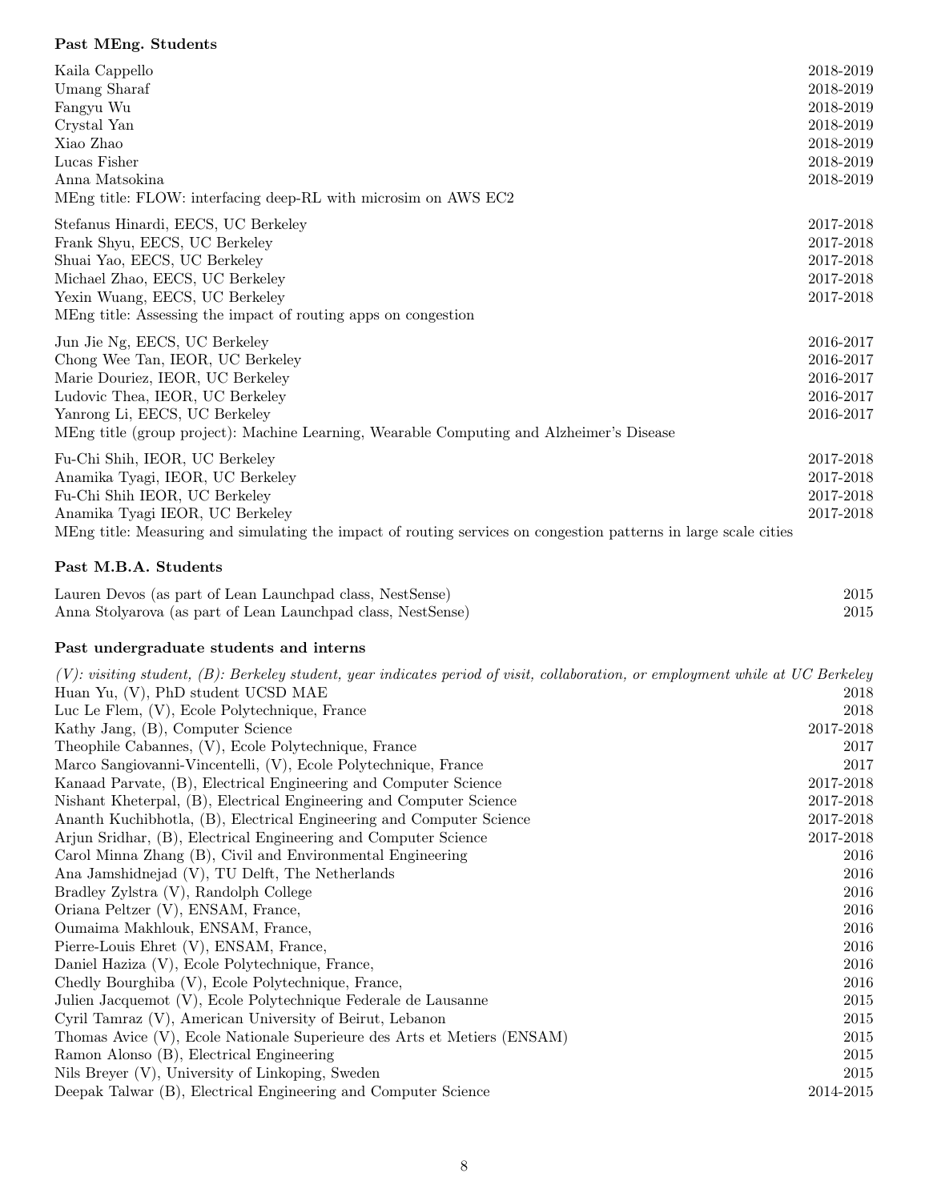### Past MEng. Students

| | |
|---|---|
| Kaila Cappello | 2018-2019 |
| Umang Sharaf | 2018-2019 |
| Fangyu Wu | 2018-2019 |
| Crystal Yan | 2018-2019 |
| Xiao Zhao | 2018-2019 |
| Lucas Fisher | 2018-2019 |
| Anna Matsokina | 2018-2019 |
| MEng title: FLOW: interfacing deep-RL with microsim on AWS EC2 | |
| Stefanus Hinardi, EECS, UC Berkeley | 2017-2018 |
| Frank Shyu, EECS, UC Berkeley | 2017-2018 |
| Shuai Yao, EECS, UC Berkeley | 2017-2018 |
| Michael Zhao, EECS, UC Berkeley | 2017-2018 |
| Yexin Wuang, EECS, UC Berkeley | 2017-2018 |
| MEng title: Assessing the impact of routing apps on congestion | |
| Jun Jie Ng, EECS, UC Berkeley | 2016-2017 |
| Chong Wee Tan, IEOR, UC Berkeley | 2016-2017 |
| Marie Douriez, IEOR, UC Berkeley | 2016-2017 |
| Ludovic Thea, IEOR, UC Berkeley | 2016-2017 |
| Yanrong Li, EECS, UC Berkeley | 2016-2017 |
| MEng title (group project): Machine Learning, Wearable Computing and Alzheimer's Disease | |
| Fu-Chi Shih, IEOR, UC Berkeley | 2017-2018 |
| Anamika Tyagi, IEOR, UC Berkeley | 2017-2018 |
| Fu-Chi Shih IEOR, UC Berkeley | 2017-2018 |
| Anamika Tyagi IEOR, UC Berkeley | 2017-2018 |
| MEng title: Measuring and simulating the impact of routing services on congestion patterns in large scale cities | |

### Past M.B.A. Students

| | |
|---|---|
| Lauren Devos (as part of Lean Launchpad class, NestSense) | 2015 |
| Anna Stolyarova (as part of Lean Launchpad class, NestSense) | 2015 |

### Past undergraduate students and interns

*(V): visiting student, (B): Berkeley student, year indicates period of visit, collaboration, or employment while at UC Berkeley*

| | |
|---|---|
| Huan Yu, (V), PhD student UCSD MAE | 2018 |
| Luc Le Flem, (V), Ecole Polytechnique, France | 2018 |
| Kathy Jang, (B), Computer Science | 2017-2018 |
| Theophile Cabannes, (V), Ecole Polytechnique, France | 2017 |
| Marco Sangiovanni-Vincentelli, (V), Ecole Polytechnique, France | 2017 |
| Kanaad Parvate, (B), Electrical Engineering and Computer Science | 2017-2018 |
| Nishant Kheterpal, (B), Electrical Engineering and Computer Science | 2017-2018 |
| Ananth Kuchibhotla, (B), Electrical Engineering and Computer Science | 2017-2018 |
| Arjun Sridhar, (B), Electrical Engineering and Computer Science | 2017-2018 |
| Carol Minna Zhang (B), Civil and Environmental Engineering | 2016 |
| Ana Jamshidnejad (V), TU Delft, The Netherlands | 2016 |
| Bradley Zylstra (V), Randolph College | 2016 |
| Oriana Peltzer (V), ENSAM, France, | 2016 |
| Oumaima Makhlouk, ENSAM, France, | 2016 |
| Pierre-Louis Ehret (V), ENSAM, France, | 2016 |
| Daniel Haziza (V), Ecole Polytechnique, France, | 2016 |
| Chedly Bourghiba (V), Ecole Polytechnique, France, | 2016 |
| Julien Jacquemot (V), Ecole Polytechnique Federale de Lausanne | 2015 |
| Cyril Tamraz (V), American University of Beirut, Lebanon | 2015 |
| Thomas Avice (V), Ecole Nationale Superieure des Arts et Metiers (ENSAM) | 2015 |
| Ramon Alonso (B), Electrical Engineering | 2015 |
| Nils Breyer (V), University of Linkoping, Sweden | 2015 |
| Deepak Talwar (B), Electrical Engineering and Computer Science | 2014-2015 |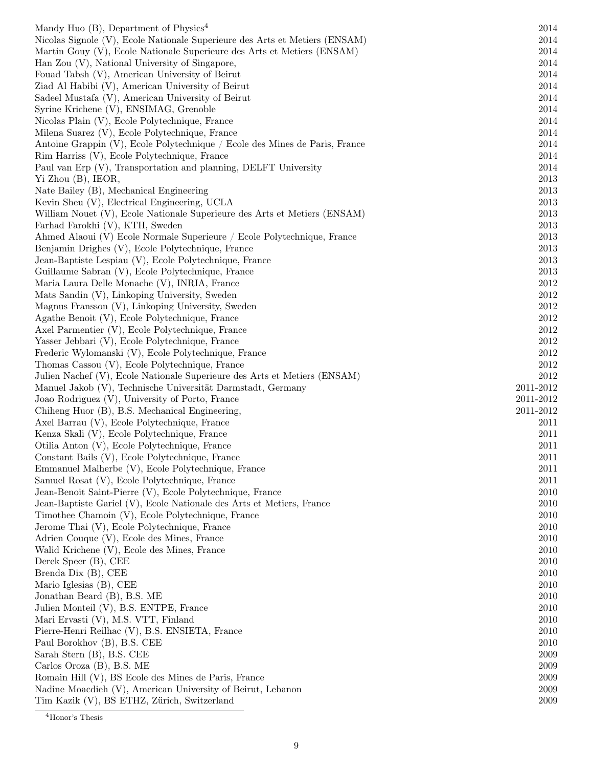Mandy Huo (B), Department of Physics[4] 2014
Nicolas Signole (V), Ecole Nationale Superieure des Arts et Metiers (ENSAM) 2014
Martin Gouy (V), Ecole Nationale Superieure des Arts et Metiers (ENSAM) 2014
Han Zou (V), National University of Singapore, 2014
Fouad Tabsh (V), American University of Beirut 2014
Ziad Al Habibi (V), American University of Beirut 2014
Sadeel Mustafa (V), American University of Beirut 2014
Syrine Krichene (V), ENSIMAG, Grenoble 2014
Nicolas Plain (V), Ecole Polytechnique, France 2014
Milena Suarez (V), Ecole Polytechnique, France 2014
Antoine Grappin (V), Ecole Polytechnique / Ecole des Mines de Paris, France 2014
Rim Harriss (V), Ecole Polytechnique, France 2014
Paul van Erp (V), Transportation and planning, DELFT University 2014
Yi Zhou (B), IEOR, 2013
Nate Bailey (B), Mechanical Engineering 2013
Kevin Sheu (V), Electrical Engineering, UCLA 2013
William Nouet (V), Ecole Nationale Superieure des Arts et Metiers (ENSAM) 2013
Farhad Farokhi (V), KTH, Sweden 2013
Ahmed Alaoui (V) Ecole Normale Superieure / Ecole Polytechnique, France 2013
Benjamin Drighes (V), Ecole Polytechnique, France 2013
Jean-Baptiste Lespiau (V), Ecole Polytechnique, France 2013
Guillaume Sabran (V), Ecole Polytechnique, France 2013
Maria Laura Delle Monache (V), INRIA, France 2012
Mats Sandin (V), Linkoping University, Sweden 2012
Magnus Fransson (V), Linkoping University, Sweden 2012
Agathe Benoit (V), Ecole Polytechnique, France 2012
Axel Parmentier (V), Ecole Polytechnique, France 2012
Yasser Jebbari (V), Ecole Polytechnique, France 2012
Frederic Wylomanski (V), Ecole Polytechnique, France 2012
Thomas Cassou (V), Ecole Polytechnique, France 2012
Julien Nachef (V), Ecole Nationale Superieure des Arts et Metiers (ENSAM) 2012
Manuel Jakob (V), Technische Universität Darmstadt, Germany 2011-2012
Joao Rodriguez (V), University of Porto, France 2011-2012
Chiheng Huor (B), B.S. Mechanical Engineering, 2011-2012
Axel Barrau (V), Ecole Polytechnique, France 2011
Kenza Skali (V), Ecole Polytechnique, France 2011
Otilia Anton (V), Ecole Polytechnique, France 2011
Constant Bails (V), Ecole Polytechnique, France 2011
Emmanuel Malherbe (V), Ecole Polytechnique, France 2011
Samuel Rosat (V), Ecole Polytechnique, France 2011
Jean-Benoit Saint-Pierre (V), Ecole Polytechnique, France 2010
Jean-Baptiste Gariel (V), Ecole Nationale des Arts et Metiers, France 2010
Timothee Chamoin (V), Ecole Polytechnique, France 2010
Jerome Thai (V), Ecole Polytechnique, France 2010
Adrien Couque (V), Ecole des Mines, France 2010
Walid Krichene (V), Ecole des Mines, France 2010
Derek Speer (B), CEE 2010
Brenda Dix (B), CEE 2010
Mario Iglesias (B), CEE 2010
Jonathan Beard (B), B.S. ME 2010
Julien Monteil (V), B.S. ENTPE, France 2010
Mari Ervasti (V), M.S. VTT, Finland 2010
Pierre-Henri Reilhac (V), B.S. ENSIETA, France 2010
Paul Borokhov (B), B.S. CEE 2010
Sarah Stern (B), B.S. CEE 2009
Carlos Oroza (B), B.S. ME 2009
Romain Hill (V), BS Ecole des Mines de Paris, France 2009
Nadine Moacdieh (V), American University of Beirut, Lebanon 2009
Tim Kazik (V), BS ETHZ, Zürich, Switzerland 2009

[4] Honor's Thesis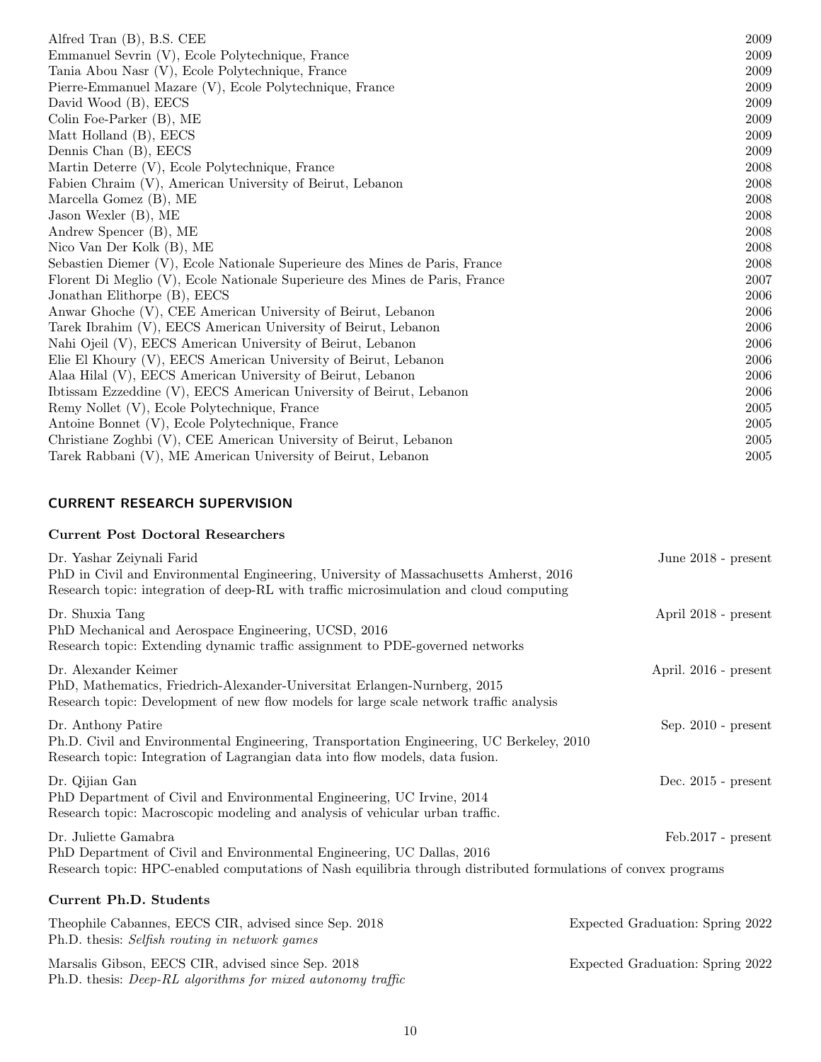Alfred Tran (B), B.S. CEE 2009
Emmanuel Sevrin (V), Ecole Polytechnique, France 2009
Tania Abou Nasr (V), Ecole Polytechnique, France 2009
Pierre-Emmanuel Mazare (V), Ecole Polytechnique, France 2009
David Wood (B), EECS 2009
Colin Foe-Parker (B), ME 2009
Matt Holland (B), EECS 2009
Dennis Chan (B), EECS 2009
Martin Deterre (V), Ecole Polytechnique, France 2008
Fabien Chraim (V), American University of Beirut, Lebanon 2008
Marcella Gomez (B), ME 2008
Jason Wexler (B), ME 2008
Andrew Spencer (B), ME 2008
Nico Van Der Kolk (B), ME 2008
Sebastien Diemer (V), Ecole Nationale Superieure des Mines de Paris, France 2008
Florent Di Meglio (V), Ecole Nationale Superieure des Mines de Paris, France 2007
Jonathan Elithorpe (B), EECS 2006
Anwar Ghoche (V), CEE American University of Beirut, Lebanon 2006
Tarek Ibrahim (V), EECS American University of Beirut, Lebanon 2006
Nahi Ojeil (V), EECS American University of Beirut, Lebanon 2006
Elie El Khoury (V), EECS American University of Beirut, Lebanon 2006
Alaa Hilal (V), EECS American University of Beirut, Lebanon 2006
Ibtissam Ezzeddine (V), EECS American University of Beirut, Lebanon 2006
Remy Nollet (V), Ecole Polytechnique, France 2005
Antoine Bonnet (V), Ecole Polytechnique, France 2005
Christiane Zoghbi (V), CEE American University of Beirut, Lebanon 2005
Tarek Rabbani (V), ME American University of Beirut, Lebanon 2005

## CURRENT RESEARCH SUPERVISION

### Current Post Doctoral Researchers

Dr. Yashar Zeiynali Farid — June 2018 - present
PhD in Civil and Environmental Engineering, University of Massachusetts Amherst, 2016
Research topic: integration of deep-RL with traffic microsimulation and cloud computing

Dr. Shuxia Tang — April 2018 - present
PhD Mechanical and Aerospace Engineering, UCSD, 2016
Research topic: Extending dynamic traffic assignment to PDE-governed networks

Dr. Alexander Keimer — April. 2016 - present
PhD, Mathematics, Friedrich-Alexander-Universitat Erlangen-Nurnberg, 2015
Research topic: Development of new flow models for large scale network traffic analysis

Dr. Anthony Patire — Sep. 2010 - present
Ph.D. Civil and Environmental Engineering, Transportation Engineering, UC Berkeley, 2010
Research topic: Integration of Lagrangian data into flow models, data fusion.

Dr. Qijian Gan — Dec. 2015 - present
PhD Department of Civil and Environmental Engineering, UC Irvine, 2014
Research topic: Macroscopic modeling and analysis of vehicular urban traffic.

Dr. Juliette Gamabra — Feb.2017 - present
PhD Department of Civil and Environmental Engineering, UC Dallas, 2016
Research topic: HPC-enabled computations of Nash equilibria through distributed formulations of convex programs

### Current Ph.D. Students

Theophile Cabannes, EECS CIR, advised since Sep. 2018 — Expected Graduation: Spring 2022
Ph.D. thesis: *Selfish routing in network games*

Marsalis Gibson, EECS CIR, advised since Sep. 2018 — Expected Graduation: Spring 2022
Ph.D. thesis: *Deep-RL algorithms for mixed autonomy traffic*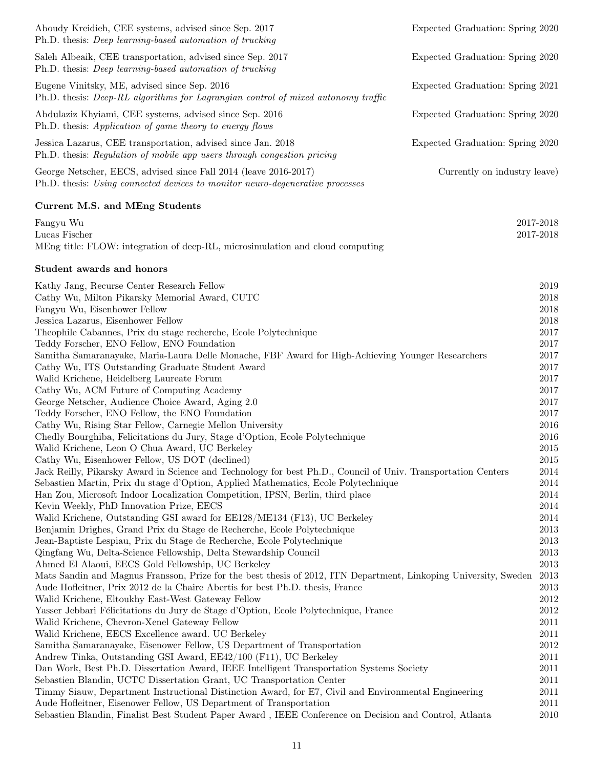Aboudy Kreidieh, CEE systems, advised since Sep. 2017 — Expected Graduation: Spring 2020
Ph.D. thesis: *Deep learning-based automation of trucking*

Saleh Albeaik, CEE transportation, advised since Sep. 2017 — Expected Graduation: Spring 2020
Ph.D. thesis: *Deep learning-based automation of trucking*

Eugene Vinitsky, ME, advised since Sep. 2016 — Expected Graduation: Spring 2021
Ph.D. thesis: *Deep-RL algorithms for Lagrangian control of mixed autonomy traffic*

Abdulaziz Khyiami, CEE systems, advised since Sep. 2016 — Expected Graduation: Spring 2020
Ph.D. thesis: *Application of game theory to energy flows*

Jessica Lazarus, CEE transportation, advised since Jan. 2018 — Expected Graduation: Spring 2020
Ph.D. thesis: *Regulation of mobile app users through congestion pricing*

George Netscher, EECS, advised since Fall 2014 (leave 2016-2017) — Currently on industry leave)
Ph.D. thesis: *Using connected devices to monitor neuro-degenerative processes*

### Current M.S. and MEng Students

Fangyu Wu — 2017-2018
Lucas Fischer — 2017-2018
MEng title: FLOW: integration of deep-RL, microsimulation and cloud computing

### Student awards and honors

| Award | Year |
|---|---|
| Kathy Jang, Recurse Center Research Fellow | 2019 |
| Cathy Wu, Milton Pikarsky Memorial Award, CUTC | 2018 |
| Fangyu Wu, Eisenhower Fellow | 2018 |
| Jessica Lazarus, Eisenhower Fellow | 2018 |
| Theophile Cabannes, Prix du stage recherche, Ecole Polytechnique | 2017 |
| Teddy Forscher, ENO Fellow, ENO Foundation | 2017 |
| Samitha Samaranayake, Maria-Laura Delle Monache, FBF Award for High-Achieving Younger Researchers | 2017 |
| Cathy Wu, ITS Outstanding Graduate Student Award | 2017 |
| Walid Krichene, Heidelberg Laureate Forum | 2017 |
| Cathy Wu, ACM Future of Computing Academy | 2017 |
| George Netscher, Audience Choice Award, Aging 2.0 | 2017 |
| Teddy Forscher, ENO Fellow, the ENO Foundation | 2017 |
| Cathy Wu, Rising Star Fellow, Carnegie Mellon University | 2016 |
| Chedly Bourghiba, Felicitations du Jury, Stage d'Option, Ecole Polytechnique | 2016 |
| Walid Krichene, Leon O Chua Award, UC Berkeley | 2015 |
| Cathy Wu, Eisenhower Fellow, US DOT (declined) | 2015 |
| Jack Reilly, Pikarsky Award in Science and Technology for best Ph.D., Council of Univ. Transportation Centers | 2014 |
| Sebastien Martin, Prix du stage d'Option, Applied Mathematics, Ecole Polytechnique | 2014 |
| Han Zou, Microsoft Indoor Localization Competition, IPSN, Berlin, third place | 2014 |
| Kevin Weekly, PhD Innovation Prize, EECS | 2014 |
| Walid Krichene, Outstanding GSI award for EE128/ME134 (F13), UC Berkeley | 2014 |
| Benjamin Drighes, Grand Prix du Stage de Recherche, Ecole Polytechnique | 2013 |
| Jean-Baptiste Lespiau, Prix du Stage de Recherche, Ecole Polytechnique | 2013 |
| Qingfang Wu, Delta-Science Fellowship, Delta Stewardship Council | 2013 |
| Ahmed El Alaoui, EECS Gold Fellowship, UC Berkeley | 2013 |
| Mats Sandin and Magnus Fransson, Prize for the best thesis of 2012, ITN Department, Linkoping University, Sweden | 2013 |
| Aude Hofleitner, Prix 2012 de la Chaire Abertis for best Ph.D. thesis, France | 2013 |
| Walid Krichene, Eltoukhy East-West Gateway Fellow | 2012 |
| Yasser Jebbari Félicitations du Jury de Stage d'Option, Ecole Polytechnique, France | 2012 |
| Walid Krichene, Chevron-Xenel Gateway Fellow | 2011 |
| Walid Krichene, EECS Excellence award. UC Berkeley | 2011 |
| Samitha Samaranayake, Eisenower Fellow, US Department of Transportation | 2012 |
| Andrew Tinka, Outstanding GSI Award, EE42/100 (F11), UC Berkeley | 2011 |
| Dan Work, Best Ph.D. Dissertation Award, IEEE Intelligent Transportation Systems Society | 2011 |
| Sebastien Blandin, UCTC Dissertation Grant, UC Transportation Center | 2011 |
| Timmy Siauw, Department Instructional Distinction Award, for E7, Civil and Environmental Engineering | 2011 |
| Aude Hofleitner, Eisenower Fellow, US Department of Transportation | 2011 |
| Sebastien Blandin, Finalist Best Student Paper Award , IEEE Conference on Decision and Control, Atlanta | 2010 |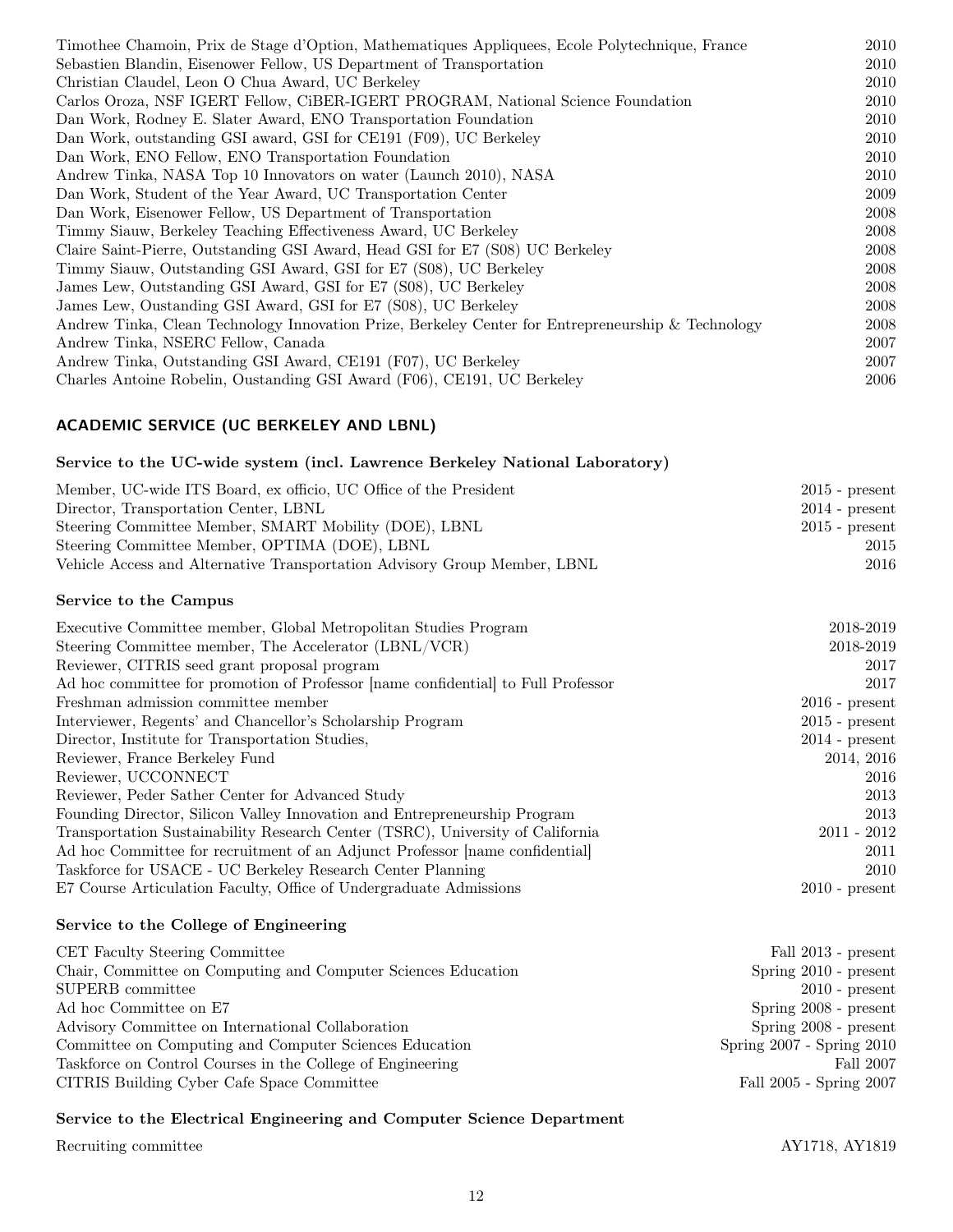Timothee Chamoin, Prix de Stage d'Option, Mathematiques Appliquees, Ecole Polytechnique, France 2010
Sebastien Blandin, Eisenower Fellow, US Department of Transportation 2010
Christian Claudel, Leon O Chua Award, UC Berkeley 2010
Carlos Oroza, NSF IGERT Fellow, CiBER-IGERT PROGRAM, National Science Foundation 2010
Dan Work, Rodney E. Slater Award, ENO Transportation Foundation 2010
Dan Work, outstanding GSI award, GSI for CE191 (F09), UC Berkeley 2010
Dan Work, ENO Fellow, ENO Transportation Foundation 2010
Andrew Tinka, NASA Top 10 Innovators on water (Launch 2010), NASA 2010
Dan Work, Student of the Year Award, UC Transportation Center 2009
Dan Work, Eisenower Fellow, US Department of Transportation 2008
Timmy Siauw, Berkeley Teaching Effectiveness Award, UC Berkeley 2008
Claire Saint-Pierre, Outstanding GSI Award, Head GSI for E7 (S08) UC Berkeley 2008
Timmy Siauw, Outstanding GSI Award, GSI for E7 (S08), UC Berkeley 2008
James Lew, Outstanding GSI Award, GSI for E7 (S08), UC Berkeley 2008
James Lew, Oustanding GSI Award, GSI for E7 (S08), UC Berkeley 2008
Andrew Tinka, Clean Technology Innovation Prize, Berkeley Center for Entrepreneurship & Technology 2008
Andrew Tinka, NSERC Fellow, Canada 2007
Andrew Tinka, Outstanding GSI Award, CE191 (F07), UC Berkeley 2007
Charles Antoine Robelin, Oustanding GSI Award (F06), CE191, UC Berkeley 2006

## ACADEMIC SERVICE (UC BERKELEY AND LBNL)

### Service to the UC-wide system (incl. Lawrence Berkeley National Laboratory)

Member, UC-wide ITS Board, ex officio, UC Office of the President 2015 - present
Director, Transportation Center, LBNL 2014 - present
Steering Committee Member, SMART Mobility (DOE), LBNL 2015 - present
Steering Committee Member, OPTIMA (DOE), LBNL 2015
Vehicle Access and Alternative Transportation Advisory Group Member, LBNL 2016

### Service to the Campus

Executive Committee member, Global Metropolitan Studies Program 2018-2019
Steering Committee member, The Accelerator (LBNL/VCR) 2018-2019
Reviewer, CITRIS seed grant proposal program 2017
Ad hoc committee for promotion of Professor [name confidential] to Full Professor 2017
Freshman admission committee member 2016 - present
Interviewer, Regents' and Chancellor's Scholarship Program 2015 - present
Director, Institute for Transportation Studies, 2014 - present
Reviewer, France Berkeley Fund 2014, 2016
Reviewer, UCCONNECT 2016
Reviewer, Peder Sather Center for Advanced Study 2013
Founding Director, Silicon Valley Innovation and Entrepreneurship Program 2013
Transportation Sustainability Research Center (TSRC), University of California 2011 - 2012
Ad hoc Committee for recruitment of an Adjunct Professor [name confidential] 2011
Taskforce for USACE - UC Berkeley Research Center Planning 2010
E7 Course Articulation Faculty, Office of Undergraduate Admissions 2010 - present

### Service to the College of Engineering

CET Faculty Steering Committee Fall 2013 - present
Chair, Committee on Computing and Computer Sciences Education Spring 2010 - present
SUPERB committee 2010 - present
Ad hoc Committee on E7 Spring 2008 - present
Advisory Committee on International Collaboration Spring 2008 - present
Committee on Computing and Computer Sciences Education Spring 2007 - Spring 2010
Taskforce on Control Courses in the College of Engineering Fall 2007
CITRIS Building Cyber Cafe Space Committee Fall 2005 - Spring 2007

### Service to the Electrical Engineering and Computer Science Department

Recruiting committee AY1718, AY1819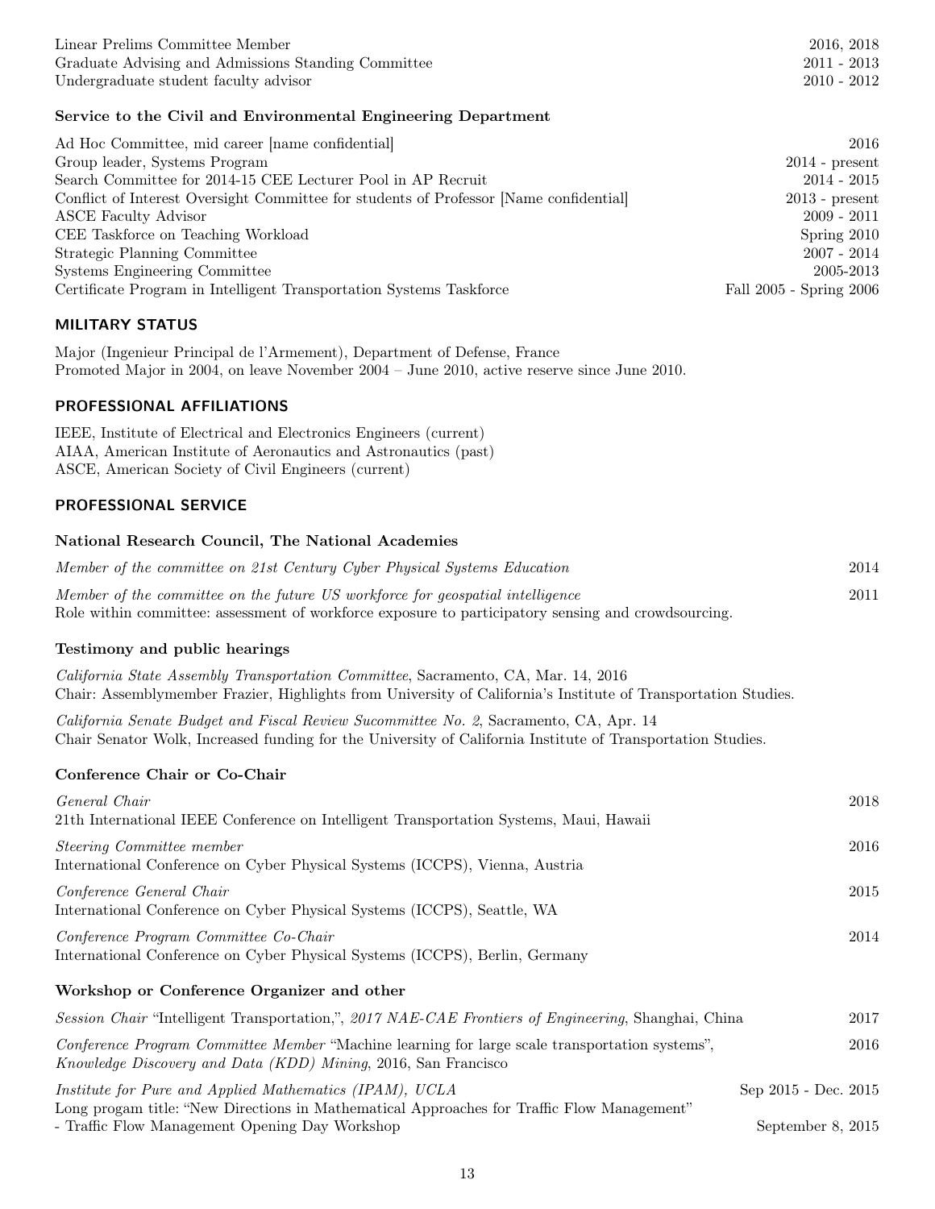Linear Prelims Committee Member 2016, 2018
Graduate Advising and Admissions Standing Committee 2011 - 2013
Undergraduate student faculty advisor 2010 - 2012

**Service to the Civil and Environmental Engineering Department**

Ad Hoc Committee, mid career [name confidential] 2016
Group leader, Systems Program 2014 - present
Search Committee for 2014-15 CEE Lecturer Pool in AP Recruit 2014 - 2015
Conflict of Interest Oversight Committee for students of Professor [Name confidential] 2013 - present
ASCE Faculty Advisor 2009 - 2011
CEE Taskforce on Teaching Workload Spring 2010
Strategic Planning Committee 2007 - 2014
Systems Engineering Committee 2005-2013
Certificate Program in Intelligent Transportation Systems Taskforce Fall 2005 - Spring 2006

## MILITARY STATUS

Major (Ingenieur Principal de l'Armement), Department of Defense, France
Promoted Major in 2004, on leave November 2004 – June 2010, active reserve since June 2010.

## PROFESSIONAL AFFILIATIONS

IEEE, Institute of Electrical and Electronics Engineers (current)
AIAA, American Institute of Aeronautics and Astronautics (past)
ASCE, American Society of Civil Engineers (current)

## PROFESSIONAL SERVICE

**National Research Council, The National Academies**

*Member of the committee on 21st Century Cyber Physical Systems Education* 2014

*Member of the committee on the future US workforce for geospatial intelligence* 2011
Role within committee: assessment of workforce exposure to participatory sensing and crowdsourcing.

**Testimony and public hearings**

*California State Assembly Transportation Committee*, Sacramento, CA, Mar. 14, 2016
Chair: Assemblymember Frazier, Highlights from University of California's Institute of Transportation Studies.

*California Senate Budget and Fiscal Review Sucommittee No. 2*, Sacramento, CA, Apr. 14
Chair Senator Wolk, Increased funding for the University of California Institute of Transportation Studies.

**Conference Chair or Co-Chair**

*General Chair* 2018
21th International IEEE Conference on Intelligent Transportation Systems, Maui, Hawaii

*Steering Committee member* 2016
International Conference on Cyber Physical Systems (ICCPS), Vienna, Austria

*Conference General Chair* 2015
International Conference on Cyber Physical Systems (ICCPS), Seattle, WA

*Conference Program Committee Co-Chair* 2014
International Conference on Cyber Physical Systems (ICCPS), Berlin, Germany

**Workshop or Conference Organizer and other**

*Session Chair* "Intelligent Transportation,", *2017 NAE-CAE Frontiers of Engineering*, Shanghai, China 2017

*Conference Program Committee Member* "Machine learning for large scale transportation systems", *Knowledge Discovery and Data (KDD) Mining*, 2016, San Francisco 2016

*Institute for Pure and Applied Mathematics (IPAM), UCLA* Sep 2015 - Dec. 2015
Long progam title: "New Directions in Mathematical Approaches for Traffic Flow Management"
- Traffic Flow Management Opening Day Workshop September 8, 2015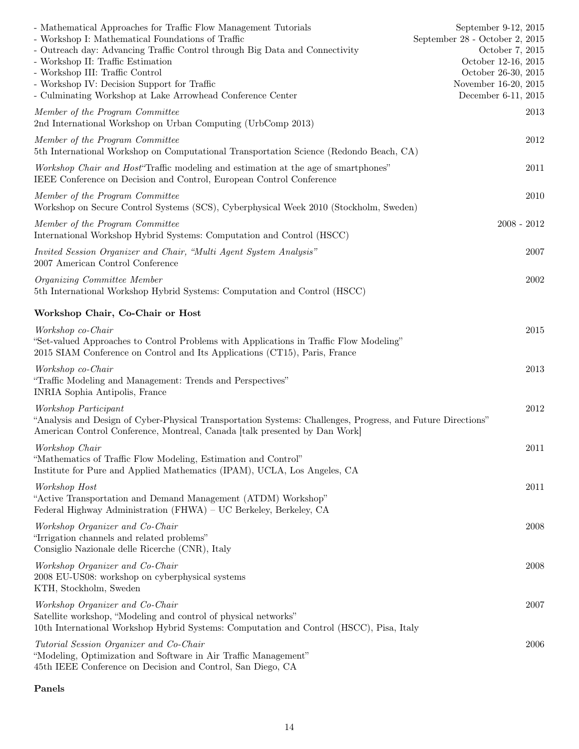- Mathematical Approaches for Traffic Flow Management Tutorials — September 9-12, 2015
- Workshop I: Mathematical Foundations of Traffic — September 28 - October 2, 2015
- Outreach day: Advancing Traffic Control through Big Data and Connectivity — October 7, 2015
- Workshop II: Traffic Estimation — October 12-16, 2015
- Workshop III: Traffic Control — October 26-30, 2015
- Workshop IV: Decision Support for Traffic — November 16-20, 2015
- Culminating Workshop at Lake Arrowhead Conference Center — December 6-11, 2015

*Member of the Program Committee* — 2013
2nd International Workshop on Urban Computing (UrbComp 2013)

*Member of the Program Committee* — 2012
5th International Workshop on Computational Transportation Science (Redondo Beach, CA)

*Workshop Chair and Host*"Traffic modeling and estimation at the age of smartphones" — 2011
IEEE Conference on Decision and Control, European Control Conference

*Member of the Program Committee* — 2010
Workshop on Secure Control Systems (SCS), Cyberphysical Week 2010 (Stockholm, Sweden)

*Member of the Program Committee* — 2008 - 2012
International Workshop Hybrid Systems: Computation and Control (HSCC)

*Invited Session Organizer and Chair, "Multi Agent System Analysis"* — 2007
2007 American Control Conference

*Organizing Committee Member* — 2002
5th International Workshop Hybrid Systems: Computation and Control (HSCC)

**Workshop Chair, Co-Chair or Host**

*Workshop co-Chair* — 2015
"Set-valued Approaches to Control Problems with Applications in Traffic Flow Modeling"
2015 SIAM Conference on Control and Its Applications (CT15), Paris, France

*Workshop co-Chair* — 2013
"Traffic Modeling and Management: Trends and Perspectives"
INRIA Sophia Antipolis, France

*Workshop Participant* — 2012
"Analysis and Design of Cyber-Physical Transportation Systems: Challenges, Progress, and Future Directions"
American Control Conference, Montreal, Canada [talk presented by Dan Work]

*Workshop Chair* — 2011
"Mathematics of Traffic Flow Modeling, Estimation and Control"
Institute for Pure and Applied Mathematics (IPAM), UCLA, Los Angeles, CA

*Workshop Host* — 2011
"Active Transportation and Demand Management (ATDM) Workshop"
Federal Highway Administration (FHWA) – UC Berkeley, Berkeley, CA

*Workshop Organizer and Co-Chair* — 2008
"Irrigation channels and related problems"
Consiglio Nazionale delle Ricerche (CNR), Italy

*Workshop Organizer and Co-Chair* — 2008
2008 EU-US08: workshop on cyberphysical systems
KTH, Stockholm, Sweden

*Workshop Organizer and Co-Chair* — 2007
Satellite workshop, "Modeling and control of physical networks"
10th International Workshop Hybrid Systems: Computation and Control (HSCC), Pisa, Italy

*Tutorial Session Organizer and Co-Chair* — 2006
"Modeling, Optimization and Software in Air Traffic Management"
45th IEEE Conference on Decision and Control, San Diego, CA

**Panels**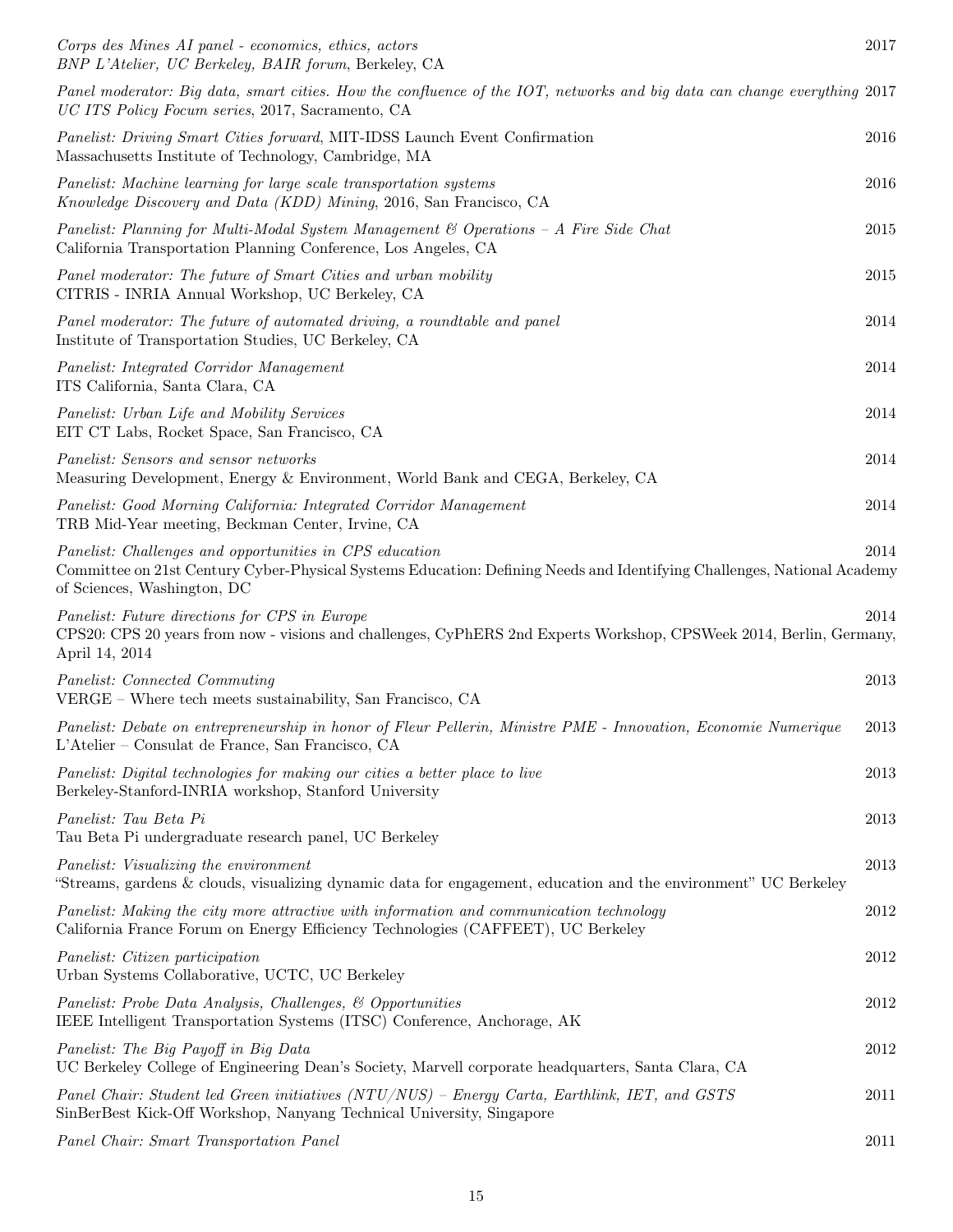*Corps des Mines AI panel - economics, ethics, actors* 2017
BNP L'Atelier, UC Berkeley, *BAIR forum*, Berkeley, CA

*Panel moderator: Big data, smart cities. How the confluence of the IOT, networks and big data can change everything* 2017
*UC ITS Policy Focum series*, 2017, Sacramento, CA

*Panelist: Driving Smart Cities forward*, MIT-IDSS Launch Event Confirmation 2016
Massachusetts Institute of Technology, Cambridge, MA

*Panelist: Machine learning for large scale transportation systems* 2016
*Knowledge Discovery and Data (KDD) Mining*, 2016, San Francisco, CA

*Panelist: Planning for Multi-Modal System Management & Operations – A Fire Side Chat* 2015
California Transportation Planning Conference, Los Angeles, CA

*Panel moderator: The future of Smart Cities and urban mobility* 2015
CITRIS - INRIA Annual Workshop, UC Berkeley, CA

*Panel moderator: The future of automated driving, a roundtable and panel* 2014
Institute of Transportation Studies, UC Berkeley, CA

*Panelist: Integrated Corridor Management* 2014
ITS California, Santa Clara, CA

*Panelist: Urban Life and Mobility Services* 2014
EIT CT Labs, Rocket Space, San Francisco, CA

*Panelist: Sensors and sensor networks* 2014
Measuring Development, Energy & Environment, World Bank and CEGA, Berkeley, CA

*Panelist: Good Morning California: Integrated Corridor Management* 2014
TRB Mid-Year meeting, Beckman Center, Irvine, CA

*Panelist: Challenges and opportunities in CPS education* 2014
Committee on 21st Century Cyber-Physical Systems Education: Defining Needs and Identifying Challenges, National Academy of Sciences, Washington, DC

*Panelist: Future directions for CPS in Europe* 2014
CPS20: CPS 20 years from now - visions and challenges, CyPhERS 2nd Experts Workshop, CPSWeek 2014, Berlin, Germany, April 14, 2014

*Panelist: Connected Commuting* 2013
VERGE – Where tech meets sustainability, San Francisco, CA

*Panelist: Debate on entrepreneurship in honor of Fleur Pellerin, Ministre PME - Innovation, Economie Numerique* 2013
L'Atelier – Consulat de France, San Francisco, CA

*Panelist: Digital technologies for making our cities a better place to live* 2013
Berkeley-Stanford-INRIA workshop, Stanford University

*Panelist: Tau Beta Pi* 2013
Tau Beta Pi undergraduate research panel, UC Berkeley

*Panelist: Visualizing the environment* 2013
"Streams, gardens & clouds, visualizing dynamic data for engagement, education and the environment" UC Berkeley

*Panelist: Making the city more attractive with information and communication technology* 2012
California France Forum on Energy Efficiency Technologies (CAFFEET), UC Berkeley

*Panelist: Citizen participation* 2012
Urban Systems Collaborative, UCTC, UC Berkeley

*Panelist: Probe Data Analysis, Challenges, & Opportunities* 2012
IEEE Intelligent Transportation Systems (ITSC) Conference, Anchorage, AK

*Panelist: The Big Payoff in Big Data* 2012
UC Berkeley College of Engineering Dean's Society, Marvell corporate headquarters, Santa Clara, CA

*Panel Chair: Student led Green initiatives (NTU/NUS) – Energy Carta, Earthlink, IET, and GSTS* 2011
SinBerBest Kick-Off Workshop, Nanyang Technical University, Singapore

*Panel Chair: Smart Transportation Panel* 2011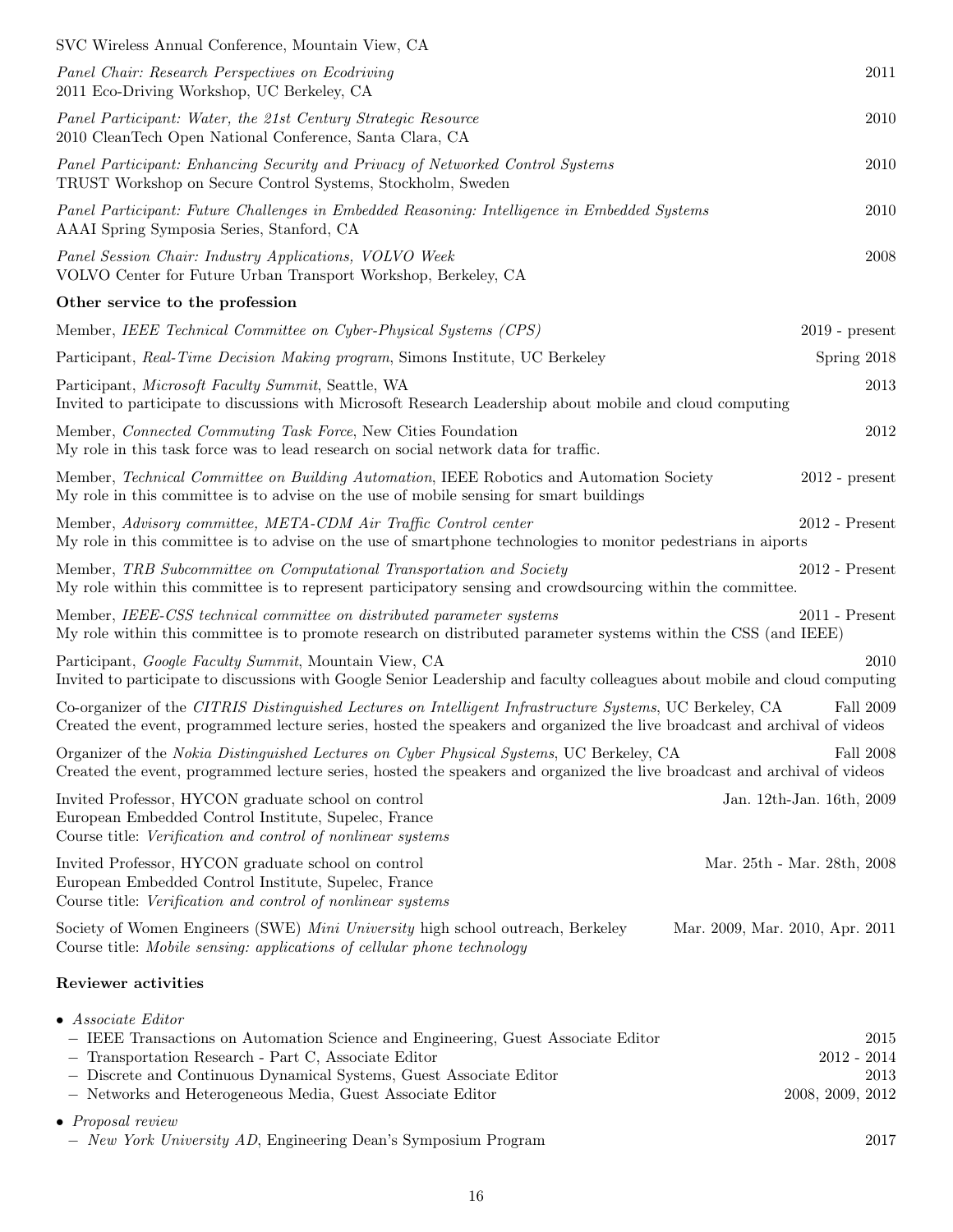SVC Wireless Annual Conference, Mountain View, CA

*Panel Chair: Research Perspectives on Ecodriving* — 2011
2011 Eco-Driving Workshop, UC Berkeley, CA

*Panel Participant: Water, the 21st Century Strategic Resource* — 2010
2010 CleanTech Open National Conference, Santa Clara, CA

*Panel Participant: Enhancing Security and Privacy of Networked Control Systems* — 2010
TRUST Workshop on Secure Control Systems, Stockholm, Sweden

*Panel Participant: Future Challenges in Embedded Reasoning: Intelligence in Embedded Systems* — 2010
AAAI Spring Symposia Series, Stanford, CA

*Panel Session Chair: Industry Applications, VOLVO Week* — 2008
VOLVO Center for Future Urban Transport Workshop, Berkeley, CA

**Other service to the profession**

Member, *IEEE Technical Committee on Cyber-Physical Systems (CPS)* — 2019 - present

Participant, *Real-Time Decision Making program*, Simons Institute, UC Berkeley — Spring 2018

Participant, *Microsoft Faculty Summit*, Seattle, WA — 2013
Invited to participate to discussions with Microsoft Research Leadership about mobile and cloud computing

Member, *Connected Commuting Task Force*, New Cities Foundation — 2012
My role in this task force was to lead research on social network data for traffic.

Member, *Technical Committee on Building Automation*, IEEE Robotics and Automation Society — 2012 - present
My role in this committee is to advise on the use of mobile sensing for smart buildings

Member, *Advisory committee, META-CDM Air Traffic Control center* — 2012 - Present
My role in this committee is to advise on the use of smartphone technologies to monitor pedestrians in aiports

Member, *TRB Subcommittee on Computational Transportation and Society* — 2012 - Present
My role within this committee is to represent participatory sensing and crowdsourcing within the committee.

Member, *IEEE-CSS technical committee on distributed parameter systems* — 2011 - Present
My role within this committee is to promote research on distributed parameter systems within the CSS (and IEEE)

Participant, *Google Faculty Summit*, Mountain View, CA — 2010
Invited to participate to discussions with Google Senior Leadership and faculty colleagues about mobile and cloud computing

Co-organizer of the *CITRIS Distinguished Lectures on Intelligent Infrastructure Systems*, UC Berkeley, CA — Fall 2009
Created the event, programmed lecture series, hosted the speakers and organized the live broadcast and archival of videos

Organizer of the *Nokia Distinguished Lectures on Cyber Physical Systems*, UC Berkeley, CA — Fall 2008
Created the event, programmed lecture series, hosted the speakers and organized the live broadcast and archival of videos

Invited Professor, HYCON graduate school on control — Jan. 12th-Jan. 16th, 2009
European Embedded Control Institute, Supelec, France
Course title: *Verification and control of nonlinear systems*

Invited Professor, HYCON graduate school on control — Mar. 25th - Mar. 28th, 2008
European Embedded Control Institute, Supelec, France
Course title: *Verification and control of nonlinear systems*

Society of Women Engineers (SWE) *Mini University* high school outreach, Berkeley — Mar. 2009, Mar. 2010, Apr. 2011
Course title: *Mobile sensing: applications of cellular phone technology*

**Reviewer activities**

- *Associate Editor*
  - IEEE Transactions on Automation Science and Engineering, Guest Associate Editor — 2015
  - Transportation Research - Part C, Associate Editor — 2012 - 2014
  - Discrete and Continuous Dynamical Systems, Guest Associate Editor — 2013
  - Networks and Heterogeneous Media, Guest Associate Editor — 2008, 2009, 2012
- *Proposal review*
  - *New York University AD*, Engineering Dean's Symposium Program — 2017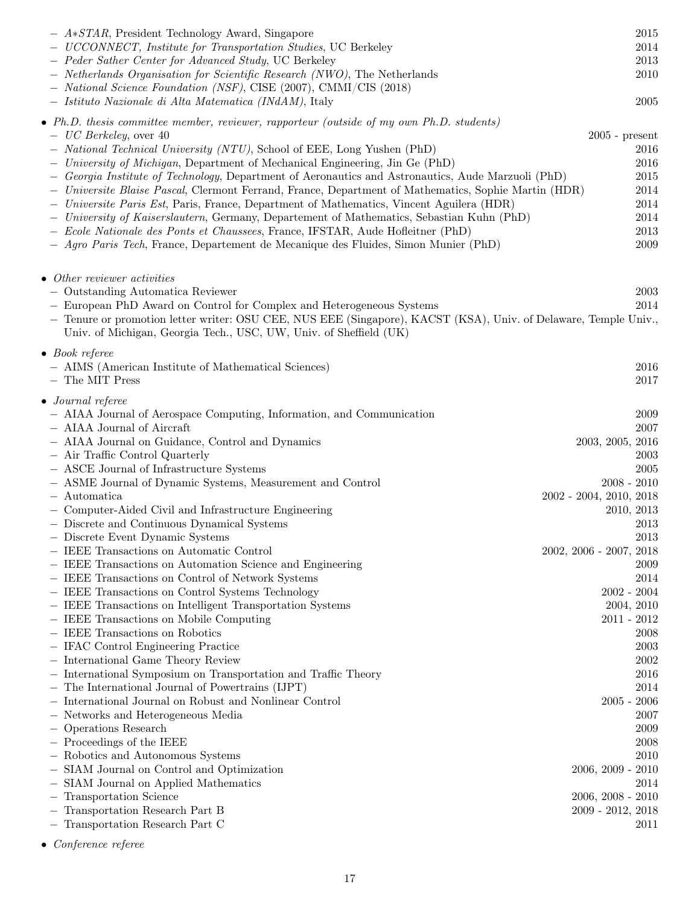- *A\*STAR*, President Technology Award, Singapore 2015
- *UCCONNECT, Institute for Transportation Studies*, UC Berkeley 2014
- *Peder Sather Center for Advanced Study*, UC Berkeley 2013
- *Netherlands Organisation for Scientific Research (NWO)*, The Netherlands 2010
- *National Science Foundation (NSF)*, CISE (2007), CMMI/CIS (2018)
- *Istituto Nazionale di Alta Matematica (INdAM)*, Italy 2005

- *Ph.D. thesis committee member, reviewer, rapporteur (outside of my own Ph.D. students)*
  - *UC Berkeley*, over 40 2005 - present
  - *National Technical University (NTU)*, School of EEE, Long Yushen (PhD) 2016
  - *University of Michigan*, Department of Mechanical Engineering, Jin Ge (PhD) 2016
  - *Georgia Institute of Technology*, Department of Aeronautics and Astronautics, Aude Marzuoli (PhD) 2015
  - *Universite Blaise Pascal*, Clermont Ferrand, France, Department of Mathematics, Sophie Martin (HDR) 2014
  - *Universite Paris Est*, Paris, France, Department of Mathematics, Vincent Aguilera (HDR) 2014
  - *University of Kaiserslautern*, Germany, Departement of Mathematics, Sebastian Kuhn (PhD) 2014
  - *Ecole Nationale des Ponts et Chaussees*, France, IFSTAR, Aude Hofleitner (PhD) 2013
  - *Agro Paris Tech*, France, Departement de Mecanique des Fluides, Simon Munier (PhD) 2009

- *Other reviewer activities*
  - Outstanding Automatica Reviewer 2003
  - European PhD Award on Control for Complex and Heterogeneous Systems 2014
  - Tenure or promotion letter writer: OSU CEE, NUS EEE (Singapore), KACST (KSA), Univ. of Delaware, Temple Univ., Univ. of Michigan, Georgia Tech., USC, UW, Univ. of Sheffield (UK)

- *Book referee*
  - AIMS (American Institute of Mathematical Sciences) 2016
  - The MIT Press 2017

- *Journal referee*
  - AIAA Journal of Aerospace Computing, Information, and Communication 2009
  - AIAA Journal of Aircraft 2007
  - AIAA Journal on Guidance, Control and Dynamics 2003, 2005, 2016
  - Air Traffic Control Quarterly 2003
  - ASCE Journal of Infrastructure Systems 2005
  - ASME Journal of Dynamic Systems, Measurement and Control 2008 - 2010
  - Automatica 2002 - 2004, 2010, 2018
  - Computer-Aided Civil and Infrastructure Engineering 2010, 2013
  - Discrete and Continuous Dynamical Systems 2013
  - Discrete Event Dynamic Systems 2013
  - IEEE Transactions on Automatic Control 2002, 2006 - 2007, 2018
  - IEEE Transactions on Automation Science and Engineering 2009
  - IEEE Transactions on Control of Network Systems 2014
  - IEEE Transactions on Control Systems Technology 2002 - 2004
  - IEEE Transactions on Intelligent Transportation Systems 2004, 2010
  - IEEE Transactions on Mobile Computing 2011 - 2012
  - IEEE Transactions on Robotics 2008
  - IFAC Control Engineering Practice 2003
  - International Game Theory Review 2002
  - International Symposium on Transportation and Traffic Theory 2016
  - The International Journal of Powertrains (IJPT) 2014
  - International Journal on Robust and Nonlinear Control 2005 - 2006
  - Networks and Heterogeneous Media 2007
  - Operations Research 2009
  - Proceedings of the IEEE 2008
  - Robotics and Autonomous Systems 2010
  - SIAM Journal on Control and Optimization 2006, 2009 - 2010
  - SIAM Journal on Applied Mathematics 2014
  - Transportation Science 2006, 2008 - 2010
  - Transportation Research Part B 2009 - 2012, 2018
  - Transportation Research Part C 2011

- *Conference referee*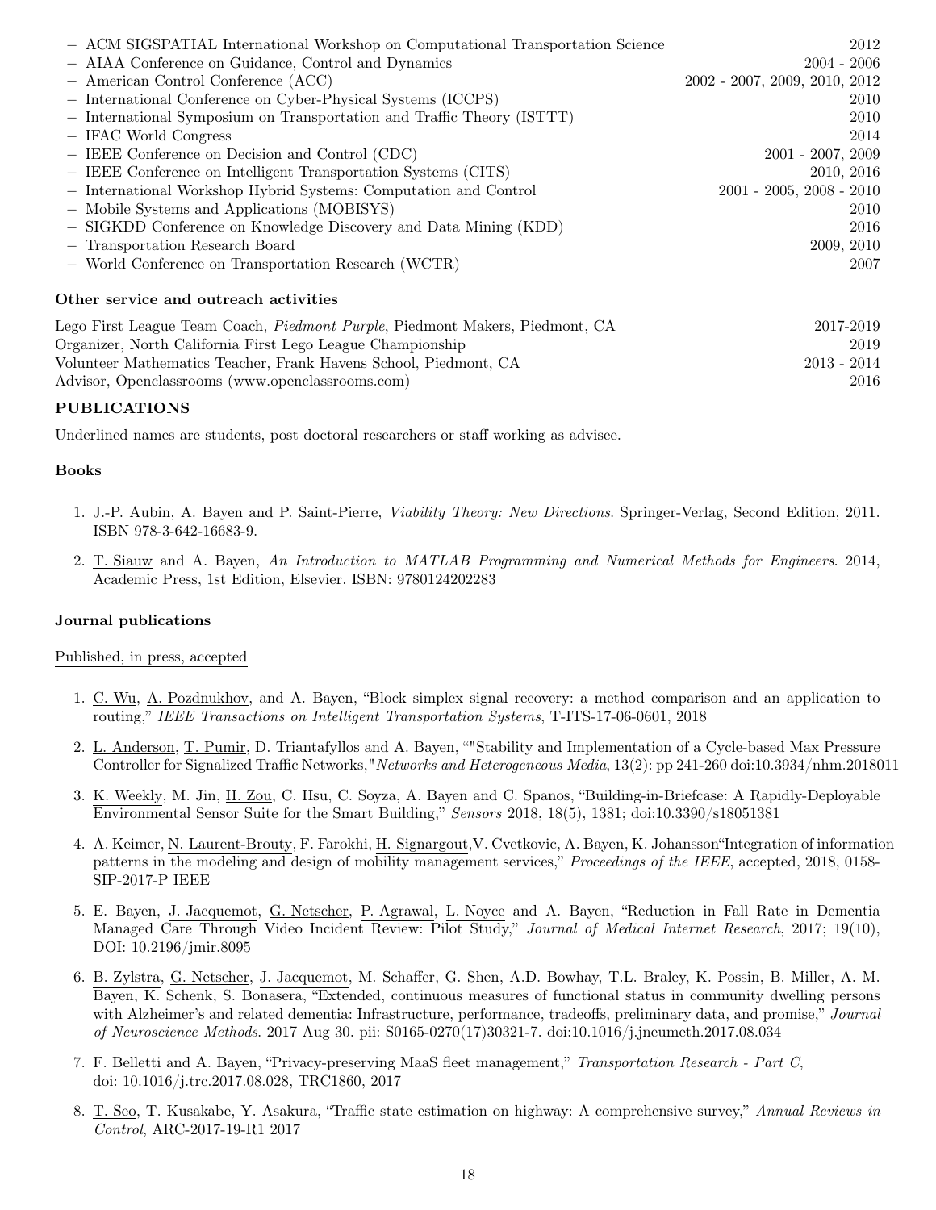- ACM SIGSPATIAL International Workshop on Computational Transportation Science 2012
- AIAA Conference on Guidance, Control and Dynamics 2004 - 2006
- American Control Conference (ACC) 2002 - 2007, 2009, 2010, 2012
- International Conference on Cyber-Physical Systems (ICCPS) 2010
- International Symposium on Transportation and Traffic Theory (ISTTT) 2010
- IFAC World Congress 2014
- IEEE Conference on Decision and Control (CDC) 2001 - 2007, 2009
- IEEE Conference on Intelligent Transportation Systems (CITS) 2010, 2016
- International Workshop Hybrid Systems: Computation and Control 2001 - 2005, 2008 - 2010
- Mobile Systems and Applications (MOBISYS) 2010
- SIGKDD Conference on Knowledge Discovery and Data Mining (KDD) 2016
- Transportation Research Board 2009, 2010
- World Conference on Transportation Research (WCTR) 2007

### Other service and outreach activities

Lego First League Team Coach, *Piedmont Purple*, Piedmont Makers, Piedmont, CA 2017-2019
Organizer, North California First Lego League Championship 2019
Volunteer Mathematics Teacher, Frank Havens School, Piedmont, CA 2013 - 2014
Advisor, Openclassrooms (www.openclassrooms.com) 2016

## PUBLICATIONS

Underlined names are students, post doctoral researchers or staff working as advisee.

### Books

1. J.-P. Aubin, A. Bayen and P. Saint-Pierre, *Viability Theory: New Directions*. Springer-Verlag, Second Edition, 2011. ISBN 978-3-642-16683-9.

2. T. Siauw and A. Bayen, *An Introduction to MATLAB Programming and Numerical Methods for Engineers*. 2014, Academic Press, 1st Edition, Elsevier. ISBN: 9780124202283

### Journal publications

Published, in press, accepted

1. C. Wu, A. Pozdnukhov, and A. Bayen, "Block simplex signal recovery: a method comparison and an application to routing," *IEEE Transactions on Intelligent Transportation Systems*, T-ITS-17-06-0601, 2018

2. L. Anderson, T. Pumir, D. Triantafyllos and A. Bayen, ""Stability and Implementation of a Cycle-based Max Pressure Controller for Signalized Traffic Networks,"*Networks and Heterogeneous Media*, 13(2): pp 241-260 doi:10.3934/nhm.2018011

3. K. Weekly, M. Jin, H. Zou, C. Hsu, C. Soyza, A. Bayen and C. Spanos, "Building-in-Briefcase: A Rapidly-Deployable Environmental Sensor Suite for the Smart Building," *Sensors* 2018, 18(5), 1381; doi:10.3390/s18051381

4. A. Keimer, N. Laurent-Brouty, F. Farokhi, H. Signargout,V. Cvetkovic, A. Bayen, K. Johansson"Integration of information patterns in the modeling and design of mobility management services," *Proceedings of the IEEE*, accepted, 2018, 0158-SIP-2017-P IEEE

5. E. Bayen, J. Jacquemot, G. Netscher, P. Agrawal, L. Noyce and A. Bayen, "Reduction in Fall Rate in Dementia Managed Care Through Video Incident Review: Pilot Study," *Journal of Medical Internet Research*, 2017; 19(10), DOI: 10.2196/jmir.8095

6. B. Zylstra, G. Netscher, J. Jacquemot, M. Schaffer, G. Shen, A.D. Bowhay, T.L. Braley, K. Possin, B. Miller, A. M. Bayen, K. Schenk, S. Bonasera, "Extended, continuous measures of functional status in community dwelling persons with Alzheimer's and related dementia: Infrastructure, performance, tradeoffs, preliminary data, and promise," *Journal of Neuroscience Methods*. 2017 Aug 30. pii: S0165-0270(17)30321-7. doi:10.1016/j.jneumeth.2017.08.034

7. F. Belletti and A. Bayen, "Privacy-preserving MaaS fleet management," *Transportation Research - Part C*, doi: 10.1016/j.trc.2017.08.028, TRC1860, 2017

8. T. Seo, T. Kusakabe, Y. Asakura, "Traffic state estimation on highway: A comprehensive survey," *Annual Reviews in Control*, ARC-2017-19-R1 2017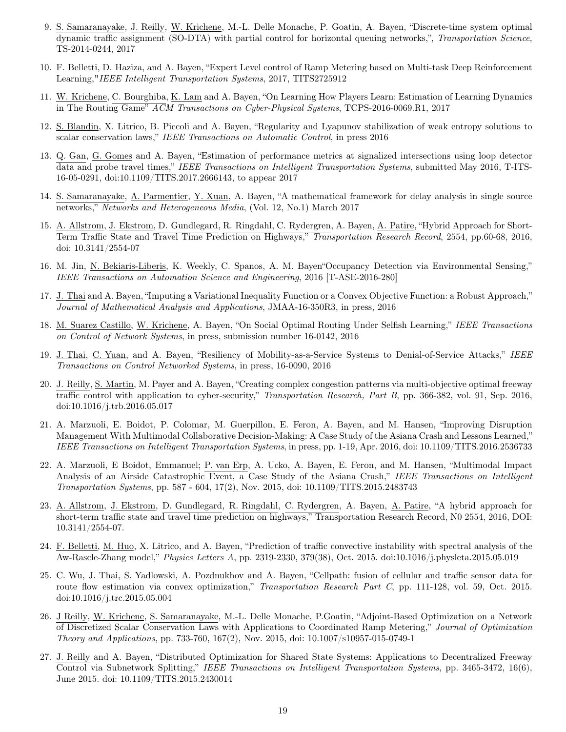9. S. Samaranayake, J. Reilly, W. Krichene, M.-L. Delle Monache, P. Goatin, A. Bayen, “Discrete-time system optimal dynamic traffic assignment (SO-DTA) with partial control for horizontal queuing networks,”, *Transportation Science*, TS-2014-0244, 2017

10. F. Belletti, D. Haziza, and A. Bayen, “Expert Level control of Ramp Metering based on Multi-task Deep Reinforcement Learning,"*IEEE Intelligent Transportation Systems*, 2017, TITS2725912

11. W. Krichene, C. Bourghiba, K. Lam and A. Bayen, “On Learning How Players Learn: Estimation of Learning Dynamics in The Routing Game” *ACM Transactions on Cyber-Physical Systems*, TCPS-2016-0069.R1, 2017

12. S. Blandin, X. Litrico, B. Piccoli and A. Bayen, “Regularity and Lyapunov stabilization of weak entropy solutions to scalar conservation laws,” *IEEE Transactions on Automatic Control*, in press 2016

13. Q. Gan, G. Gomes and A. Bayen, “Estimation of performance metrics at signalized intersections using loop detector data and probe travel times,” *IEEE Transactions on Intelligent Transportation Systems*, submitted May 2016, T-ITS-16-05-0291, doi:10.1109/TITS.2017.2666143, to appear 2017

14. S. Samaranayake, A. Parmentier, Y. Xuan, A. Bayen, “A mathematical framework for delay analysis in single source networks,” *Networks and Heterogeneous Media*, (Vol. 12, No.1) March 2017

15. A. Allstrom, J. Ekstrom, D. Gundlegard, R. Ringdahl, C. Rydergren, A. Bayen, A. Patire, “Hybrid Approach for Short-Term Traffic State and Travel Time Prediction on Highways,” *Transportation Research Record*, 2554, pp.60-68, 2016, doi: 10.3141/2554-07

16. M. Jin, N. Bekiaris-Liberis, K. Weekly, C. Spanos, A. M. Bayen“Occupancy Detection via Environmental Sensing,” *IEEE Transactions on Automation Science and Engineering*, 2016 [T-ASE-2016-280]

17. J. Thai and A. Bayen, “Imputing a Variational Inequality Function or a Convex Objective Function: a Robust Approach,” *Journal of Mathematical Analysis and Applications*, JMAA-16-350R3, in press, 2016

18. M. Suarez Castillo, W. Krichene, A. Bayen, “On Social Optimal Routing Under Selfish Learning,” *IEEE Transactions on Control of Network Systems*, in press, submission number 16-0142, 2016

19. J. Thai, C. Yuan, and A. Bayen, “Resiliency of Mobility-as-a-Service Systems to Denial-of-Service Attacks,” *IEEE Transactions on Control Networked Systems*, in press, 16-0090, 2016

20. J. Reilly, S. Martin, M. Payer and A. Bayen, “Creating complex congestion patterns via multi-objective optimal freeway traffic control with application to cyber-security,” *Transportation Research, Part B*, pp. 366-382, vol. 91, Sep. 2016, doi:10.1016/j.trb.2016.05.017

21. A. Marzuoli, E. Boidot, P. Colomar, M. Guerpillon, E. Feron, A. Bayen, and M. Hansen, “Improving Disruption Management With Multimodal Collaborative Decision-Making: A Case Study of the Asiana Crash and Lessons Learned,” *IEEE Transactions on Intelligent Transportation Systems*, in press, pp. 1-19, Apr. 2016, doi: 10.1109/TITS.2016.2536733

22. A. Marzuoli, E Boidot, Emmanuel; P. van Erp, A. Ucko, A. Bayen, E. Feron, and M. Hansen, “Multimodal Impact Analysis of an Airside Catastrophic Event, a Case Study of the Asiana Crash,” *IEEE Transactions on Intelligent Transportation Systems*, pp. 587 - 604, 17(2), Nov. 2015, doi: 10.1109/TITS.2015.2483743

23. A. Allstrom, J. Ekstrom, D. Gundlegard, R. Ringdahl, C. Rydergren, A. Bayen, A. Patire, “A hybrid approach for short-term traffic state and travel time prediction on highways,” Transportation Research Record, N0 2554, 2016, DOI: 10.3141/2554-07.

24. F. Belletti, M. Huo, X. Litrico, and A. Bayen, “Prediction of traffic convective instability with spectral analysis of the Aw-Rascle-Zhang model,” *Physics Letters A*, pp. 2319-2330, 379(38), Oct. 2015. doi:10.1016/j.physleta.2015.05.019

25. C. Wu, J. Thai, S. Yadlowski, A. Pozdnukhov and A. Bayen, “Cellpath: fusion of cellular and traffic sensor data for route flow estimation via convex optimization,” *Transportation Research Part C*, pp. 111-128, vol. 59, Oct. 2015. doi:10.1016/j.trc.2015.05.004

26. J Reilly, W. Krichene, S. Samaranayake, M.-L. Delle Monache, P.Goatin, “Adjoint-Based Optimization on a Network of Discretized Scalar Conservation Laws with Applications to Coordinated Ramp Metering,” *Journal of Optimization Theory and Applications*, pp. 733-760, 167(2), Nov. 2015, doi: 10.1007/s10957-015-0749-1

27. J. Reilly and A. Bayen, “Distributed Optimization for Shared State Systems: Applications to Decentralized Freeway Control via Subnetwork Splitting,” *IEEE Transactions on Intelligent Transportation Systems*, pp. 3465-3472, 16(6), June 2015. doi: 10.1109/TITS.2015.2430014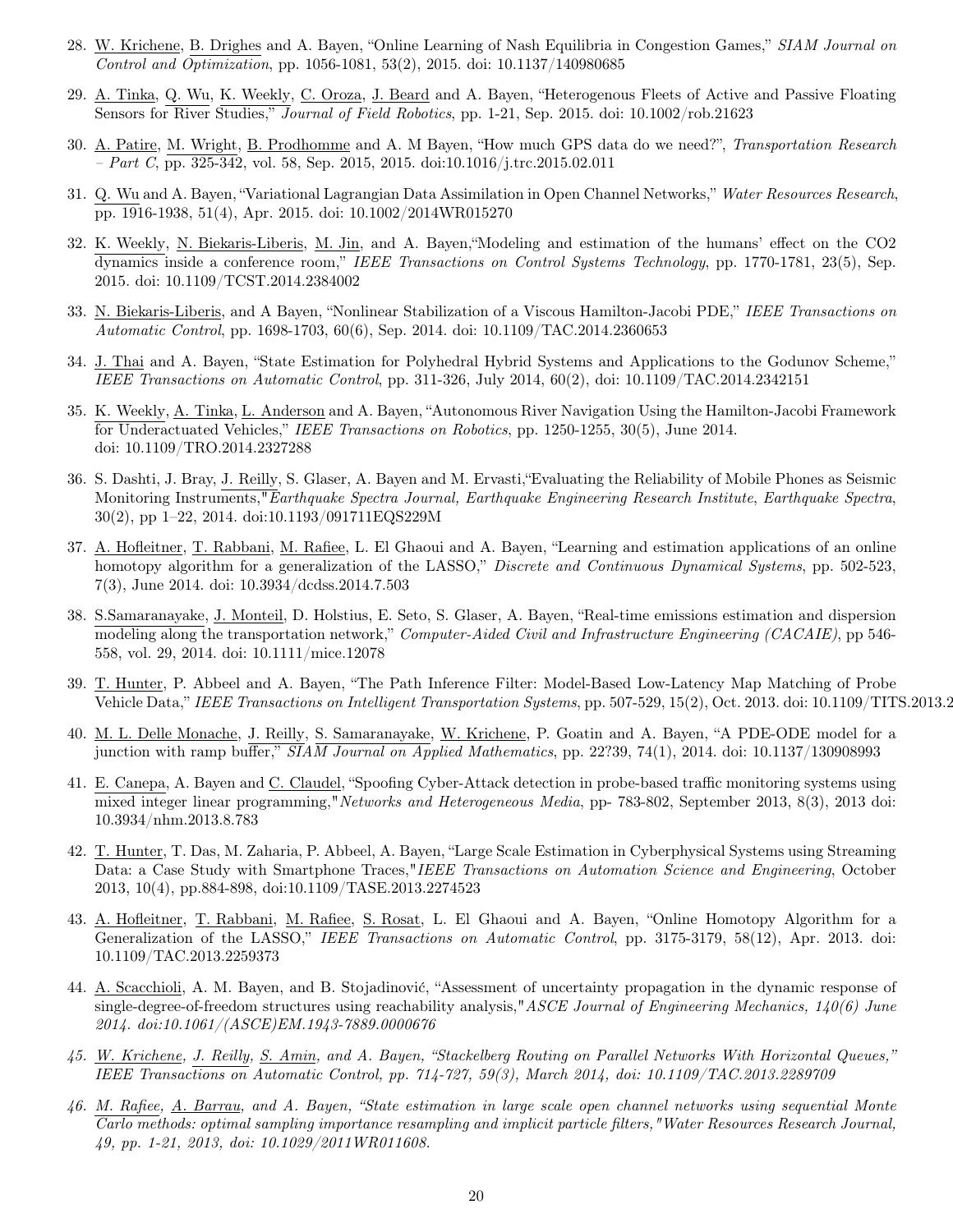28. W. Krichene, B. Drighes and A. Bayen, "Online Learning of Nash Equilibria in Congestion Games," *SIAM Journal on Control and Optimization*, pp. 1056-1081, 53(2), 2015. doi: 10.1137/140980685

29. A. Tinka, Q. Wu, K. Weekly, C. Oroza, J. Beard and A. Bayen, "Heterogenous Fleets of Active and Passive Floating Sensors for River Studies," *Journal of Field Robotics*, pp. 1-21, Sep. 2015. doi: 10.1002/rob.21623

30. A. Patire, M. Wright, B. Prodhomme and A. M Bayen, "How much GPS data do we need?", *Transportation Research – Part C*, pp. 325-342, vol. 58, Sep. 2015, 2015. doi:10.1016/j.trc.2015.02.011

31. Q. Wu and A. Bayen, "Variational Lagrangian Data Assimilation in Open Channel Networks," *Water Resources Research*, pp. 1916-1938, 51(4), Apr. 2015. doi: 10.1002/2014WR015270

32. K. Weekly, N. Biekaris-Liberis, M. Jin, and A. Bayen,"Modeling and estimation of the humans' effect on the CO2 dynamics inside a conference room," *IEEE Transactions on Control Systems Technology*, pp. 1770-1781, 23(5), Sep. 2015. doi: 10.1109/TCST.2014.2384002

33. N. Biekaris-Liberis, and A Bayen, "Nonlinear Stabilization of a Viscous Hamilton-Jacobi PDE," *IEEE Transactions on Automatic Control*, pp. 1698-1703, 60(6), Sep. 2014. doi: 10.1109/TAC.2014.2360653

34. J. Thai and A. Bayen, "State Estimation for Polyhedral Hybrid Systems and Applications to the Godunov Scheme," *IEEE Transactions on Automatic Control*, pp. 311-326, July 2014, 60(2), doi: 10.1109/TAC.2014.2342151

35. K. Weekly, A. Tinka, L. Anderson and A. Bayen, "Autonomous River Navigation Using the Hamilton-Jacobi Framework for Underactuated Vehicles," *IEEE Transactions on Robotics*, pp. 1250-1255, 30(5), June 2014. doi: 10.1109/TRO.2014.2327288

36. S. Dashti, J. Bray, J. Reilly, S. Glaser, A. Bayen and M. Ervasti,"Evaluating the Reliability of Mobile Phones as Seismic Monitoring Instruments,"*Earthquake Spectra Journal, Earthquake Engineering Research Institute*, *Earthquake Spectra*, 30(2), pp 1–22, 2014. doi:10.1193/091711EQS229M

37. A. Hofleitner, T. Rabbani, M. Rafiee, L. El Ghaoui and A. Bayen, "Learning and estimation applications of an online homotopy algorithm for a generalization of the LASSO," *Discrete and Continuous Dynamical Systems*, pp. 502-523, 7(3), June 2014. doi: 10.3934/dcdss.2014.7.503

38. S.Samaranayake, J. Monteil, D. Holstius, E. Seto, S. Glaser, A. Bayen, "Real-time emissions estimation and dispersion modeling along the transportation network," *Computer-Aided Civil and Infrastructure Engineering (CACAIE)*, pp 546-558, vol. 29, 2014. doi: 10.1111/mice.12078

39. T. Hunter, P. Abbeel and A. Bayen, "The Path Inference Filter: Model-Based Low-Latency Map Matching of Probe Vehicle Data," *IEEE Transactions on Intelligent Transportation Systems*, pp. 507-529, 15(2), Oct. 2013. doi: 10.1109/TITS.2013.2

40. M. L. Delle Monache, J. Reilly, S. Samaranayake, W. Krichene, P. Goatin and A. Bayen, "A PDE-ODE model for a junction with ramp buffer," *SIAM Journal on Applied Mathematics*, pp. 22?39, 74(1), 2014. doi: 10.1137/130908993

41. E. Canepa, A. Bayen and C. Claudel, "Spoofing Cyber-Attack detection in probe-based traffic monitoring systems using mixed integer linear programming,"*Networks and Heterogeneous Media*, pp- 783-802, September 2013, 8(3), 2013 doi: 10.3934/nhm.2013.8.783

42. T. Hunter, T. Das, M. Zaharia, P. Abbeel, A. Bayen, "Large Scale Estimation in Cyberphysical Systems using Streaming Data: a Case Study with Smartphone Traces,"*IEEE Transactions on Automation Science and Engineering*, October 2013, 10(4), pp.884-898, doi:10.1109/TASE.2013.2274523

43. A. Hofleitner, T. Rabbani, M. Rafiee, S. Rosat, L. El Ghaoui and A. Bayen, "Online Homotopy Algorithm for a Generalization of the LASSO," *IEEE Transactions on Automatic Control*, pp. 3175-3179, 58(12), Apr. 2013. doi: 10.1109/TAC.2013.2259373

44. A. Scacchioli, A. M. Bayen, and B. Stojadinović, "Assessment of uncertainty propagation in the dynamic response of single-degree-of-freedom structures using reachability analysis,"*ASCE Journal of Engineering Mechanics, 140(6) June 2014. doi:10.1061/(ASCE)EM.1943-7889.0000676*

45. *W. Krichene, J. Reilly, S. Amin, and A. Bayen, "Stackelberg Routing on Parallel Networks With Horizontal Queues," IEEE Transactions on Automatic Control, pp. 714-727, 59(3), March 2014, doi: 10.1109/TAC.2013.2289709*

46. *M. Rafiee, A. Barrau, and A. Bayen, "State estimation in large scale open channel networks using sequential Monte Carlo methods: optimal sampling importance resampling and implicit particle filters,"Water Resources Research Journal, 49, pp. 1-21, 2013, doi: 10.1029/2011WR011608.*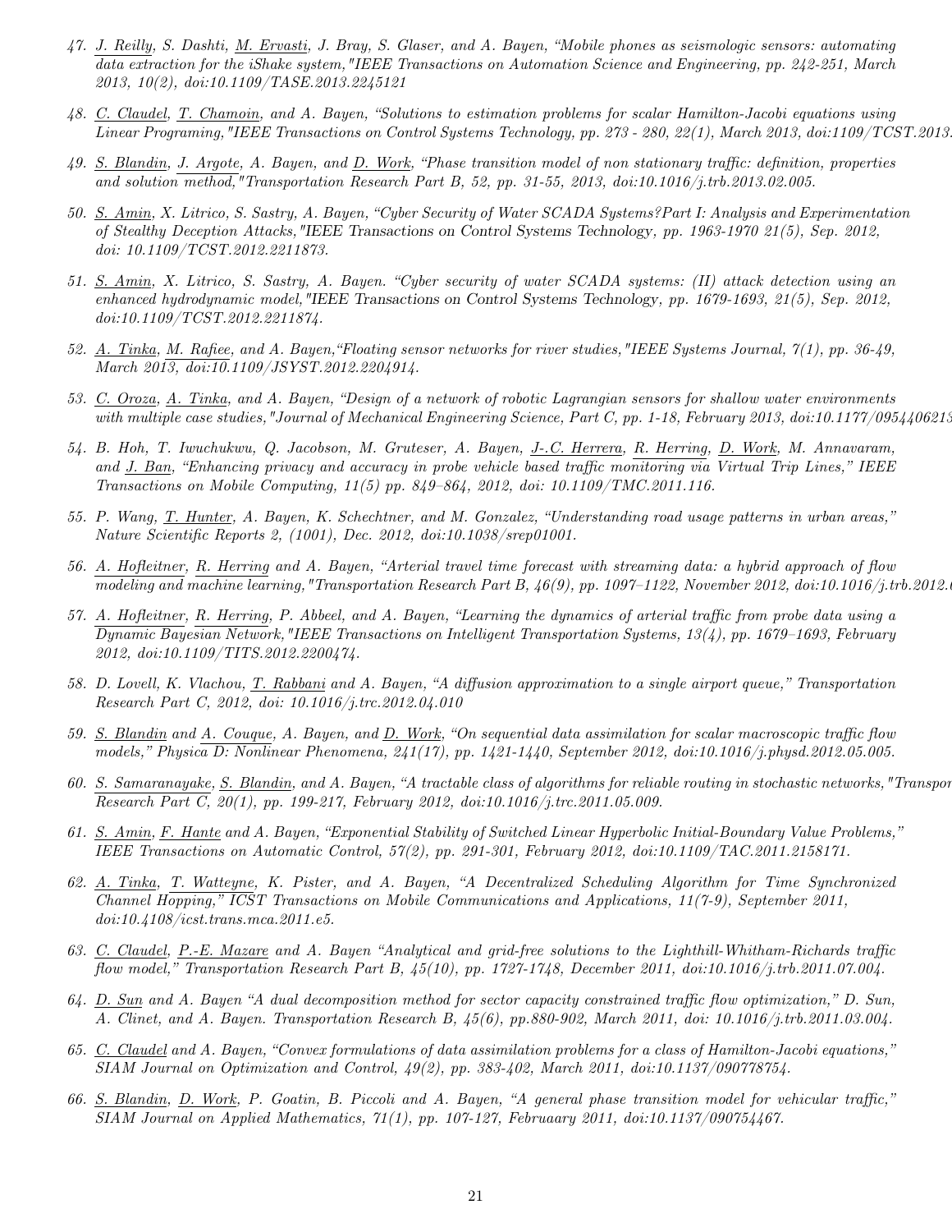47. J. Reilly, S. Dashti, M. Ervasti, J. Bray, S. Glaser, and A. Bayen, "Mobile phones as seismologic sensors: automating data extraction for the iShake system,"IEEE Transactions on Automation Science and Engineering, pp. 242-251, March 2013, 10(2), doi:10.1109/TASE.2013.2245121

48. C. Claudel, T. Chamoin, and A. Bayen, "Solutions to estimation problems for scalar Hamilton-Jacobi equations using Linear Programing,"IEEE Transactions on Control Systems Technology, pp. 273 - 280, 22(1), March 2013, doi:1109/TCST.2013.

49. S. Blandin, J. Argote, A. Bayen, and D. Work, "Phase transition model of non stationary traffic: definition, properties and solution method,"Transportation Research Part B, 52, pp. 31-55, 2013, doi:10.1016/j.trb.2013.02.005.

50. S. Amin, X. Litrico, S. Sastry, A. Bayen, "Cyber Security of Water SCADA Systems?Part I: Analysis and Experimentation of Stealthy Deception Attacks,"IEEE Transactions on Control Systems Technology, pp. 1963-1970 21(5), Sep. 2012, doi: 10.1109/TCST.2012.2211873.

51. S. Amin, X. Litrico, S. Sastry, A. Bayen. "Cyber security of water SCADA systems: (II) attack detection using an enhanced hydrodynamic model,"IEEE Transactions on Control Systems Technology, pp. 1679-1693, 21(5), Sep. 2012, doi:10.1109/TCST.2012.2211874.

52. A. Tinka, M. Rafiee, and A. Bayen,"Floating sensor networks for river studies,"IEEE Systems Journal, 7(1), pp. 36-49, March 2013, doi:10.1109/JSYST.2012.2204914.

53. C. Oroza, A. Tinka, and A. Bayen, "Design of a network of robotic Lagrangian sensors for shallow water environments with multiple case studies,"Journal of Mechanical Engineering Science, Part C, pp. 1-18, February 2013, doi:10.1177/0954406213

54. B. Hoh, T. Iwuchukwu, Q. Jacobson, M. Gruteser, A. Bayen, J.-C. Herrera, R. Herring, D. Work, M. Annavaram, and J. Ban, "Enhancing privacy and accuracy in probe vehicle based traffic monitoring via Virtual Trip Lines," IEEE Transactions on Mobile Computing, 11(5) pp. 849–864, 2012, doi: 10.1109/TMC.2011.116.

55. P. Wang, T. Hunter, A. Bayen, K. Schechtner, and M. Gonzalez, "Understanding road usage patterns in urban areas," Nature Scientific Reports 2, (1001), Dec. 2012, doi:10.1038/srep01001.

56. A. Hofleitner, R. Herring and A. Bayen, "Arterial travel time forecast with streaming data: a hybrid approach of flow modeling and machine learning,"Transportation Research Part B, 46(9), pp. 1097–1122, November 2012, doi:10.1016/j.trb.2012.

57. A. Hofleitner, R. Herring, P. Abbeel, and A. Bayen, "Learning the dynamics of arterial traffic from probe data using a Dynamic Bayesian Network,"IEEE Transactions on Intelligent Transportation Systems, 13(4), pp. 1679–1693, February 2012, doi:10.1109/TITS.2012.2200474.

58. D. Lovell, K. Vlachou, T. Rabbani and A. Bayen, "A diffusion approximation to a single airport queue," Transportation Research Part C, 2012, doi: 10.1016/j.trc.2012.04.010

59. S. Blandin and A. Couque, A. Bayen, and D. Work, "On sequential data assimilation for scalar macroscopic traffic flow models," Physica D: Nonlinear Phenomena, 241(17), pp. 1421-1440, September 2012, doi:10.1016/j.physd.2012.05.005.

60. S. Samaranayake, S. Blandin, and A. Bayen, "A tractable class of algorithms for reliable routing in stochastic networks,"Transpor Research Part C, 20(1), pp. 199-217, February 2012, doi:10.1016/j.trc.2011.05.009.

61. S. Amin, F. Hante and A. Bayen, "Exponential Stability of Switched Linear Hyperbolic Initial-Boundary Value Problems," IEEE Transactions on Automatic Control, 57(2), pp. 291-301, February 2012, doi:10.1109/TAC.2011.2158171.

62. A. Tinka, T. Watteyne, K. Pister, and A. Bayen, "A Decentralized Scheduling Algorithm for Time Synchronized Channel Hopping," ICST Transactions on Mobile Communications and Applications, 11(7-9), September 2011, doi:10.4108/icst.trans.mca.2011.e5.

63. C. Claudel, P.-E. Mazare and A. Bayen "Analytical and grid-free solutions to the Lighthill-Whitham-Richards traffic flow model," Transportation Research Part B, 45(10), pp. 1727-1748, December 2011, doi:10.1016/j.trb.2011.07.004.

64. D. Sun and A. Bayen "A dual decomposition method for sector capacity constrained traffic flow optimization," D. Sun, A. Clinet, and A. Bayen. Transportation Research B, 45(6), pp.880-902, March 2011, doi: 10.1016/j.trb.2011.03.004.

65. C. Claudel and A. Bayen, "Convex formulations of data assimilation problems for a class of Hamilton-Jacobi equations," SIAM Journal on Optimization and Control, 49(2), pp. 383-402, March 2011, doi:10.1137/090778754.

66. S. Blandin, D. Work, P. Goatin, B. Piccoli and A. Bayen, "A general phase transition model for vehicular traffic," SIAM Journal on Applied Mathematics, 71(1), pp. 107-127, Februaary 2011, doi:10.1137/090754467.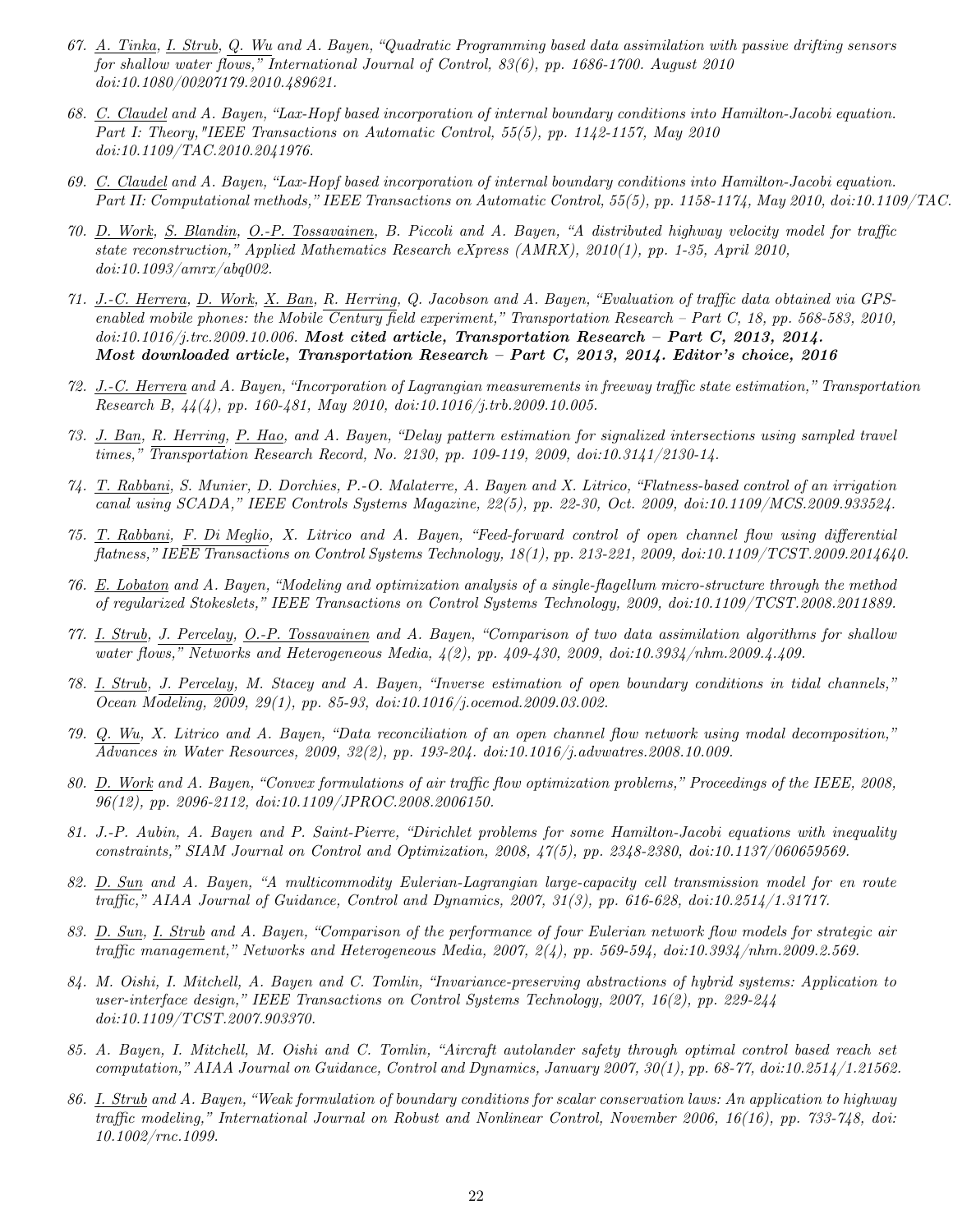67. <u>A. Tinka</u>, <u>I. Strub</u>, <u>Q. Wu</u> and A. Bayen, "Quadratic Programming based data assimilation with passive drifting sensors for shallow water flows," International Journal of Control, 83(6), pp. 1686-1700. August 2010 doi:10.1080/00207179.2010.489621.

68. <u>C. Claudel</u> and A. Bayen, "Lax-Hopf based incorporation of internal boundary conditions into Hamilton-Jacobi equation. Part I: Theory,"IEEE Transactions on Automatic Control, 55(5), pp. 1142-1157, May 2010 doi:10.1109/TAC.2010.2041976.

69. <u>C. Claudel</u> and A. Bayen, "Lax-Hopf based incorporation of internal boundary conditions into Hamilton-Jacobi equation. Part II: Computational methods," IEEE Transactions on Automatic Control, 55(5), pp. 1158-1174, May 2010, doi:10.1109/TAC.

70. <u>D. Work</u>, <u>S. Blandin</u>, <u>O.-P. Tossavainen</u>, B. Piccoli and A. Bayen, "A distributed highway velocity model for traffic state reconstruction," Applied Mathematics Research eXpress (AMRX), 2010(1), pp. 1-35, April 2010, doi:10.1093/amrx/abq002.

71. <u>J.-C. Herrera</u>, <u>D. Work</u>, <u>X. Ban</u>, <u>R. Herring</u>, Q. Jacobson and A. Bayen, "Evaluation of traffic data obtained via GPS-enabled mobile phones: the Mobile Century field experiment," Transportation Research – Part C, 18, pp. 568-583, 2010, doi:10.1016/j.trc.2009.10.006. **Most cited article, Transportation Research – Part C, 2013, 2014. Most downloaded article, Transportation Research – Part C, 2013, 2014. Editor's choice, 2016**

72. <u>J.-C. Herrera</u> and A. Bayen, "Incorporation of Lagrangian measurements in freeway traffic state estimation," Transportation Research B, 44(4), pp. 160-481, May 2010, doi:10.1016/j.trb.2009.10.005.

73. <u>J. Ban</u>, <u>R. Herring</u>, <u>P. Hao</u>, and A. Bayen, "Delay pattern estimation for signalized intersections using sampled travel times," Transportation Research Record, No. 2130, pp. 109-119, 2009, doi:10.3141/2130-14.

74. <u>T. Rabbani</u>, S. Munier, D. Dorchies, P.-O. Malaterre, A. Bayen and X. Litrico, "Flatness-based control of an irrigation canal using SCADA," IEEE Controls Systems Magazine, 22(5), pp. 22-30, Oct. 2009, doi:10.1109/MCS.2009.933524.

75. <u>T. Rabbani</u>, <u>F. Di Meglio</u>, X. Litrico and A. Bayen, "Feed-forward control of open channel flow using differential flatness," IEEE Transactions on Control Systems Technology, 18(1), pp. 213-221, 2009, doi:10.1109/TCST.2009.2014640.

76. <u>E. Lobaton</u> and A. Bayen, "Modeling and optimization analysis of a single-flagellum micro-structure through the method of regularized Stokeslets," IEEE Transactions on Control Systems Technology, 2009, doi:10.1109/TCST.2008.2011889.

77. <u>I. Strub</u>, <u>J. Percelay</u>, <u>O.-P. Tossavainen</u> and A. Bayen, "Comparison of two data assimilation algorithms for shallow water flows," Networks and Heterogeneous Media, 4(2), pp. 409-430, 2009, doi:10.3934/nhm.2009.4.409.

78. <u>I. Strub</u>, <u>J. Percelay</u>, M. Stacey and A. Bayen, "Inverse estimation of open boundary conditions in tidal channels," Ocean Modeling, 2009, 29(1), pp. 85-93, doi:10.1016/j.ocemod.2009.03.002.

79. <u>Q. Wu</u>, X. Litrico and A. Bayen, "Data reconciliation of an open channel flow network using modal decomposition," Advances in Water Resources, 2009, 32(2), pp. 193-204. doi:10.1016/j.advwatres.2008.10.009.

80. <u>D. Work</u> and A. Bayen, "Convex formulations of air traffic flow optimization problems," Proceedings of the IEEE, 2008, 96(12), pp. 2096-2112, doi:10.1109/JPROC.2008.2006150.

81. J.-P. Aubin, A. Bayen and P. Saint-Pierre, "Dirichlet problems for some Hamilton-Jacobi equations with inequality constraints," SIAM Journal on Control and Optimization, 2008, 47(5), pp. 2348-2380, doi:10.1137/060659569.

82. <u>D. Sun</u> and A. Bayen, "A multicommodity Eulerian-Lagrangian large-capacity cell transmission model for en route traffic," AIAA Journal of Guidance, Control and Dynamics, 2007, 31(3), pp. 616-628, doi:10.2514/1.31717.

83. <u>D. Sun</u>, <u>I. Strub</u> and A. Bayen, "Comparison of the performance of four Eulerian network flow models for strategic air traffic management," Networks and Heterogeneous Media, 2007, 2(4), pp. 569-594, doi:10.3934/nhm.2009.2.569.

84. M. Oishi, I. Mitchell, A. Bayen and C. Tomlin, "Invariance-preserving abstractions of hybrid systems: Application to user-interface design," IEEE Transactions on Control Systems Technology, 2007, 16(2), pp. 229-244 doi:10.1109/TCST.2007.903370.

85. A. Bayen, I. Mitchell, M. Oishi and C. Tomlin, "Aircraft autolander safety through optimal control based reach set computation," AIAA Journal on Guidance, Control and Dynamics, January 2007, 30(1), pp. 68-77, doi:10.2514/1.21562.

86. <u>I. Strub</u> and A. Bayen, "Weak formulation of boundary conditions for scalar conservation laws: An application to highway traffic modeling," International Journal on Robust and Nonlinear Control, November 2006, 16(16), pp. 733-748, doi: 10.1002/rnc.1099.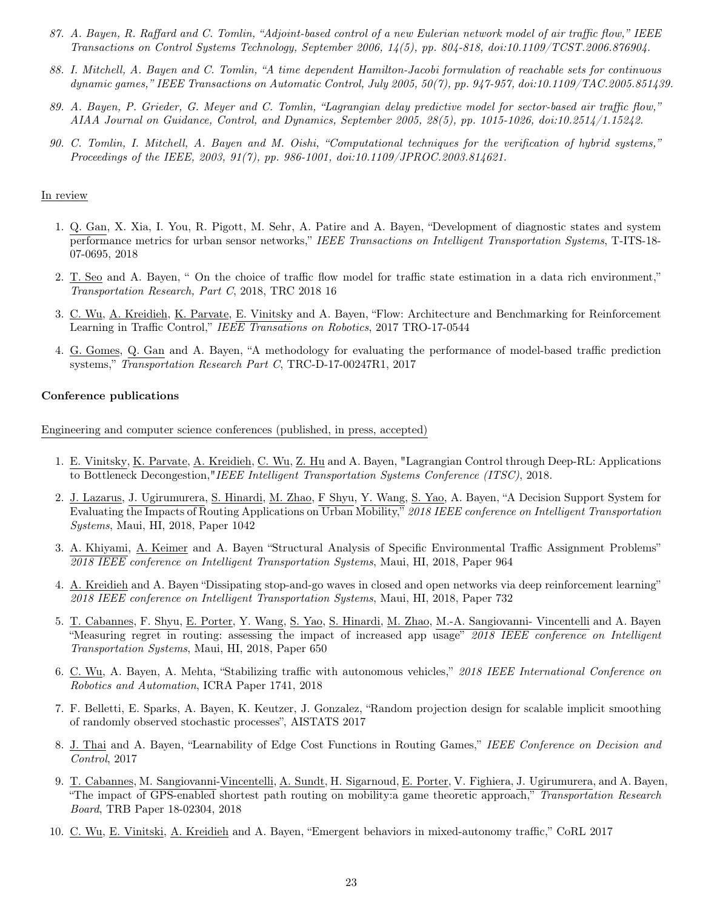87. *A. Bayen, R. Raffard and C. Tomlin, "Adjoint-based control of a new Eulerian network model of air traffic flow," IEEE Transactions on Control Systems Technology, September 2006, 14(5), pp. 804-818, doi:10.1109/TCST.2006.876904.*

88. *I. Mitchell, A. Bayen and C. Tomlin, "A time dependent Hamilton-Jacobi formulation of reachable sets for continuous dynamic games," IEEE Transactions on Automatic Control, July 2005, 50(7), pp. 947-957, doi:10.1109/TAC.2005.851439.*

89. *A. Bayen, P. Grieder, G. Meyer and C. Tomlin, "Lagrangian delay predictive model for sector-based air traffic flow," AIAA Journal on Guidance, Control, and Dynamics, September 2005, 28(5), pp. 1015-1026, doi:10.2514/1.15242.*

90. *C. Tomlin, I. Mitchell, A. Bayen and M. Oishi, "Computational techniques for the verification of hybrid systems," Proceedings of the IEEE, 2003, 91(7), pp. 986-1001, doi:10.1109/JPROC.2003.814621.*

In review

1. Q. Gan, X. Xia, I. You, R. Pigott, M. Sehr, A. Patire and A. Bayen, "Development of diagnostic states and system performance metrics for urban sensor networks," *IEEE Transactions on Intelligent Transportation Systems*, T-ITS-18-07-0695, 2018

2. T. Seo and A. Bayen, " On the choice of traffic flow model for traffic state estimation in a data rich environment," *Transportation Research, Part C*, 2018, TRC 2018 16

3. C. Wu, A. Kreidieh, K. Parvate, E. Vinitsky and A. Bayen, "Flow: Architecture and Benchmarking for Reinforcement Learning in Traffic Control," *IEEE Transations on Robotics*, 2017 TRO-17-0544

4. G. Gomes, Q. Gan and A. Bayen, "A methodology for evaluating the performance of model-based traffic prediction systems," *Transportation Research Part C*, TRC-D-17-00247R1, 2017

**Conference publications**

Engineering and computer science conferences (published, in press, accepted)

1. E. Vinitsky, K. Parvate, A. Kreidieh, C. Wu, Z. Hu and A. Bayen, "Lagrangian Control through Deep-RL: Applications to Bottleneck Decongestion,"*IEEE Intelligent Transportation Systems Conference (ITSC)*, 2018.

2. J. Lazarus, J. Ugirumurera, S. Hinardi, M. Zhao, F Shyu, Y. Wang, S. Yao, A. Bayen, "A Decision Support System for Evaluating the Impacts of Routing Applications on Urban Mobility," *2018 IEEE conference on Intelligent Transportation Systems*, Maui, HI, 2018, Paper 1042

3. A. Khiyami, A. Keimer and A. Bayen "Structural Analysis of Specific Environmental Traffic Assignment Problems" *2018 IEEE conference on Intelligent Transportation Systems*, Maui, HI, 2018, Paper 964

4. A. Kreidieh and A. Bayen "Dissipating stop-and-go waves in closed and open networks via deep reinforcement learning" *2018 IEEE conference on Intelligent Transportation Systems*, Maui, HI, 2018, Paper 732

5. T. Cabannes, F. Shyu, E. Porter, Y. Wang, S. Yao, S. Hinardi, M. Zhao, M.-A. Sangiovanni- Vincentelli and A. Bayen "Measuring regret in routing: assessing the impact of increased app usage" *2018 IEEE conference on Intelligent Transportation Systems*, Maui, HI, 2018, Paper 650

6. C. Wu, A. Bayen, A. Mehta, "Stabilizing traffic with autonomous vehicles," *2018 IEEE International Conference on Robotics and Automation*, ICRA Paper 1741, 2018

7. F. Belletti, E. Sparks, A. Bayen, K. Keutzer, J. Gonzalez, "Random projection design for scalable implicit smoothing of randomly observed stochastic processes", AISTATS 2017

8. J. Thai and A. Bayen, "Learnability of Edge Cost Functions in Routing Games," *IEEE Conference on Decision and Control*, 2017

9. T. Cabannes, M. Sangiovanni-Vincentelli, A. Sundt, H. Sigarnoud, E. Porter, V. Fighiera, J. Ugirumurera, and A. Bayen, "The impact of GPS-enabled shortest path routing on mobility:a game theoretic approach," *Transportation Research Board*, TRB Paper 18-02304, 2018

10. C. Wu, E. Vinitski, A. Kreidieh and A. Bayen, "Emergent behaviors in mixed-autonomy traffic," CoRL 2017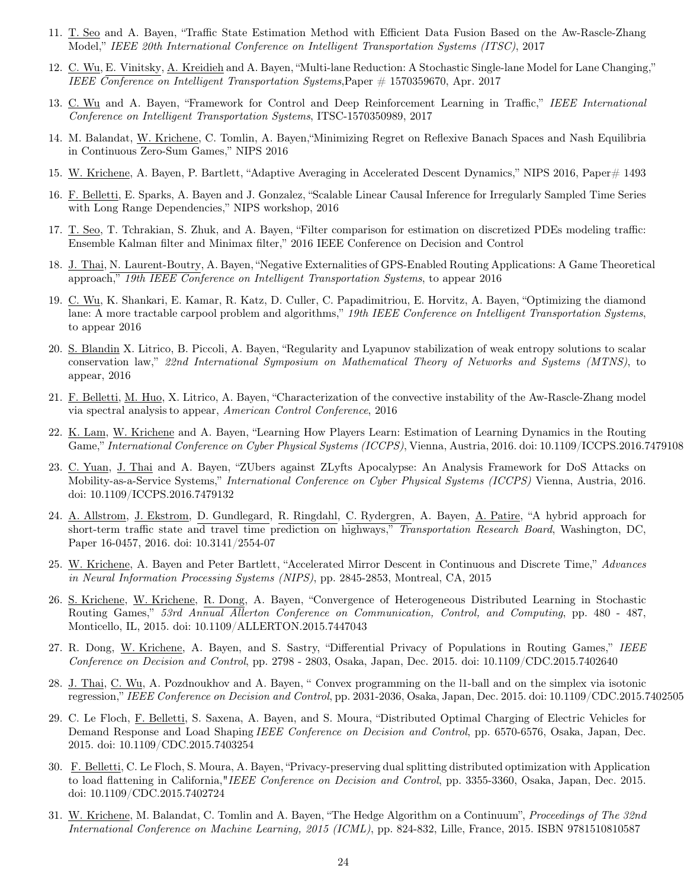11. T. Seo and A. Bayen, "Traffic State Estimation Method with Efficient Data Fusion Based on the Aw-Rascle-Zhang Model," *IEEE 20th International Conference on Intelligent Transportation Systems (ITSC)*, 2017

12. C. Wu, E. Vinitsky, A. Kreidieh and A. Bayen, "Multi-lane Reduction: A Stochastic Single-lane Model for Lane Changing," *IEEE Conference on Intelligent Transportation Systems*,Paper # 1570359670, Apr. 2017

13. C. Wu and A. Bayen, "Framework for Control and Deep Reinforcement Learning in Traffic," *IEEE International Conference on Intelligent Transportation Systems*, ITSC-1570350989, 2017

14. M. Balandat, W. Krichene, C. Tomlin, A. Bayen,"Minimizing Regret on Reflexive Banach Spaces and Nash Equilibria in Continuous Zero-Sum Games," NIPS 2016

15. W. Krichene, A. Bayen, P. Bartlett, "Adaptive Averaging in Accelerated Descent Dynamics," NIPS 2016, Paper# 1493

16. F. Belletti, E. Sparks, A. Bayen and J. Gonzalez, "Scalable Linear Causal Inference for Irregularly Sampled Time Series with Long Range Dependencies," NIPS workshop, 2016

17. T. Seo, T. Tchrakian, S. Zhuk, and A. Bayen, "Filter comparison for estimation on discretized PDEs modeling traffic: Ensemble Kalman filter and Minimax filter," 2016 IEEE Conference on Decision and Control

18. J. Thai, N. Laurent-Boutry, A. Bayen, "Negative Externalities of GPS-Enabled Routing Applications: A Game Theoretical approach," *19th IEEE Conference on Intelligent Transportation Systems*, to appear 2016

19. C. Wu, K. Shankari, E. Kamar, R. Katz, D. Culler, C. Papadimitriou, E. Horvitz, A. Bayen, "Optimizing the diamond lane: A more tractable carpool problem and algorithms," *19th IEEE Conference on Intelligent Transportation Systems*, to appear 2016

20. S. Blandin X. Litrico, B. Piccoli, A. Bayen, "Regularity and Lyapunov stabilization of weak entropy solutions to scalar conservation law," *22nd International Symposium on Mathematical Theory of Networks and Systems (MTNS)*, to appear, 2016

21. F. Belletti, M. Huo, X. Litrico, A. Bayen, "Characterization of the convective instability of the Aw-Rascle-Zhang model via spectral analysis to appear, *American Control Conference*, 2016

22. K. Lam, W. Krichene and A. Bayen, "Learning How Players Learn: Estimation of Learning Dynamics in the Routing Game," *International Conference on Cyber Physical Systems (ICCPS)*, Vienna, Austria, 2016. doi: 10.1109/ICCPS.2016.7479108

23. C. Yuan, J. Thai and A. Bayen, "ZUbers against ZLyfts Apocalypse: An Analysis Framework for DoS Attacks on Mobility-as-a-Service Systems," *International Conference on Cyber Physical Systems (ICCPS)* Vienna, Austria, 2016. doi: 10.1109/ICCPS.2016.7479132

24. A. Allstrom, J. Ekstrom, D. Gundlegard, R. Ringdahl, C. Rydergren, A. Bayen, A. Patire, "A hybrid approach for short-term traffic state and travel time prediction on highways," *Transportation Research Board*, Washington, DC, Paper 16-0457, 2016. doi: 10.3141/2554-07

25. W. Krichene, A. Bayen and Peter Bartlett, "Accelerated Mirror Descent in Continuous and Discrete Time," *Advances in Neural Information Processing Systems (NIPS)*, pp. 2845-2853, Montreal, CA, 2015

26. S. Krichene, W. Krichene, R. Dong, A. Bayen, "Convergence of Heterogeneous Distributed Learning in Stochastic Routing Games," *53rd Annual Allerton Conference on Communication, Control, and Computing*, pp. 480 - 487, Monticello, IL, 2015. doi: 10.1109/ALLERTON.2015.7447043

27. R. Dong, W. Krichene, A. Bayen, and S. Sastry, "Differential Privacy of Populations in Routing Games," *IEEE Conference on Decision and Control*, pp. 2798 - 2803, Osaka, Japan, Dec. 2015. doi: 10.1109/CDC.2015.7402640

28. J. Thai, C. Wu, A. Pozdnoukhov and A. Bayen, " Convex programming on the l1-ball and on the simplex via isotonic regression," *IEEE Conference on Decision and Control*, pp. 2031-2036, Osaka, Japan, Dec. 2015. doi: 10.1109/CDC.2015.7402505

29. C. Le Floch, F. Belletti, S. Saxena, A. Bayen, and S. Moura, "Distributed Optimal Charging of Electric Vehicles for Demand Response and Load Shaping *IEEE Conference on Decision and Control*, pp. 6570-6576, Osaka, Japan, Dec. 2015. doi: 10.1109/CDC.2015.7403254

30. F. Belletti, C. Le Floch, S. Moura, A. Bayen, "Privacy-preserving dual splitting distributed optimization with Application to load flattening in California,"*IEEE Conference on Decision and Control*, pp. 3355-3360, Osaka, Japan, Dec. 2015. doi: 10.1109/CDC.2015.7402724

31. W. Krichene, M. Balandat, C. Tomlin and A. Bayen, "The Hedge Algorithm on a Continuum", *Proceedings of The 32nd International Conference on Machine Learning, 2015 (ICML)*, pp. 824-832, Lille, France, 2015. ISBN 9781510810587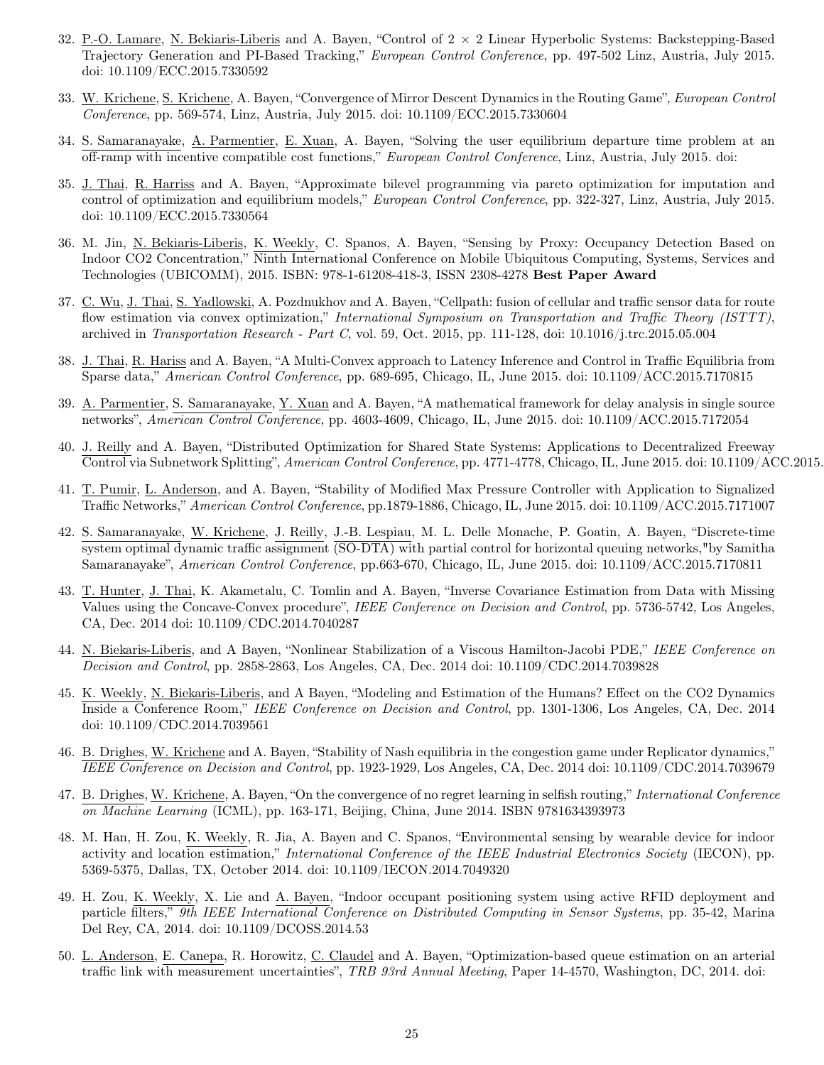32. P.-O. Lamare, N. Bekiaris-Liberis and A. Bayen, “Control of $2 \times 2$ Linear Hyperbolic Systems: Backstepping-Based Trajectory Generation and PI-Based Tracking,” *European Control Conference*, pp. 497-502 Linz, Austria, July 2015. doi: 10.1109/ECC.2015.7330592

33. W. Krichene, S. Krichene, A. Bayen, “Convergence of Mirror Descent Dynamics in the Routing Game”, *European Control Conference*, pp. 569-574, Linz, Austria, July 2015. doi: 10.1109/ECC.2015.7330604

34. S. Samaranayake, A. Parmentier, E. Xuan, A. Bayen, “Solving the user equilibrium departure time problem at an off-ramp with incentive compatible cost functions,” *European Control Conference*, Linz, Austria, July 2015. doi:

35. J. Thai, R. Harriss and A. Bayen, “Approximate bilevel programming via pareto optimization for imputation and control of optimization and equilibrium models,” *European Control Conference*, pp. 322-327, Linz, Austria, July 2015. doi: 10.1109/ECC.2015.7330564

36. M. Jin, N. Bekiaris-Liberis, K. Weekly, C. Spanos, A. Bayen, “Sensing by Proxy: Occupancy Detection Based on Indoor CO2 Concentration,” Ninth International Conference on Mobile Ubiquitous Computing, Systems, Services and Technologies (UBICOMM), 2015. ISBN: 978-1-61208-418-3, ISSN 2308-4278 **Best Paper Award**

37. C. Wu, J. Thai, S. Yadlowski, A. Pozdnukhov and A. Bayen, “Cellpath: fusion of cellular and traffic sensor data for route flow estimation via convex optimization,” *International Symposium on Transportation and Traffic Theory (ISTTT)*, archived in *Transportation Research - Part C*, vol. 59, Oct. 2015, pp. 111-128, doi: 10.1016/j.trc.2015.05.004

38. J. Thai, R. Hariss and A. Bayen, “A Multi-Convex approach to Latency Inference and Control in Traffic Equilibria from Sparse data,” *American Control Conference*, pp. 689-695, Chicago, IL, June 2015. doi: 10.1109/ACC.2015.7170815

39. A. Parmentier, S. Samaranayake, Y. Xuan and A. Bayen, “A mathematical framework for delay analysis in single source networks”, *American Control Conference*, pp. 4603-4609, Chicago, IL, June 2015. doi: 10.1109/ACC.2015.7172054

40. J. Reilly and A. Bayen, “Distributed Optimization for Shared State Systems: Applications to Decentralized Freeway Control via Subnetwork Splitting”, *American Control Conference*, pp. 4771-4778, Chicago, IL, June 2015. doi: 10.1109/ACC.2015.

41. T. Pumir, L. Anderson, and A. Bayen, “Stability of Modified Max Pressure Controller with Application to Signalized Traffic Networks,” *American Control Conference*, pp.1879-1886, Chicago, IL, June 2015. doi: 10.1109/ACC.2015.7171007

42. S. Samaranayake, W. Krichene, J. Reilly, J.-B. Lespiau, M. L. Delle Monache, P. Goatin, A. Bayen, “Discrete-time system optimal dynamic traffic assignment (SO-DTA) with partial control for horizontal queuing networks,"by Samitha Samaranayake”, *American Control Conference*, pp.663-670, Chicago, IL, June 2015. doi: 10.1109/ACC.2015.7170811

43. T. Hunter, J. Thai, K. Akametalu, C. Tomlin and A. Bayen, “Inverse Covariance Estimation from Data with Missing Values using the Concave-Convex procedure”, *IEEE Conference on Decision and Control*, pp. 5736-5742, Los Angeles, CA, Dec. 2014 doi: 10.1109/CDC.2014.7040287

44. N. Biekaris-Liberis, and A Bayen, “Nonlinear Stabilization of a Viscous Hamilton-Jacobi PDE,” *IEEE Conference on Decision and Control*, pp. 2858-2863, Los Angeles, CA, Dec. 2014 doi: 10.1109/CDC.2014.7039828

45. K. Weekly, N. Biekaris-Liberis, and A Bayen, “Modeling and Estimation of the Humans? Effect on the CO2 Dynamics Inside a Conference Room,” *IEEE Conference on Decision and Control*, pp. 1301-1306, Los Angeles, CA, Dec. 2014 doi: 10.1109/CDC.2014.7039561

46. B. Drighes, W. Krichene and A. Bayen, “Stability of Nash equilibria in the congestion game under Replicator dynamics,” *IEEE Conference on Decision and Control*, pp. 1923-1929, Los Angeles, CA, Dec. 2014 doi: 10.1109/CDC.2014.7039679

47. B. Drighes, W. Krichene, A. Bayen, “On the convergence of no regret learning in selfish routing,” *International Conference on Machine Learning* (ICML), pp. 163-171, Beijing, China, June 2014. ISBN 9781634393973

48. M. Han, H. Zou, K. Weekly, R. Jia, A. Bayen and C. Spanos, “Environmental sensing by wearable device for indoor activity and location estimation,” *International Conference of the IEEE Industrial Electronics Society* (IECON), pp. 5369-5375, Dallas, TX, October 2014. doi: 10.1109/IECON.2014.7049320

49. H. Zou, K. Weekly, X. Lie and A. Bayen, “Indoor occupant positioning system using active RFID deployment and particle filters,” *9th IEEE International Conference on Distributed Computing in Sensor Systems*, pp. 35-42, Marina Del Rey, CA, 2014. doi: 10.1109/DCOSS.2014.53

50. L. Anderson, E. Canepa, R. Horowitz, C. Claudel and A. Bayen, “Optimization-based queue estimation on an arterial traffic link with measurement uncertainties”, *TRB 93rd Annual Meeting*, Paper 14-4570, Washington, DC, 2014. doi: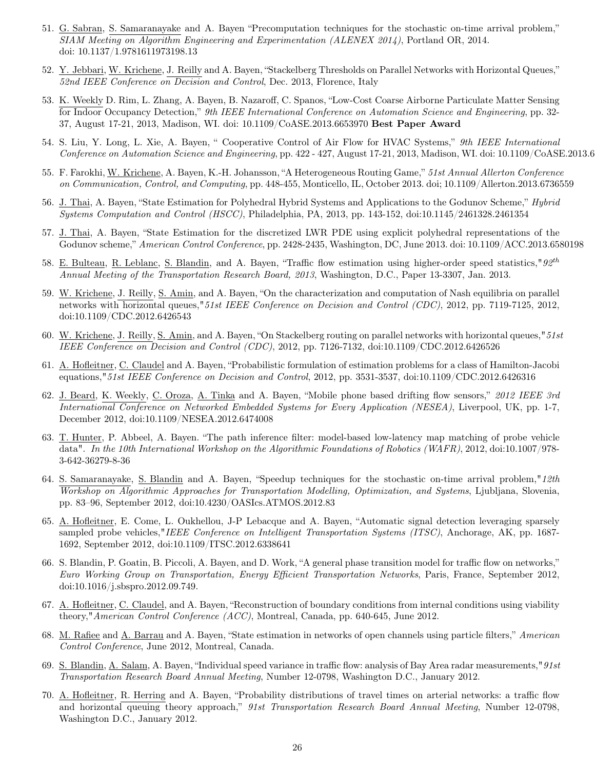51. G. Sabran, S. Samaranayake and A. Bayen "Precomputation techniques for the stochastic on-time arrival problem," *SIAM Meeting on Algorithm Engineering and Experimentation (ALENEX 2014)*, Portland OR, 2014. doi: 10.1137/1.9781611973198.13

52. Y. Jebbari, W. Krichene, J. Reilly and A. Bayen, "Stackelberg Thresholds on Parallel Networks with Horizontal Queues," *52nd IEEE Conference on Decision and Control*, Dec. 2013, Florence, Italy

53. K. Weekly D. Rim, L. Zhang, A. Bayen, B. Nazaroff, C. Spanos, "Low-Cost Coarse Airborne Particulate Matter Sensing for Indoor Occupancy Detection," *9th IEEE International Conference on Automation Science and Engineering*, pp. 32-37, August 17-21, 2013, Madison, WI. doi: 10.1109/CoASE.2013.6653970 **Best Paper Award**

54. S. Liu, Y. Long, L. Xie, A. Bayen, " Cooperative Control of Air Flow for HVAC Systems," *9th IEEE International Conference on Automation Science and Engineering*, pp. 422 - 427, August 17-21, 2013, Madison, WI. doi: 10.1109/CoASE.2013.6

55. F. Farokhi, W. Krichene, A. Bayen, K.-H. Johansson, "A Heterogeneous Routing Game," *51st Annual Allerton Conference on Communication, Control, and Computing*, pp. 448-455, Monticello, IL, October 2013. doi; 10.1109/Allerton.2013.6736559

56. J. Thai, A. Bayen, "State Estimation for Polyhedral Hybrid Systems and Applications to the Godunov Scheme," *Hybrid Systems Computation and Control (HSCC)*, Philadelphia, PA, 2013, pp. 143-152, doi:10.1145/2461328.2461354

57. J. Thai, A. Bayen, "State Estimation for the discretized LWR PDE using explicit polyhedral representations of the Godunov scheme," *American Control Conference*, pp. 2428-2435, Washington, DC, June 2013. doi: 10.1109/ACC.2013.6580198

58. E. Bulteau, R. Leblanc, S. Blandin, and A. Bayen, "Traffic flow estimation using higher-order speed statistics," *92$^{th}$ Annual Meeting of the Transportation Research Board, 2013*, Washington, D.C., Paper 13-3307, Jan. 2013.

59. W. Krichene, J. Reilly, S. Amin, and A. Bayen, "On the characterization and computation of Nash equilibria on parallel networks with horizontal queues," *51st IEEE Conference on Decision and Control (CDC)*, 2012, pp. 7119-7125, 2012, doi:10.1109/CDC.2012.6426543

60. W. Krichene, J. Reilly, S. Amin, and A. Bayen, "On Stackelberg routing on parallel networks with horizontal queues," *51st IEEE Conference on Decision and Control (CDC)*, 2012, pp. 7126-7132, doi:10.1109/CDC.2012.6426526

61. A. Hofleitner, C. Claudel and A. Bayen, "Probabilistic formulation of estimation problems for a class of Hamilton-Jacobi equations," *51st IEEE Conference on Decision and Control*, 2012, pp. 3531-3537, doi:10.1109/CDC.2012.6426316

62. J. Beard, K. Weekly, C. Oroza, A. Tinka and A. Bayen, "Mobile phone based drifting flow sensors," *2012 IEEE 3rd International Conference on Networked Embedded Systems for Every Application (NESEA)*, Liverpool, UK, pp. 1-7, December 2012, doi:10.1109/NESEA.2012.6474008

63. T. Hunter, P. Abbeel, A. Bayen. "The path inference filter: model-based low-latency map matching of probe vehicle data". *In the 10th International Workshop on the Algorithmic Foundations of Robotics (WAFR)*, 2012, doi:10.1007/978-3-642-36279-8-36

64. S. Samaranayake, S. Blandin and A. Bayen, "Speedup techniques for the stochastic on-time arrival problem," *12th Workshop on Algorithmic Approaches for Transportation Modelling, Optimization, and Systems*, Ljubljana, Slovenia, pp. 83–96, September 2012, doi:10.4230/OASIcs.ATMOS.2012.83

65. A. Hofleitner, E. Come, L. Oukhellou, J-P Lebacque and A. Bayen, "Automatic signal detection leveraging sparsely sampled probe vehicles," *IEEE Conference on Intelligent Transportation Systems (ITSC)*, Anchorage, AK, pp. 1687-1692, September 2012, doi:10.1109/ITSC.2012.6338641

66. S. Blandin, P. Goatin, B. Piccoli, A. Bayen, and D. Work, "A general phase transition model for traffic flow on networks," *Euro Working Group on Transportation, Energy Efficient Transportation Networks*, Paris, France, September 2012, doi:10.1016/j.sbspro.2012.09.749.

67. A. Hofleitner, C. Claudel, and A. Bayen, "Reconstruction of boundary conditions from internal conditions using viability theory," *American Control Conference (ACC)*, Montreal, Canada, pp. 640-645, June 2012.

68. M. Rafiee and A. Barrau and A. Bayen, "State estimation in networks of open channels using particle filters," *American Control Conference*, June 2012, Montreal, Canada.

69. S. Blandin, A. Salam, A. Bayen, "Individual speed variance in traffic flow: analysis of Bay Area radar measurements," *91st Transportation Research Board Annual Meeting*, Number 12-0798, Washington D.C., January 2012.

70. A. Hofleitner, R. Herring and A. Bayen, "Probability distributions of travel times on arterial networks: a traffic flow and horizontal queuing theory approach," *91st Transportation Research Board Annual Meeting*, Number 12-0798, Washington D.C., January 2012.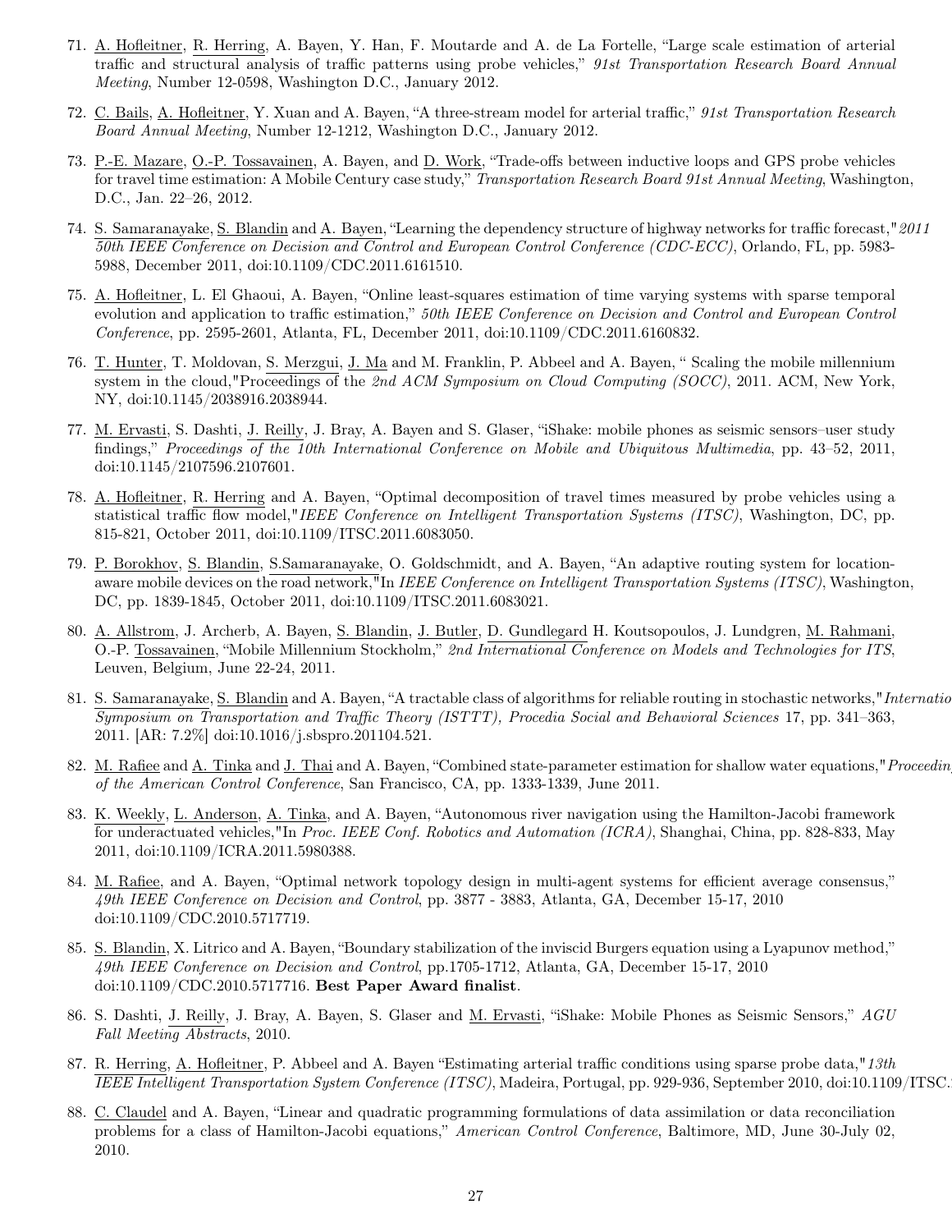71. A. Hofleitner, R. Herring, A. Bayen, Y. Han, F. Moutarde and A. de La Fortelle, "Large scale estimation of arterial traffic and structural analysis of traffic patterns using probe vehicles," *91st Transportation Research Board Annual Meeting*, Number 12-0598, Washington D.C., January 2012.

72. C. Bails, A. Hofleitner, Y. Xuan and A. Bayen, "A three-stream model for arterial traffic," *91st Transportation Research Board Annual Meeting*, Number 12-1212, Washington D.C., January 2012.

73. P.-E. Mazare, O.-P. Tossavainen, A. Bayen, and D. Work, "Trade-offs between inductive loops and GPS probe vehicles for travel time estimation: A Mobile Century case study," *Transportation Research Board 91st Annual Meeting*, Washington, D.C., Jan. 22–26, 2012.

74. S. Samaranayake, S. Blandin and A. Bayen, "Learning the dependency structure of highway networks for traffic forecast," *2011 50th IEEE Conference on Decision and Control and European Control Conference (CDC-ECC)*, Orlando, FL, pp. 5983-5988, December 2011, doi:10.1109/CDC.2011.6161510.

75. A. Hofleitner, L. El Ghaoui, A. Bayen, "Online least-squares estimation of time varying systems with sparse temporal evolution and application to traffic estimation," *50th IEEE Conference on Decision and Control and European Control Conference*, pp. 2595-2601, Atlanta, FL, December 2011, doi:10.1109/CDC.2011.6160832.

76. T. Hunter, T. Moldovan, S. Merzgui, J. Ma and M. Franklin, P. Abbeel and A. Bayen, " Scaling the mobile millennium system in the cloud,"Proceedings of the *2nd ACM Symposium on Cloud Computing (SOCC)*, 2011. ACM, New York, NY, doi:10.1145/2038916.2038944.

77. M. Ervasti, S. Dashti, J. Reilly, J. Bray, A. Bayen and S. Glaser, "iShake: mobile phones as seismic sensors–user study findings," *Proceedings of the 10th International Conference on Mobile and Ubiquitous Multimedia*, pp. 43–52, 2011, doi:10.1145/2107596.2107601.

78. A. Hofleitner, R. Herring and A. Bayen, "Optimal decomposition of travel times measured by probe vehicles using a statistical traffic flow model,"*IEEE Conference on Intelligent Transportation Systems (ITSC)*, Washington, DC, pp. 815-821, October 2011, doi:10.1109/ITSC.2011.6083050.

79. P. Borokhov, S. Blandin, S.Samaranayake, O. Goldschmidt, and A. Bayen, "An adaptive routing system for location-aware mobile devices on the road network,"In *IEEE Conference on Intelligent Transportation Systems (ITSC)*, Washington, DC, pp. 1839-1845, October 2011, doi:10.1109/ITSC.2011.6083021.

80. A. Allstrom, J. Archerb, A. Bayen, S. Blandin, J. Butler, D. Gundlegard H. Koutsopoulos, J. Lundgren, M. Rahmani, O.-P. Tossavainen, "Mobile Millennium Stockholm," *2nd International Conference on Models and Technologies for ITS*, Leuven, Belgium, June 22-24, 2011.

81. S. Samaranayake, S. Blandin and A. Bayen, "A tractable class of algorithms for reliable routing in stochastic networks,"*International Symposium on Transportation and Traffic Theory (ISTTT), Procedia Social and Behavioral Sciences* 17, pp. 341–363, 2011. [AR: 7.2%] doi:10.1016/j.sbspro.201104.521.

82. M. Rafiee and A. Tinka and J. Thai and A. Bayen, "Combined state-parameter estimation for shallow water equations,"*Proceedings of the American Control Conference*, San Francisco, CA, pp. 1333-1339, June 2011.

83. K. Weekly, L. Anderson, A. Tinka, and A. Bayen, "Autonomous river navigation using the Hamilton-Jacobi framework for underactuated vehicles,"In *Proc. IEEE Conf. Robotics and Automation (ICRA)*, Shanghai, China, pp. 828-833, May 2011, doi:10.1109/ICRA.2011.5980388.

84. M. Rafiee, and A. Bayen, "Optimal network topology design in multi-agent systems for efficient average consensus," *49th IEEE Conference on Decision and Control*, pp. 3877 - 3883, Atlanta, GA, December 15-17, 2010 doi:10.1109/CDC.2010.5717719.

85. S. Blandin, X. Litrico and A. Bayen, "Boundary stabilization of the inviscid Burgers equation using a Lyapunov method," *49th IEEE Conference on Decision and Control*, pp.1705-1712, Atlanta, GA, December 15-17, 2010 doi:10.1109/CDC.2010.5717716. **Best Paper Award finalist**.

86. S. Dashti, J. Reilly, J. Bray, A. Bayen, S. Glaser and M. Ervasti, "iShake: Mobile Phones as Seismic Sensors," *AGU Fall Meeting Abstracts*, 2010.

87. R. Herring, A. Hofleitner, P. Abbeel and A. Bayen "Estimating arterial traffic conditions using sparse probe data,"*13th IEEE Intelligent Transportation System Conference (ITSC)*, Madeira, Portugal, pp. 929-936, September 2010, doi:10.1109/ITSC.

88. C. Claudel and A. Bayen, "Linear and quadratic programming formulations of data assimilation or data reconciliation problems for a class of Hamilton-Jacobi equations," *American Control Conference*, Baltimore, MD, June 30-July 02, 2010.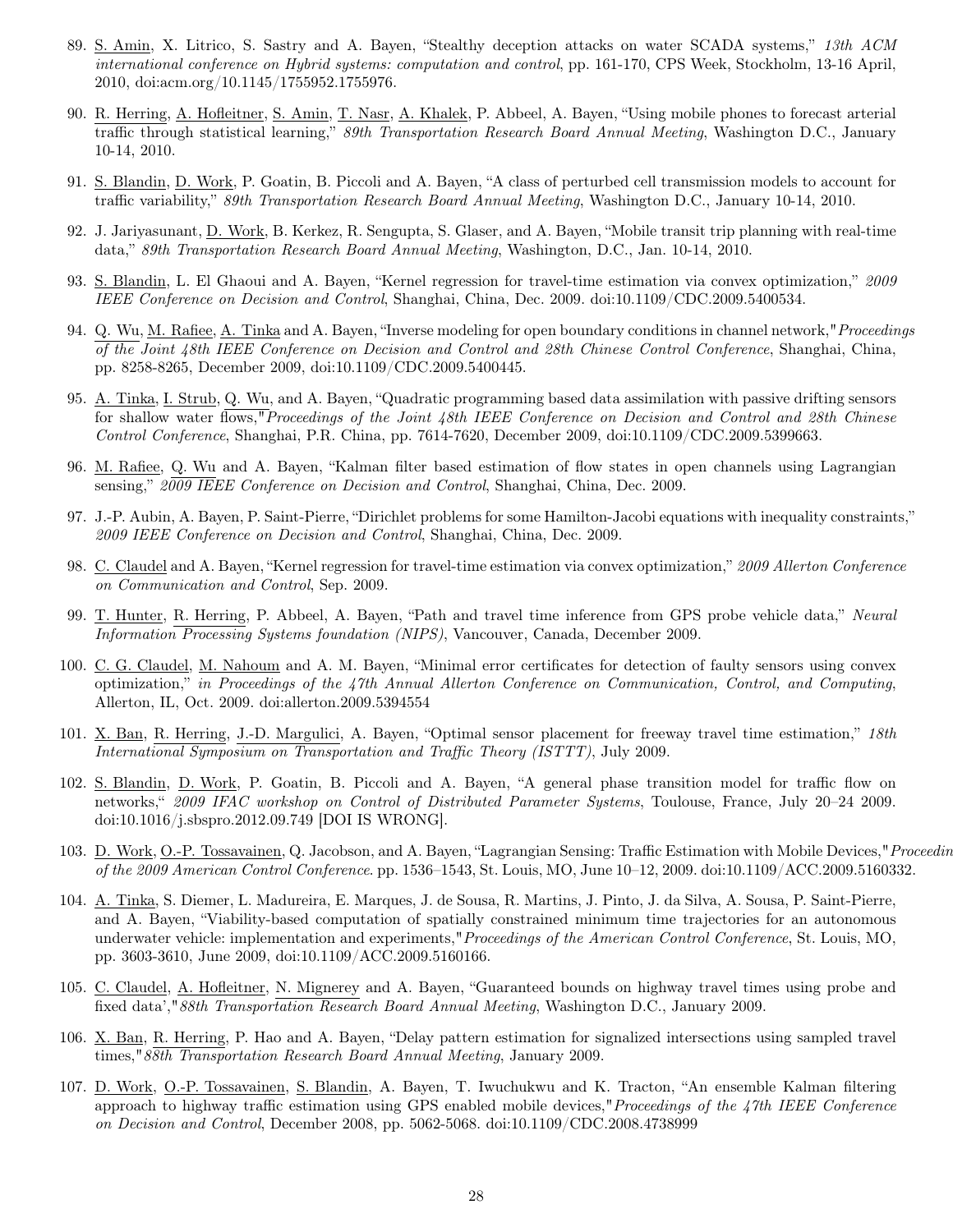89. S. Amin, X. Litrico, S. Sastry and A. Bayen, “Stealthy deception attacks on water SCADA systems,” *13th ACM international conference on Hybrid systems: computation and control*, pp. 161-170, CPS Week, Stockholm, 13-16 April, 2010, doi:acm.org/10.1145/1755952.1755976.

90. R. Herring, A. Hofleitner, S. Amin, T. Nasr, A. Khalek, P. Abbeel, A. Bayen, “Using mobile phones to forecast arterial traffic through statistical learning,” *89th Transportation Research Board Annual Meeting*, Washington D.C., January 10-14, 2010.

91. S. Blandin, D. Work, P. Goatin, B. Piccoli and A. Bayen, “A class of perturbed cell transmission models to account for traffic variability,” *89th Transportation Research Board Annual Meeting*, Washington D.C., January 10-14, 2010.

92. J. Jariyasunant, D. Work, B. Kerkez, R. Sengupta, S. Glaser, and A. Bayen, “Mobile transit trip planning with real-time data,” *89th Transportation Research Board Annual Meeting*, Washington, D.C., Jan. 10-14, 2010.

93. S. Blandin, L. El Ghaoui and A. Bayen, “Kernel regression for travel-time estimation via convex optimization,” *2009 IEEE Conference on Decision and Control*, Shanghai, China, Dec. 2009. doi:10.1109/CDC.2009.5400534.

94. Q. Wu, M. Rafiee, A. Tinka and A. Bayen, “Inverse modeling for open boundary conditions in channel network,"*Proceedings of the Joint 48th IEEE Conference on Decision and Control and 28th Chinese Control Conference*, Shanghai, China, pp. 8258-8265, December 2009, doi:10.1109/CDC.2009.5400445.

95. A. Tinka, I. Strub, Q. Wu, and A. Bayen, “Quadratic programming based data assimilation with passive drifting sensors for shallow water flows,"*Proceedings of the Joint 48th IEEE Conference on Decision and Control and 28th Chinese Control Conference*, Shanghai, P.R. China, pp. 7614-7620, December 2009, doi:10.1109/CDC.2009.5399663.

96. M. Rafiee, Q. Wu and A. Bayen, “Kalman filter based estimation of flow states in open channels using Lagrangian sensing,” *2009 IEEE Conference on Decision and Control*, Shanghai, China, Dec. 2009.

97. J.-P. Aubin, A. Bayen, P. Saint-Pierre, “Dirichlet problems for some Hamilton-Jacobi equations with inequality constraints,” *2009 IEEE Conference on Decision and Control*, Shanghai, China, Dec. 2009.

98. C. Claudel and A. Bayen, “Kernel regression for travel-time estimation via convex optimization,” *2009 Allerton Conference on Communication and Control*, Sep. 2009.

99. T. Hunter, R. Herring, P. Abbeel, A. Bayen, “Path and travel time inference from GPS probe vehicle data,” *Neural Information Processing Systems foundation (NIPS)*, Vancouver, Canada, December 2009.

100. C. G. Claudel, M. Nahoum and A. M. Bayen, “Minimal error certificates for detection of faulty sensors using convex optimization,” *in Proceedings of the 47th Annual Allerton Conference on Communication, Control, and Computing*, Allerton, IL, Oct. 2009. doi:allerton.2009.5394554

101. X. Ban, R. Herring, J.-D. Margulici, A. Bayen, “Optimal sensor placement for freeway travel time estimation,” *18th International Symposium on Transportation and Traffic Theory (ISTTT)*, July 2009.

102. S. Blandin, D. Work, P. Goatin, B. Piccoli and A. Bayen, “A general phase transition model for traffic flow on networks,“ *2009 IFAC workshop on Control of Distributed Parameter Systems*, Toulouse, France, July 20–24 2009. doi:10.1016/j.sbspro.2012.09.749 [DOI IS WRONG].

103. D. Work, O.-P. Tossavainen, Q. Jacobson, and A. Bayen, “Lagrangian Sensing: Traffic Estimation with Mobile Devices,"*Proceedin of the 2009 American Control Conference*. pp. 1536–1543, St. Louis, MO, June 10–12, 2009. doi:10.1109/ACC.2009.5160332.

104. A. Tinka, S. Diemer, L. Madureira, E. Marques, J. de Sousa, R. Martins, J. Pinto, J. da Silva, A. Sousa, P. Saint-Pierre, and A. Bayen, “Viability-based computation of spatially constrained minimum time trajectories for an autonomous underwater vehicle: implementation and experiments,"*Proceedings of the American Control Conference*, St. Louis, MO, pp. 3603-3610, June 2009, doi:10.1109/ACC.2009.5160166.

105. C. Claudel, A. Hofleitner, N. Mignerey and A. Bayen, “Guaranteed bounds on highway travel times using probe and fixed data’,"*88th Transportation Research Board Annual Meeting*, Washington D.C., January 2009.

106. X. Ban, R. Herring, P. Hao and A. Bayen, “Delay pattern estimation for signalized intersections using sampled travel times,"*88th Transportation Research Board Annual Meeting*, January 2009.

107. D. Work, O.-P. Tossavainen, S. Blandin, A. Bayen, T. Iwuchukwu and K. Tracton, “An ensemble Kalman filtering approach to highway traffic estimation using GPS enabled mobile devices,"*Proceedings of the 47th IEEE Conference on Decision and Control*, December 2008, pp. 5062-5068. doi:10.1109/CDC.2008.4738999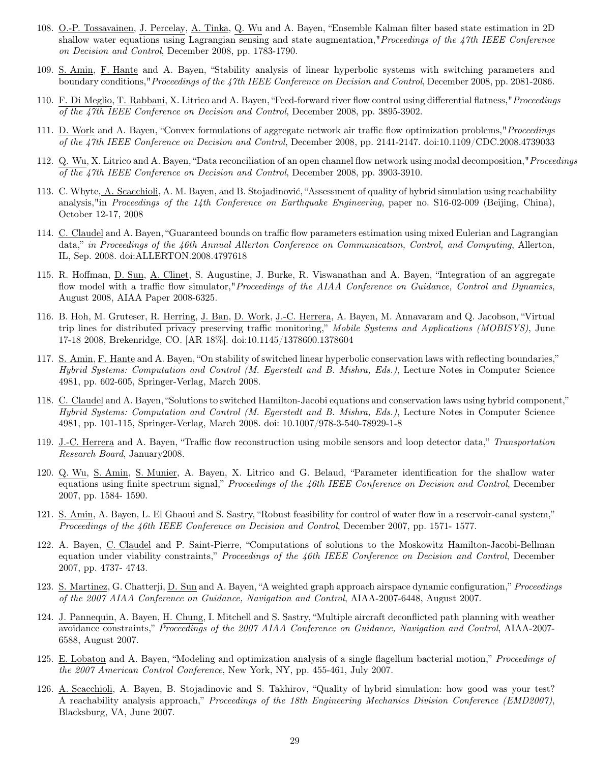108. O.-P. Tossavainen, J. Percelay, A. Tinka, Q. Wu and A. Bayen, "Ensemble Kalman filter based state estimation in 2D shallow water equations using Lagrangian sensing and state augmentation,"*Proceedings of the 47th IEEE Conference on Decision and Control*, December 2008, pp. 1783-1790.

109. S. Amin, F. Hante and A. Bayen, "Stability analysis of linear hyperbolic systems with switching parameters and boundary conditions,"*Proceedings of the 47th IEEE Conference on Decision and Control*, December 2008, pp. 2081-2086.

110. F. Di Meglio, T. Rabbani, X. Litrico and A. Bayen, "Feed-forward river flow control using differential flatness,"*Proceedings of the 47th IEEE Conference on Decision and Control*, December 2008, pp. 3895-3902.

111. D. Work and A. Bayen, "Convex formulations of aggregate network air traffic flow optimization problems,"*Proceedings of the 47th IEEE Conference on Decision and Control*, December 2008, pp. 2141-2147. doi:10.1109/CDC.2008.4739033

112. Q. Wu, X. Litrico and A. Bayen, "Data reconciliation of an open channel flow network using modal decomposition,"*Proceedings of the 47th IEEE Conference on Decision and Control*, December 2008, pp. 3903-3910.

113. C. Whyte, A. Scacchioli, A. M. Bayen, and B. Stojadinović, "Assessment of quality of hybrid simulation using reachability analysis,"in *Proceedings of the 14th Conference on Earthquake Engineering*, paper no. S16-02-009 (Beijing, China), October 12-17, 2008

114. C. Claudel and A. Bayen, "Guaranteed bounds on traffic flow parameters estimation using mixed Eulerian and Lagrangian data," *in Proceedings of the 46th Annual Allerton Conference on Communication, Control, and Computing*, Allerton, IL, Sep. 2008. doi:ALLERTON.2008.4797618

115. R. Hoffman, D. Sun, A. Clinet, S. Augustine, J. Burke, R. Viswanathan and A. Bayen, "Integration of an aggregate flow model with a traffic flow simulator,"*Proceedings of the AIAA Conference on Guidance, Control and Dynamics*, August 2008, AIAA Paper 2008-6325.

116. B. Hoh, M. Gruteser, R. Herring, J. Ban, D. Work, J.-C. Herrera, A. Bayen, M. Annavaram and Q. Jacobson, "Virtual trip lines for distributed privacy preserving traffic monitoring," *Mobile Systems and Applications (MOBISYS)*, June 17-18 2008, Brekenridge, CO. [AR 18%]. doi:10.1145/1378600.1378604

117. S. Amin, F. Hante and A. Bayen, "On stability of switched linear hyperbolic conservation laws with reflecting boundaries," *Hybrid Systems: Computation and Control (M. Egerstedt and B. Mishra, Eds.)*, Lecture Notes in Computer Science 4981, pp. 602-605, Springer-Verlag, March 2008.

118. C. Claudel and A. Bayen, "Solutions to switched Hamilton-Jacobi equations and conservation laws using hybrid component," *Hybrid Systems: Computation and Control (M. Egerstedt and B. Mishra, Eds.)*, Lecture Notes in Computer Science 4981, pp. 101-115, Springer-Verlag, March 2008. doi: 10.1007/978-3-540-78929-1-8

119. J.-C. Herrera and A. Bayen, "Traffic flow reconstruction using mobile sensors and loop detector data," *Transportation Research Board*, January2008.

120. Q. Wu, S. Amin, S. Munier, A. Bayen, X. Litrico and G. Belaud, "Parameter identification for the shallow water equations using finite spectrum signal," *Proceedings of the 46th IEEE Conference on Decision and Control*, December 2007, pp. 1584- 1590.

121. S. Amin, A. Bayen, L. El Ghaoui and S. Sastry, "Robust feasibility for control of water flow in a reservoir-canal system," *Proceedings of the 46th IEEE Conference on Decision and Control*, December 2007, pp. 1571- 1577.

122. A. Bayen, C. Claudel and P. Saint-Pierre, "Computations of solutions to the Moskowitz Hamilton-Jacobi-Bellman equation under viability constraints," *Proceedings of the 46th IEEE Conference on Decision and Control*, December 2007, pp. 4737- 4743.

123. S. Martinez, G. Chatterji, D. Sun and A. Bayen, "A weighted graph approach airspace dynamic configuration," *Proceedings of the 2007 AIAA Conference on Guidance, Navigation and Control*, AIAA-2007-6448, August 2007.

124. J. Pannequin, A. Bayen, H. Chung, I. Mitchell and S. Sastry, "Multiple aircraft deconflicted path planning with weather avoidance constraints," *Proceedings of the 2007 AIAA Conference on Guidance, Navigation and Control*, AIAA-2007-6588, August 2007.

125. E. Lobaton and A. Bayen, "Modeling and optimization analysis of a single flagellum bacterial motion," *Proceedings of the 2007 American Control Conference*, New York, NY, pp. 455-461, July 2007.

126. A. Scacchioli, A. Bayen, B. Stojadinovic and S. Takhirov, "Quality of hybrid simulation: how good was your test? A reachability analysis approach," *Proceedings of the 18th Engineering Mechanics Division Conference (EMD2007)*, Blacksburg, VA, June 2007.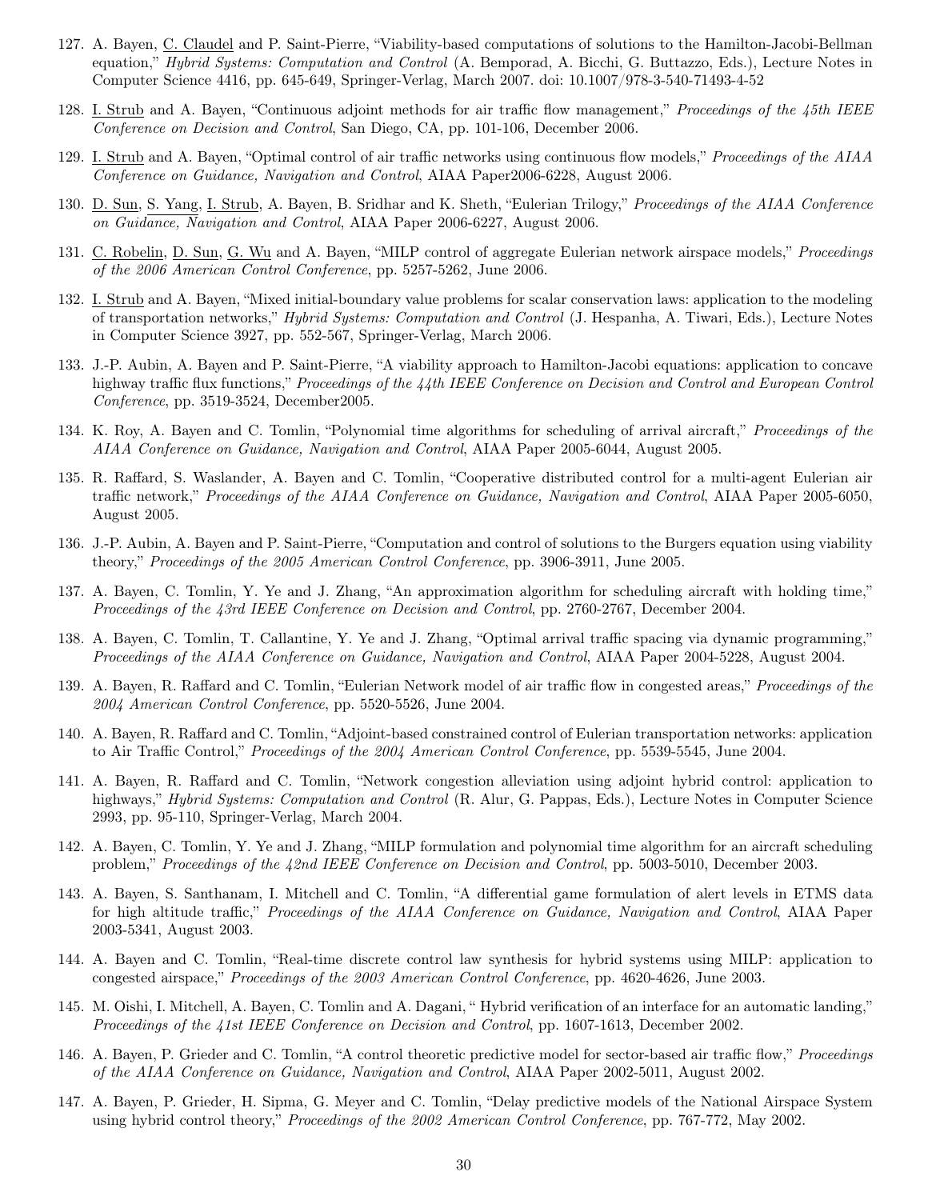127. A. Bayen, C. Claudel and P. Saint-Pierre, "Viability-based computations of solutions to the Hamilton-Jacobi-Bellman equation," *Hybrid Systems: Computation and Control* (A. Bemporad, A. Bicchi, G. Buttazzo, Eds.), Lecture Notes in Computer Science 4416, pp. 645-649, Springer-Verlag, March 2007. doi: 10.1007/978-3-540-71493-4-52

128. I. Strub and A. Bayen, "Continuous adjoint methods for air traffic flow management," *Proceedings of the 45th IEEE Conference on Decision and Control*, San Diego, CA, pp. 101-106, December 2006.

129. I. Strub and A. Bayen, "Optimal control of air traffic networks using continuous flow models," *Proceedings of the AIAA Conference on Guidance, Navigation and Control*, AIAA Paper2006-6228, August 2006.

130. D. Sun, S. Yang, I. Strub, A. Bayen, B. Sridhar and K. Sheth, "Eulerian Trilogy," *Proceedings of the AIAA Conference on Guidance, Navigation and Control*, AIAA Paper 2006-6227, August 2006.

131. C. Robelin, D. Sun, G. Wu and A. Bayen, "MILP control of aggregate Eulerian network airspace models," *Proceedings of the 2006 American Control Conference*, pp. 5257-5262, June 2006.

132. I. Strub and A. Bayen, "Mixed initial-boundary value problems for scalar conservation laws: application to the modeling of transportation networks," *Hybrid Systems: Computation and Control* (J. Hespanha, A. Tiwari, Eds.), Lecture Notes in Computer Science 3927, pp. 552-567, Springer-Verlag, March 2006.

133. J.-P. Aubin, A. Bayen and P. Saint-Pierre, "A viability approach to Hamilton-Jacobi equations: application to concave highway traffic flux functions," *Proceedings of the 44th IEEE Conference on Decision and Control and European Control Conference*, pp. 3519-3524, December2005.

134. K. Roy, A. Bayen and C. Tomlin, "Polynomial time algorithms for scheduling of arrival aircraft," *Proceedings of the AIAA Conference on Guidance, Navigation and Control*, AIAA Paper 2005-6044, August 2005.

135. R. Raffard, S. Waslander, A. Bayen and C. Tomlin, "Cooperative distributed control for a multi-agent Eulerian air traffic network," *Proceedings of the AIAA Conference on Guidance, Navigation and Control*, AIAA Paper 2005-6050, August 2005.

136. J.-P. Aubin, A. Bayen and P. Saint-Pierre, "Computation and control of solutions to the Burgers equation using viability theory," *Proceedings of the 2005 American Control Conference*, pp. 3906-3911, June 2005.

137. A. Bayen, C. Tomlin, Y. Ye and J. Zhang, "An approximation algorithm for scheduling aircraft with holding time," *Proceedings of the 43rd IEEE Conference on Decision and Control*, pp. 2760-2767, December 2004.

138. A. Bayen, C. Tomlin, T. Callantine, Y. Ye and J. Zhang, "Optimal arrival traffic spacing via dynamic programming," *Proceedings of the AIAA Conference on Guidance, Navigation and Control*, AIAA Paper 2004-5228, August 2004.

139. A. Bayen, R. Raffard and C. Tomlin, "Eulerian Network model of air traffic flow in congested areas," *Proceedings of the 2004 American Control Conference*, pp. 5520-5526, June 2004.

140. A. Bayen, R. Raffard and C. Tomlin, "Adjoint-based constrained control of Eulerian transportation networks: application to Air Traffic Control," *Proceedings of the 2004 American Control Conference*, pp. 5539-5545, June 2004.

141. A. Bayen, R. Raffard and C. Tomlin, "Network congestion alleviation using adjoint hybrid control: application to highways," *Hybrid Systems: Computation and Control* (R. Alur, G. Pappas, Eds.), Lecture Notes in Computer Science 2993, pp. 95-110, Springer-Verlag, March 2004.

142. A. Bayen, C. Tomlin, Y. Ye and J. Zhang, "MILP formulation and polynomial time algorithm for an aircraft scheduling problem," *Proceedings of the 42nd IEEE Conference on Decision and Control*, pp. 5003-5010, December 2003.

143. A. Bayen, S. Santhanam, I. Mitchell and C. Tomlin, "A differential game formulation of alert levels in ETMS data for high altitude traffic," *Proceedings of the AIAA Conference on Guidance, Navigation and Control*, AIAA Paper 2003-5341, August 2003.

144. A. Bayen and C. Tomlin, "Real-time discrete control law synthesis for hybrid systems using MILP: application to congested airspace," *Proceedings of the 2003 American Control Conference*, pp. 4620-4626, June 2003.

145. M. Oishi, I. Mitchell, A. Bayen, C. Tomlin and A. Dagani, " Hybrid verification of an interface for an automatic landing," *Proceedings of the 41st IEEE Conference on Decision and Control*, pp. 1607-1613, December 2002.

146. A. Bayen, P. Grieder and C. Tomlin, "A control theoretic predictive model for sector-based air traffic flow," *Proceedings of the AIAA Conference on Guidance, Navigation and Control*, AIAA Paper 2002-5011, August 2002.

147. A. Bayen, P. Grieder, H. Sipma, G. Meyer and C. Tomlin, "Delay predictive models of the National Airspace System using hybrid control theory," *Proceedings of the 2002 American Control Conference*, pp. 767-772, May 2002.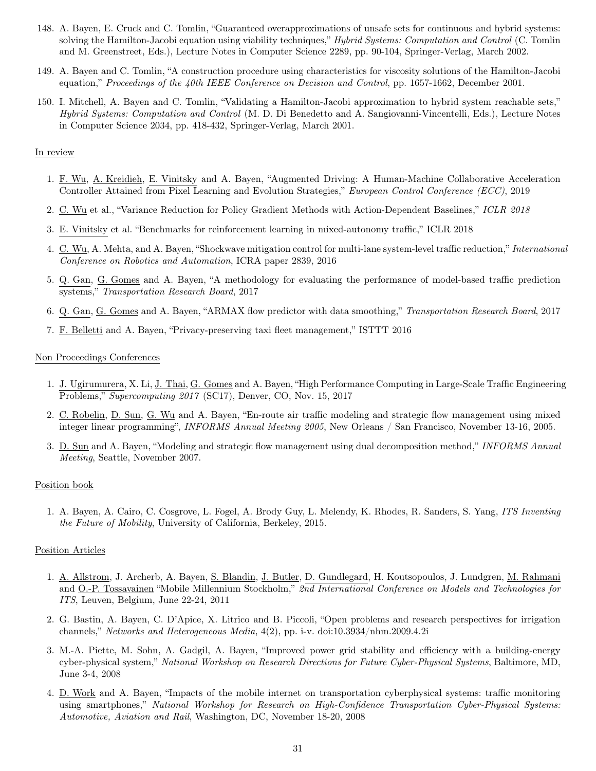148. A. Bayen, E. Cruck and C. Tomlin, "Guaranteed overapproximations of unsafe sets for continuous and hybrid systems: solving the Hamilton-Jacobi equation using viability techniques," *Hybrid Systems: Computation and Control* (C. Tomlin and M. Greenstreet, Eds.), Lecture Notes in Computer Science 2289, pp. 90-104, Springer-Verlag, March 2002.

149. A. Bayen and C. Tomlin, "A construction procedure using characteristics for viscosity solutions of the Hamilton-Jacobi equation," *Proceedings of the 40th IEEE Conference on Decision and Control*, pp. 1657-1662, December 2001.

150. I. Mitchell, A. Bayen and C. Tomlin, "Validating a Hamilton-Jacobi approximation to hybrid system reachable sets," *Hybrid Systems: Computation and Control* (M. D. Di Benedetto and A. Sangiovanni-Vincentelli, Eds.), Lecture Notes in Computer Science 2034, pp. 418-432, Springer-Verlag, March 2001.

In review

1. F. Wu, A. Kreidieh, E. Vinitsky and A. Bayen, "Augmented Driving: A Human-Machine Collaborative Acceleration Controller Attained from Pixel Learning and Evolution Strategies," *European Control Conference (ECC)*, 2019

2. C. Wu et al., "Variance Reduction for Policy Gradient Methods with Action-Dependent Baselines," *ICLR 2018*

3. E. Vinitsky et al. "Benchmarks for reinforcement learning in mixed-autonomy traffic," ICLR 2018

4. C. Wu, A. Mehta, and A. Bayen, "Shockwave mitigation control for multi-lane system-level traffic reduction," *International Conference on Robotics and Automation*, ICRA paper 2839, 2016

5. Q. Gan, G. Gomes and A. Bayen, "A methodology for evaluating the performance of model-based traffic prediction systems," *Transportation Research Board*, 2017

6. Q. Gan, G. Gomes and A. Bayen, "ARMAX flow predictor with data smoothing," *Transportation Research Board*, 2017

7. F. Belletti and A. Bayen, "Privacy-preserving taxi fleet management," ISTTT 2016

Non Proceedings Conferences

1. J. Ugirumurera, X. Li, J. Thai, G. Gomes and A. Bayen, "High Performance Computing in Large-Scale Traffic Engineering Problems," *Supercomputing 2017* (SC17), Denver, CO, Nov. 15, 2017

2. C. Robelin, D. Sun, G. Wu and A. Bayen, "En-route air traffic modeling and strategic flow management using mixed integer linear programming", *INFORMS Annual Meeting 2005*, New Orleans / San Francisco, November 13-16, 2005.

3. D. Sun and A. Bayen, "Modeling and strategic flow management using dual decomposition method," *INFORMS Annual Meeting*, Seattle, November 2007.

Position book

1. A. Bayen, A. Cairo, C. Cosgrove, L. Fogel, A. Brody Guy, L. Melendy, K. Rhodes, R. Sanders, S. Yang, *ITS Inventing the Future of Mobility*, University of California, Berkeley, 2015.

Position Articles

1. A. Allstrom, J. Archerb, A. Bayen, S. Blandin, J. Butler, D. Gundlegard, H. Koutsopoulos, J. Lundgren, M. Rahmani and O.-P. Tossavainen "Mobile Millennium Stockholm," *2nd International Conference on Models and Technologies for ITS*, Leuven, Belgium, June 22-24, 2011

2. G. Bastin, A. Bayen, C. D'Apice, X. Litrico and B. Piccoli, "Open problems and research perspectives for irrigation channels," *Networks and Heterogeneous Media*, 4(2), pp. i-v. doi:10.3934/nhm.2009.4.2i

3. M.-A. Piette, M. Sohn, A. Gadgil, A. Bayen, "Improved power grid stability and efficiency with a building-energy cyber-physical system," *National Workshop on Research Directions for Future Cyber-Physical Systems*, Baltimore, MD, June 3-4, 2008

4. D. Work and A. Bayen, "Impacts of the mobile internet on transportation cyberphysical systems: traffic monitoring using smartphones," *National Workshop for Research on High-Confidence Transportation Cyber-Physical Systems: Automotive, Aviation and Rail*, Washington, DC, November 18-20, 2008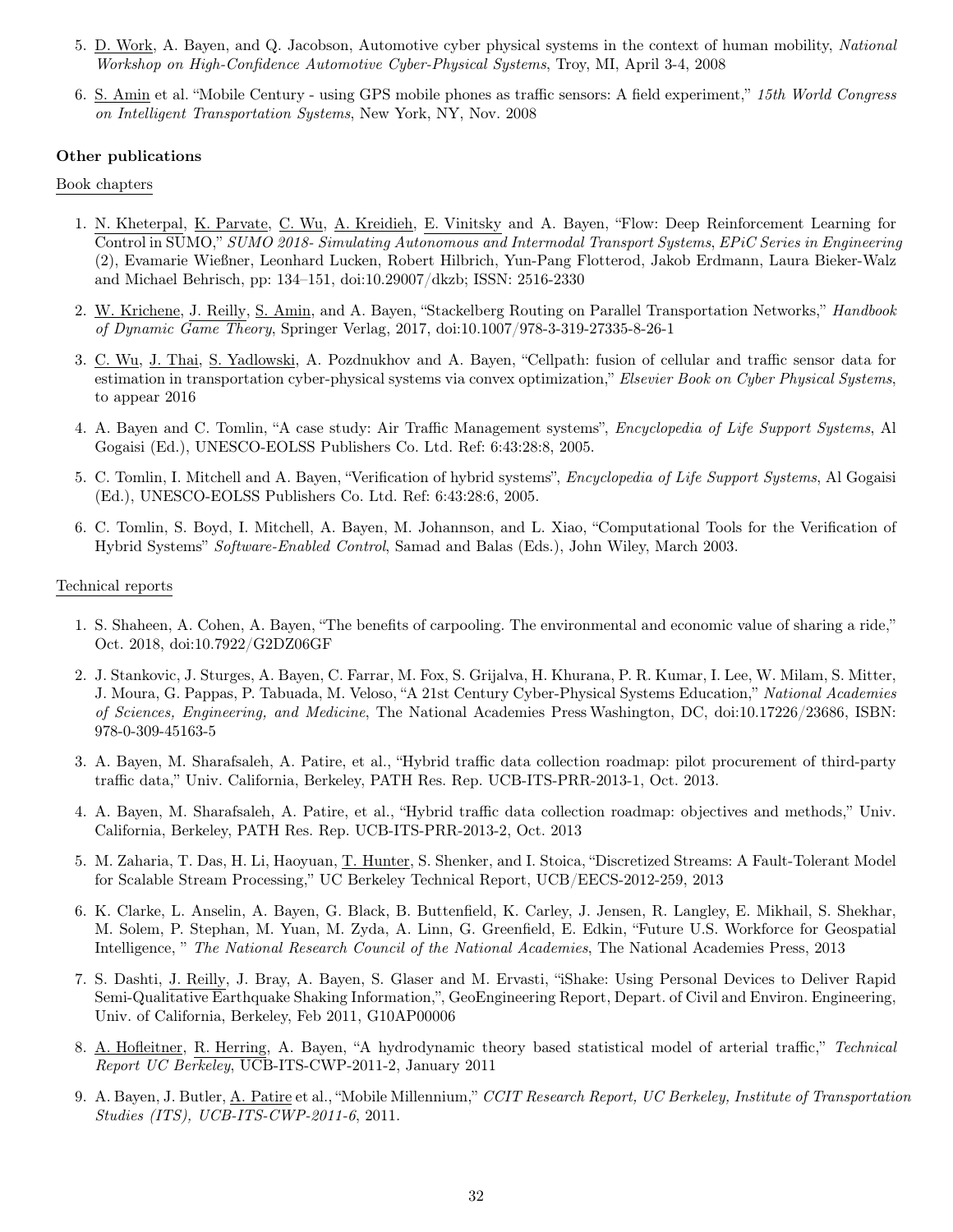5. D. Work, A. Bayen, and Q. Jacobson, Automotive cyber physical systems in the context of human mobility, *National Workshop on High-Confidence Automotive Cyber-Physical Systems*, Troy, MI, April 3-4, 2008

6. S. Amin et al. "Mobile Century - using GPS mobile phones as traffic sensors: A field experiment," *15th World Congress on Intelligent Transportation Systems*, New York, NY, Nov. 2008

**Other publications**

Book chapters

1. N. Kheterpal, K. Parvate, C. Wu, A. Kreidieh, E. Vinitsky and A. Bayen, "Flow: Deep Reinforcement Learning for Control in SUMO," *SUMO 2018- Simulating Autonomous and Intermodal Transport Systems, EPiC Series in Engineering* (2), Evamarie Wießner, Leonhard Lucken, Robert Hilbrich, Yun-Pang Flotterod, Jakob Erdmann, Laura Bieker-Walz and Michael Behrisch, pp: 134–151, doi:10.29007/dkzb; ISSN: 2516-2330

2. W. Krichene, J. Reilly, S. Amin, and A. Bayen, "Stackelberg Routing on Parallel Transportation Networks," *Handbook of Dynamic Game Theory*, Springer Verlag, 2017, doi:10.1007/978-3-319-27335-8-26-1

3. C. Wu, J. Thai, S. Yadlowski, A. Pozdnukhov and A. Bayen, "Cellpath: fusion of cellular and traffic sensor data for estimation in transportation cyber-physical systems via convex optimization," *Elsevier Book on Cyber Physical Systems*, to appear 2016

4. A. Bayen and C. Tomlin, "A case study: Air Traffic Management systems", *Encyclopedia of Life Support Systems*, Al Gogaisi (Ed.), UNESCO-EOLSS Publishers Co. Ltd. Ref: 6:43:28:8, 2005.

5. C. Tomlin, I. Mitchell and A. Bayen, "Verification of hybrid systems", *Encyclopedia of Life Support Systems*, Al Gogaisi (Ed.), UNESCO-EOLSS Publishers Co. Ltd. Ref: 6:43:28:6, 2005.

6. C. Tomlin, S. Boyd, I. Mitchell, A. Bayen, M. Johannson, and L. Xiao, "Computational Tools for the Verification of Hybrid Systems" *Software-Enabled Control*, Samad and Balas (Eds.), John Wiley, March 2003.

Technical reports

1. S. Shaheen, A. Cohen, A. Bayen, "The benefits of carpooling. The environmental and economic value of sharing a ride," Oct. 2018, doi:10.7922/G2DZ06GF

2. J. Stankovic, J. Sturges, A. Bayen, C. Farrar, M. Fox, S. Grijalva, H. Khurana, P. R. Kumar, I. Lee, W. Milam, S. Mitter, J. Moura, G. Pappas, P. Tabuada, M. Veloso, "A 21st Century Cyber-Physical Systems Education," *National Academies of Sciences, Engineering, and Medicine*, The National Academies Press Washington, DC, doi:10.17226/23686, ISBN: 978-0-309-45163-5

3. A. Bayen, M. Sharafsaleh, A. Patire, et al., "Hybrid traffic data collection roadmap: pilot procurement of third-party traffic data," Univ. California, Berkeley, PATH Res. Rep. UCB-ITS-PRR-2013-1, Oct. 2013.

4. A. Bayen, M. Sharafsaleh, A. Patire, et al., "Hybrid traffic data collection roadmap: objectives and methods," Univ. California, Berkeley, PATH Res. Rep. UCB-ITS-PRR-2013-2, Oct. 2013

5. M. Zaharia, T. Das, H. Li, Haoyuan, T. Hunter, S. Shenker, and I. Stoica, "Discretized Streams: A Fault-Tolerant Model for Scalable Stream Processing," UC Berkeley Technical Report, UCB/EECS-2012-259, 2013

6. K. Clarke, L. Anselin, A. Bayen, G. Black, B. Buttenfield, K. Carley, J. Jensen, R. Langley, E. Mikhail, S. Shekhar, M. Solem, P. Stephan, M. Yuan, M. Zyda, A. Linn, G. Greenfield, E. Edkin, "Future U.S. Workforce for Geospatial Intelligence, " *The National Research Council of the National Academies*, The National Academies Press, 2013

7. S. Dashti, J. Reilly, J. Bray, A. Bayen, S. Glaser and M. Ervasti, "iShake: Using Personal Devices to Deliver Rapid Semi-Qualitative Earthquake Shaking Information,", GeoEngineering Report, Depart. of Civil and Environ. Engineering, Univ. of California, Berkeley, Feb 2011, G10AP00006

8. A. Hofleitner, R. Herring, A. Bayen, "A hydrodynamic theory based statistical model of arterial traffic," *Technical Report UC Berkeley*, UCB-ITS-CWP-2011-2, January 2011

9. A. Bayen, J. Butler, A. Patire et al., "Mobile Millennium," *CCIT Research Report, UC Berkeley, Institute of Transportation Studies (ITS), UCB-ITS-CWP-2011-6*, 2011.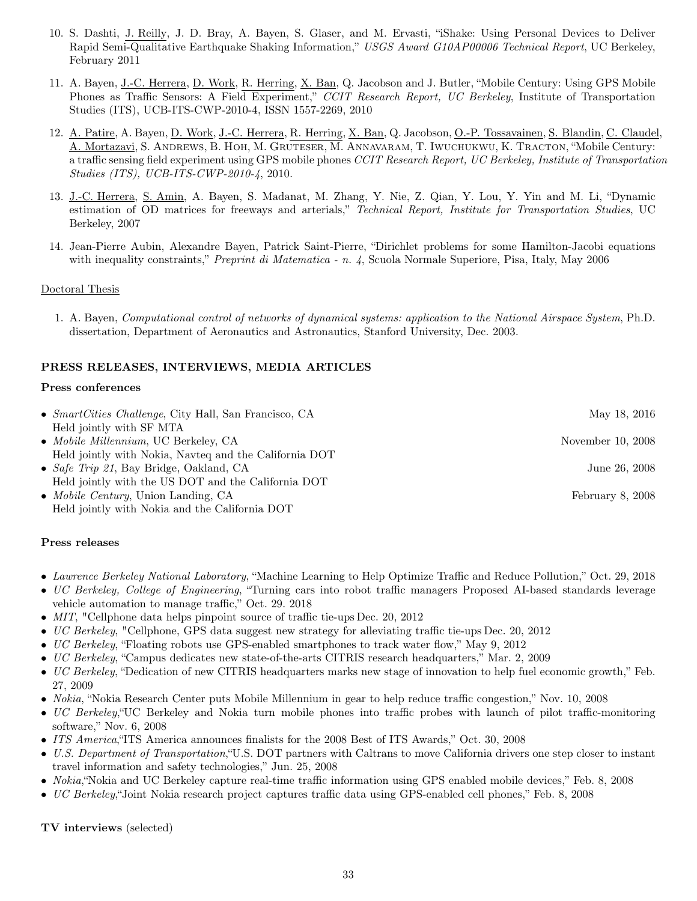10. S. Dashti, J. Reilly, J. D. Bray, A. Bayen, S. Glaser, and M. Ervasti, "iShake: Using Personal Devices to Deliver Rapid Semi-Qualitative Earthquake Shaking Information," *USGS Award G10AP00006 Technical Report*, UC Berkeley, February 2011

11. A. Bayen, J.-C. Herrera, D. Work, R. Herring, X. Ban, Q. Jacobson and J. Butler, "Mobile Century: Using GPS Mobile Phones as Traffic Sensors: A Field Experiment," *CCIT Research Report, UC Berkeley*, Institute of Transportation Studies (ITS), UCB-ITS-CWP-2010-4, ISSN 1557-2269, 2010

12. A. Patire, A. Bayen, D. Work, J.-C. Herrera, R. Herring, X. Ban, Q. Jacobson, O.-P. Tossavainen, S. Blandin, C. Claudel, A. Mortazavi, S. Andrews, B. Hoh, M. Gruteser, M. Annavaram, T. Iwuchukwu, K. Tracton, "Mobile Century: a traffic sensing field experiment using GPS mobile phones *CCIT Research Report, UC Berkeley, Institute of Transportation Studies (ITS), UCB-ITS-CWP-2010-4*, 2010.

13. J.-C. Herrera, S. Amin, A. Bayen, S. Madanat, M. Zhang, Y. Nie, Z. Qian, Y. Lou, Y. Yin and M. Li, "Dynamic estimation of OD matrices for freeways and arterials," *Technical Report, Institute for Transportation Studies*, UC Berkeley, 2007

14. Jean-Pierre Aubin, Alexandre Bayen, Patrick Saint-Pierre, "Dirichlet problems for some Hamilton-Jacobi equations with inequality constraints," *Preprint di Matematica - n. 4*, Scuola Normale Superiore, Pisa, Italy, May 2006

Doctoral Thesis

1. A. Bayen, *Computational control of networks of dynamical systems: application to the National Airspace System*, Ph.D. dissertation, Department of Aeronautics and Astronautics, Stanford University, Dec. 2003.

## PRESS RELEASES, INTERVIEWS, MEDIA ARTICLES

### Press conferences

- *SmartCities Challenge*, City Hall, San Francisco, CA — May 18, 2016
  Held jointly with SF MTA
- *Mobile Millennium*, UC Berkeley, CA — November 10, 2008
  Held jointly with Nokia, Navteq and the California DOT
- *Safe Trip 21*, Bay Bridge, Oakland, CA — June 26, 2008
  Held jointly with the US DOT and the California DOT
- *Mobile Century*, Union Landing, CA — February 8, 2008
  Held jointly with Nokia and the California DOT

### Press releases

- *Lawrence Berkeley National Laboratory*, "Machine Learning to Help Optimize Traffic and Reduce Pollution," Oct. 29, 2018
- *UC Berkeley, College of Engineering*, "Turning cars into robot traffic managers Proposed AI-based standards leverage vehicle automation to manage traffic," Oct. 29. 2018
- *MIT*, "Cellphone data helps pinpoint source of traffic tie-ups Dec. 20, 2012
- *UC Berkeley*, "Cellphone, GPS data suggest new strategy for alleviating traffic tie-ups Dec. 20, 2012
- *UC Berkeley*, "Floating robots use GPS-enabled smartphones to track water flow," May 9, 2012
- *UC Berkeley*, "Campus dedicates new state-of-the-arts CITRIS research headquarters," Mar. 2, 2009
- *UC Berkeley*, "Dedication of new CITRIS headquarters marks new stage of innovation to help fuel economic growth," Feb. 27, 2009
- *Nokia*, "Nokia Research Center puts Mobile Millennium in gear to help reduce traffic congestion," Nov. 10, 2008
- *UC Berkeley*,"UC Berkeley and Nokia turn mobile phones into traffic probes with launch of pilot traffic-monitoring software," Nov. 6, 2008
- *ITS America*,"ITS America announces finalists for the 2008 Best of ITS Awards," Oct. 30, 2008
- *U.S. Department of Transportation*,"U.S. DOT partners with Caltrans to move California drivers one step closer to instant travel information and safety technologies," Jun. 25, 2008
- *Nokia*,"Nokia and UC Berkeley capture real-time traffic information using GPS enabled mobile devices," Feb. 8, 2008
- *UC Berkeley*,"Joint Nokia research project captures traffic data using GPS-enabled cell phones," Feb. 8, 2008

### TV interviews (selected)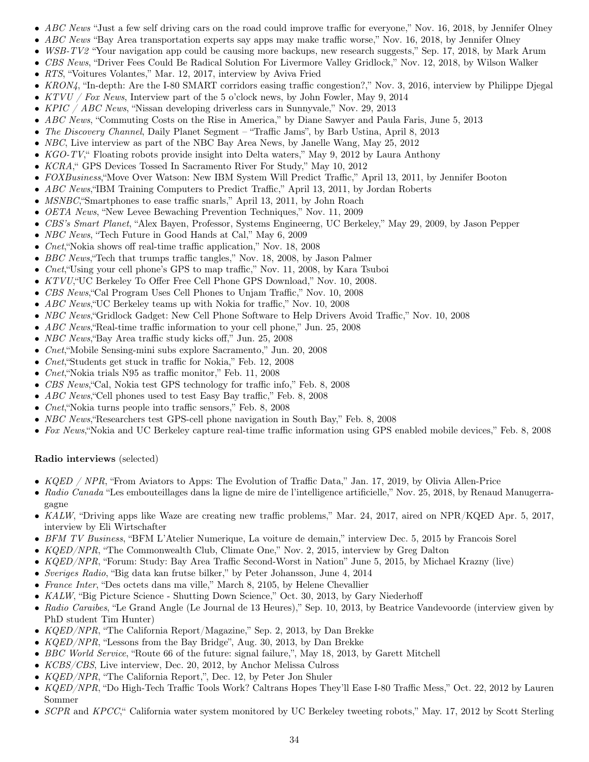- *ABC News* "Just a few self driving cars on the road could improve traffic for everyone," Nov. 16, 2018, by Jennifer Olney
- *ABC News* "Bay Area transportation experts say apps may make traffic worse," Nov. 16, 2018, by Jennifer Olney
- *WSB-TV2* "Your navigation app could be causing more backups, new research suggests," Sep. 17, 2018, by Mark Arum
- *CBS News*, "Driver Fees Could Be Radical Solution For Livermore Valley Gridlock," Nov. 12, 2018, by Wilson Walker
- *RTS*, "Voitures Volantes," Mar. 12, 2017, interview by Aviva Fried
- *KRON4*, "In-depth: Are the I-80 SMART corridors easing traffic congestion?," Nov. 3, 2016, interview by Philippe Djegal
- *KTVU / Fox News*, Interview part of the 5 o'clock news, by John Fowler, May 9, 2014
- *KPIC / ABC News*, "Nissan developing driverless cars in Sunnyvale," Nov. 29, 2013
- *ABC News*, "Commuting Costs on the Rise in America," by Diane Sawyer and Paula Faris, June 5, 2013
- *The Discovery Channel*, Daily Planet Segment – "Traffic Jams", by Barb Ustina, April 8, 2013
- *NBC*, Live interview as part of the NBC Bay Area News, by Janelle Wang, May 25, 2012
- *KGO-TV*," Floating robots provide insight into Delta waters," May 9, 2012 by Laura Anthony
- *KCRA*," GPS Devices Tossed In Sacramento River For Study," May 10, 2012
- *FOXBusiness*,"Move Over Watson: New IBM System Will Predict Traffic," April 13, 2011, by Jennifer Booton
- *ABC News*,"IBM Training Computers to Predict Traffic," April 13, 2011, by Jordan Roberts
- *MSNBC*,"Smartphones to ease traffic snarls," April 13, 2011, by John Roach
- *OETA News*, "New Levee Bewaching Prevention Techniques," Nov. 11, 2009
- *CBS's Smart Planet*, "Alex Bayen, Professor, Systems Engineerng, UC Berkeley," May 29, 2009, by Jason Pepper
- *NBC News*, "Tech Future in Good Hands at Cal," May 6, 2009
- *Cnet*,"Nokia shows off real-time traffic application," Nov. 18, 2008
- *BBC News*,"Tech that trumps traffic tangles," Nov. 18, 2008, by Jason Palmer
- *Cnet*,"Using your cell phone's GPS to map traffic," Nov. 11, 2008, by Kara Tsuboi
- *KTVU*,"UC Berkeley To Offer Free Cell Phone GPS Download," Nov. 10, 2008.
- *CBS News*,"Cal Program Uses Cell Phones to Unjam Traffic," Nov. 10, 2008
- *ABC News*,"UC Berkeley teams up with Nokia for traffic," Nov. 10, 2008
- *NBC News*,"Gridlock Gadget: New Cell Phone Software to Help Drivers Avoid Traffic," Nov. 10, 2008
- *ABC News*,"Real-time traffic information to your cell phone," Jun. 25, 2008
- *NBC News*,"Bay Area traffic study kicks off," Jun. 25, 2008
- *Cnet*,"Mobile Sensing-mini subs explore Sacramento," Jun. 20, 2008
- *Cnet*,"Students get stuck in traffic for Nokia," Feb. 12, 2008
- *Cnet*,"Nokia trials N95 as traffic monitor," Feb. 11, 2008
- *CBS News*,"Cal, Nokia test GPS technology for traffic info," Feb. 8, 2008
- *ABC News*,"Cell phones used to test Easy Bay traffic," Feb. 8, 2008
- *Cnet*,"Nokia turns people into traffic sensors," Feb. 8, 2008
- *NBC News*,"Researchers test GPS-cell phone navigation in South Bay," Feb. 8, 2008
- *Fox News*,"Nokia and UC Berkeley capture real-time traffic information using GPS enabled mobile devices," Feb. 8, 2008

**Radio interviews** (selected)

- *KQED / NPR*, "From Aviators to Apps: The Evolution of Traffic Data," Jan. 17, 2019, by Olivia Allen-Price
- *Radio Canada* "Les embouteillages dans la ligne de mire de l'intelligence artificielle," Nov. 25, 2018, by Renaud Manugerragagne
- *KALW*, "Driving apps like Waze are creating new traffic problems," Mar. 24, 2017, aired on NPR/KQED Apr. 5, 2017, interview by Eli Wirtschafter
- *BFM TV Business*, "BFM L'Atelier Numerique, La voiture de demain," interview Dec. 5, 2015 by Francois Sorel
- *KQED/NPR*, "The Commonwealth Club, Climate One," Nov. 2, 2015, interview by Greg Dalton
- *KQED/NPR*, "Forum: Study: Bay Area Traffic Second-Worst in Nation" June 5, 2015, by Michael Krazny (live)
- *Sveriges Radio*, "Big data kan frutse bilker," by Peter Johansson, June 4, 2014
- *France Inter*, "Des octets dans ma ville," March 8, 2105, by Helene Chevallier
- *KALW*, "Big Picture Science - Shutting Down Science," Oct. 30, 2013, by Gary Niederhoff
- *Radio Caraibes*, "Le Grand Angle (Le Journal de 13 Heures)," Sep. 10, 2013, by Beatrice Vandevoorde (interview given by PhD student Tim Hunter)
- *KQED/NPR*, "The California Report/Magazine," Sep. 2, 2013, by Dan Brekke
- *KQED/NPR*, "Lessons from the Bay Bridge", Aug. 30, 2013, by Dan Brekke
- *BBC World Service*, "Route 66 of the future: signal failure,", May 18, 2013, by Garett Mitchell
- *KCBS/CBS*, Live interview, Dec. 20, 2012, by Anchor Melissa Culross
- *KQED/NPR*, "The California Report,", Dec. 12, by Peter Jon Shuler
- *KQED/NPR*, "Do High-Tech Traffic Tools Work? Caltrans Hopes They'll Ease I-80 Traffic Mess," Oct. 22, 2012 by Lauren Sommer
- *SCPR* and *KPCC*," California water system monitored by UC Berkeley tweeting robots," May. 17, 2012 by Scott Sterling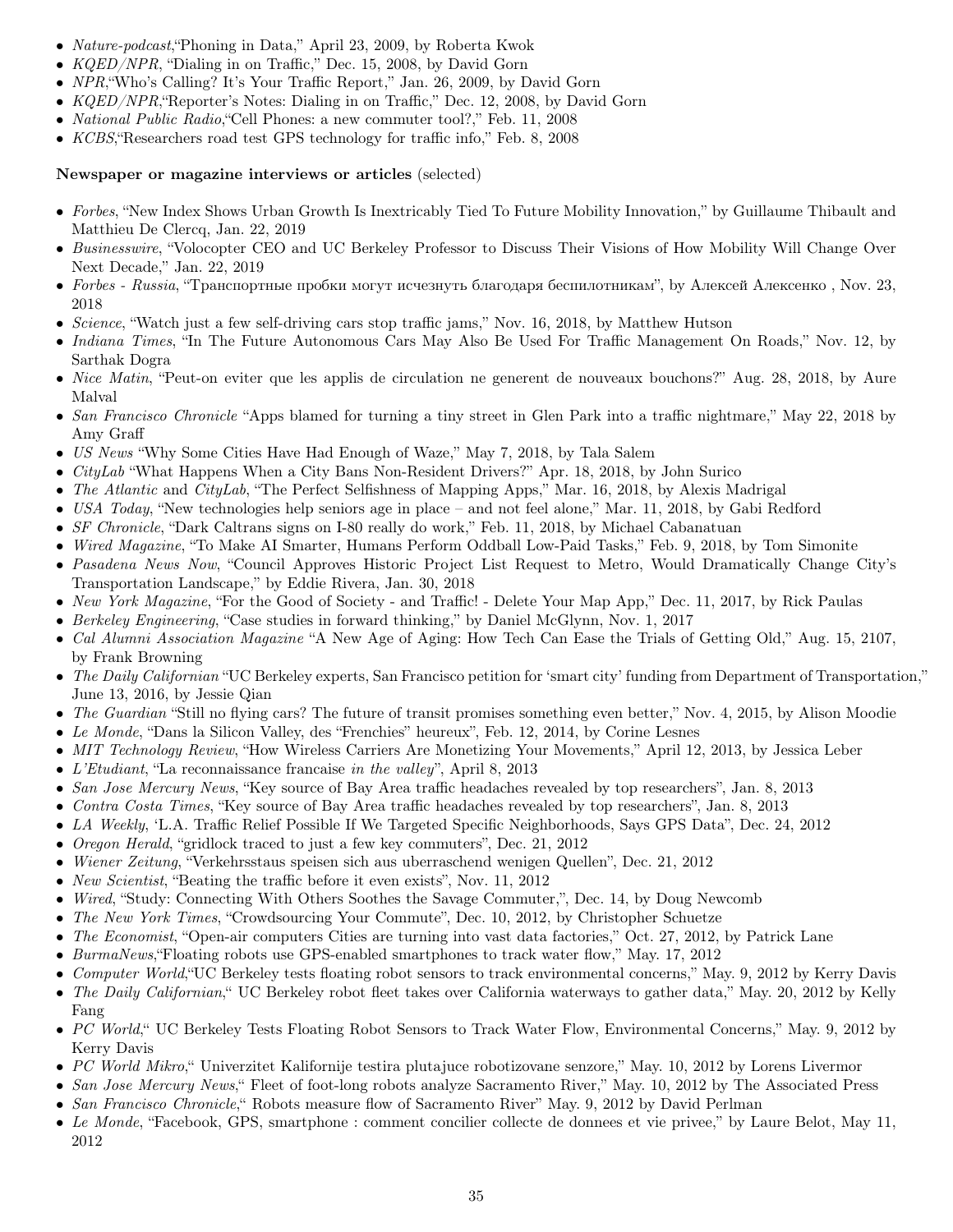- *Nature-podcast*,"Phoning in Data," April 23, 2009, by Roberta Kwok
- *KQED/NPR*, "Dialing in on Traffic," Dec. 15, 2008, by David Gorn
- *NPR*,"Who's Calling? It's Your Traffic Report," Jan. 26, 2009, by David Gorn
- *KQED/NPR*,"Reporter's Notes: Dialing in on Traffic," Dec. 12, 2008, by David Gorn
- *National Public Radio*,"Cell Phones: a new commuter tool?," Feb. 11, 2008
- *KCBS*,"Researchers road test GPS technology for traffic info," Feb. 8, 2008

**Newspaper or magazine interviews or articles** (selected)

- *Forbes*, "New Index Shows Urban Growth Is Inextricably Tied To Future Mobility Innovation," by Guillaume Thibault and Matthieu De Clercq, Jan. 22, 2019
- *Businesswire*, "Volocopter CEO and UC Berkeley Professor to Discuss Their Visions of How Mobility Will Change Over Next Decade," Jan. 22, 2019
- *Forbes - Russia*, "Транспортные пробки могут исчезнуть благодаря беспилотникам", by Алексей Алексенко , Nov. 23, 2018
- *Science*, "Watch just a few self-driving cars stop traffic jams," Nov. 16, 2018, by Matthew Hutson
- *Indiana Times*, "In The Future Autonomous Cars May Also Be Used For Traffic Management On Roads," Nov. 12, by Sarthak Dogra
- *Nice Matin*, "Peut-on eviter que les applis de circulation ne generent de nouveaux bouchons?" Aug. 28, 2018, by Aure Malval
- *San Francisco Chronicle* "Apps blamed for turning a tiny street in Glen Park into a traffic nightmare," May 22, 2018 by Amy Graff
- *US News* "Why Some Cities Have Had Enough of Waze," May 7, 2018, by Tala Salem
- *CityLab* "What Happens When a City Bans Non-Resident Drivers?" Apr. 18, 2018, by John Surico
- *The Atlantic* and *CityLab*, "The Perfect Selfishness of Mapping Apps," Mar. 16, 2018, by Alexis Madrigal
- *USA Today*, "New technologies help seniors age in place – and not feel alone," Mar. 11, 2018, by Gabi Redford
- *SF Chronicle*, "Dark Caltrans signs on I-80 really do work," Feb. 11, 2018, by Michael Cabanatuan
- *Wired Magazine*, "To Make AI Smarter, Humans Perform Oddball Low-Paid Tasks," Feb. 9, 2018, by Tom Simonite
- *Pasadena News Now*, "Council Approves Historic Project List Request to Metro, Would Dramatically Change City's Transportation Landscape," by Eddie Rivera, Jan. 30, 2018
- *New York Magazine*, "For the Good of Society - and Traffic! - Delete Your Map App," Dec. 11, 2017, by Rick Paulas
- *Berkeley Engineering*, "Case studies in forward thinking," by Daniel McGlynn, Nov. 1, 2017
- *Cal Alumni Association Magazine* "A New Age of Aging: How Tech Can Ease the Trials of Getting Old," Aug. 15, 2107, by Frank Browning
- *The Daily Californian* "UC Berkeley experts, San Francisco petition for 'smart city' funding from Department of Transportation," June 13, 2016, by Jessie Qian
- *The Guardian* "Still no flying cars? The future of transit promises something even better," Nov. 4, 2015, by Alison Moodie
- *Le Monde*, "Dans la Silicon Valley, des "Frenchies" heureux", Feb. 12, 2014, by Corine Lesnes
- *MIT Technology Review*, "How Wireless Carriers Are Monetizing Your Movements," April 12, 2013, by Jessica Leber
- *L'Etudiant*, "La reconnaissance francaise *in the valley*", April 8, 2013
- *San Jose Mercury News*, "Key source of Bay Area traffic headaches revealed by top researchers", Jan. 8, 2013
- *Contra Costa Times*, "Key source of Bay Area traffic headaches revealed by top researchers", Jan. 8, 2013
- *LA Weekly*, 'L.A. Traffic Relief Possible If We Targeted Specific Neighborhoods, Says GPS Data", Dec. 24, 2012
- *Oregon Herald*, "gridlock traced to just a few key commuters", Dec. 21, 2012
- *Wiener Zeitung*, "Verkehrsstaus speisen sich aus uberraschend wenigen Quellen", Dec. 21, 2012
- *New Scientist*, "Beating the traffic before it even exists", Nov. 11, 2012
- *Wired*, "Study: Connecting With Others Soothes the Savage Commuter,", Dec. 14, by Doug Newcomb
- *The New York Times*, "Crowdsourcing Your Commute", Dec. 10, 2012, by Christopher Schuetze
- *The Economist*, "Open-air computers Cities are turning into vast data factories," Oct. 27, 2012, by Patrick Lane
- *BurmaNews*,"Floating robots use GPS-enabled smartphones to track water flow," May. 17, 2012
- *Computer World*,"UC Berkeley tests floating robot sensors to track environmental concerns," May. 9, 2012 by Kerry Davis
- *The Daily Californian*," UC Berkeley robot fleet takes over California waterways to gather data," May. 20, 2012 by Kelly Fang
- *PC World*," UC Berkeley Tests Floating Robot Sensors to Track Water Flow, Environmental Concerns," May. 9, 2012 by Kerry Davis
- *PC World Mikro*," Univerzitet Kalifornije testira plutajuce robotizovane senzore," May. 10, 2012 by Lorens Livermor
- *San Jose Mercury News*," Fleet of foot-long robots analyze Sacramento River," May. 10, 2012 by The Associated Press
- *San Francisco Chronicle*," Robots measure flow of Sacramento River" May. 9, 2012 by David Perlman
- *Le Monde*, "Facebook, GPS, smartphone : comment concilier collecte de donnees et vie privee," by Laure Belot, May 11, 2012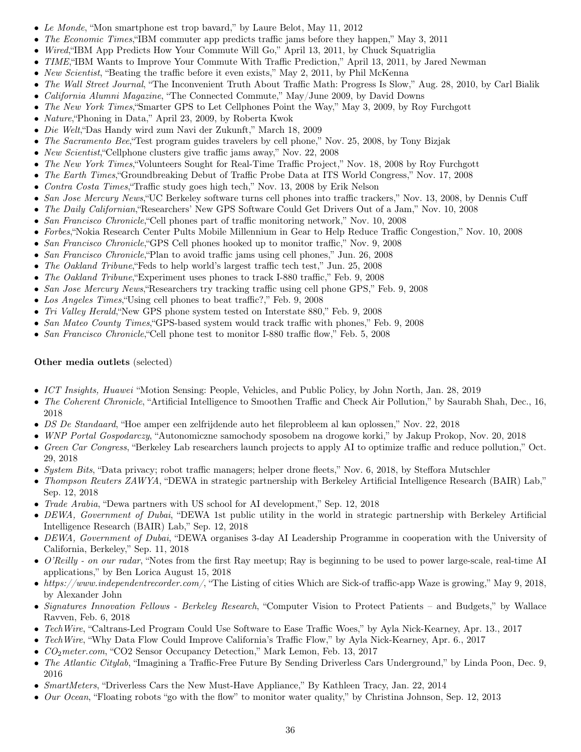- *Le Monde*, “Mon smartphone est trop bavard,” by Laure Belot, May 11, 2012
- *The Economic Times*,“IBM commuter app predicts traffic jams before they happen,” May 3, 2011
- *Wired*,“IBM App Predicts How Your Commute Will Go,” April 13, 2011, by Chuck Squatriglia
- *TIME*,“IBM Wants to Improve Your Commute With Traffic Prediction,” April 13, 2011, by Jared Newman
- *New Scientist*, “Beating the traffic before it even exists,” May 2, 2011, by Phil McKenna
- *The Wall Street Journal*, “The Inconvenient Truth About Traffic Math: Progress Is Slow,” Aug. 28, 2010, by Carl Bialik
- *California Alumni Magazine*, “The Connected Commute,” May/June 2009, by David Downs
- *The New York Times*,“Smarter GPS to Let Cellphones Point the Way,” May 3, 2009, by Roy Furchgott
- *Nature*,“Phoning in Data,” April 23, 2009, by Roberta Kwok
- *Die Welt*,“Das Handy wird zum Navi der Zukunft,” March 18, 2009
- *The Sacramento Bee*,“Test program guides travelers by cell phone,” Nov. 25, 2008, by Tony Bizjak
- *New Scientist*,“Cellphone clusters give traffic jams away,” Nov. 22, 2008
- *The New York Times*,“Volunteers Sought for Real-Time Traffic Project,” Nov. 18, 2008 by Roy Furchgott
- *The Earth Times*,“Groundbreaking Debut of Traffic Probe Data at ITS World Congress,” Nov. 17, 2008
- *Contra Costa Times*,“Traffic study goes high tech,” Nov. 13, 2008 by Erik Nelson
- *San Jose Mercury News*,“UC Berkeley software turns cell phones into traffic trackers,” Nov. 13, 2008, by Dennis Cuff
- *The Daily Californian*,“Researchers’ New GPS Software Could Get Drivers Out of a Jam,” Nov. 10, 2008
- *San Francisco Chronicle*,“Cell phones part of traffic monitoring network,” Nov. 10, 2008
- *Forbes*,“Nokia Research Center Pults Mobile Millennium in Gear to Help Reduce Traffic Congestion,” Nov. 10, 2008
- *San Francisco Chronicle*,“GPS Cell phones hooked up to monitor traffic,” Nov. 9, 2008
- *San Francisco Chronicle*,“Plan to avoid traffic jams using cell phones,” Jun. 26, 2008
- *The Oakland Tribune*,“Feds to help world’s largest traffic tech test,” Jun. 25, 2008
- *The Oakland Tribune*,“Experiment uses phones to track I-880 traffic,” Feb. 9, 2008
- *San Jose Mercury News*,“Researchers try tracking traffic using cell phone GPS,” Feb. 9, 2008
- *Los Angeles Times*,“Using cell phones to beat traffic?,” Feb. 9, 2008
- *Tri Valley Herald*,“New GPS phone system tested on Interstate 880,” Feb. 9, 2008
- *San Mateo County Times*,“GPS-based system would track traffic with phones,” Feb. 9, 2008
- *San Francisco Chronicle*,“Cell phone test to monitor I-880 traffic flow,” Feb. 5, 2008

**Other media outlets** (selected)

- *ICT Insights, Huawei* “Motion Sensing: People, Vehicles, and Public Policy, by John North, Jan. 28, 2019
- *The Coherent Chronicle*, “Artificial Intelligence to Smoothen Traffic and Check Air Pollution,” by Saurabh Shah, Dec., 16, 2018
- *DS De Standaard*, “Hoe amper een zelfrijdende auto het fileprobleem al kan oplossen,” Nov. 22, 2018
- *WNP Portal Gospodarczy*, “Autonomiczne samochody sposobem na drogowe korki,” by Jakup Prokop, Nov. 20, 2018
- *Green Car Congress*, “Berkeley Lab researchers launch projects to apply AI to optimize traffic and reduce pollution,” Oct. 29, 2018
- *System Bits*, “Data privacy; robot traffic managers; helper drone fleets,” Nov. 6, 2018, by Steffora Mutschler
- *Thompson Reuters ZAWYA*, “DEWA in strategic partnership with Berkeley Artificial Intelligence Research (BAIR) Lab,” Sep. 12, 2018
- *Trade Arabia*, “Dewa partners with US school for AI development,” Sep. 12, 2018
- *DEWA, Government of Dubai*, “DEWA 1st public utility in the world in strategic partnership with Berkeley Artificial Intelligence Research (BAIR) Lab,” Sep. 12, 2018
- *DEWA, Government of Dubai*, “DEWA organises 3-day AI Leadership Programme in cooperation with the University of California, Berkeley,” Sep. 11, 2018
- *O’Reilly - on our radar*, “Notes from the first Ray meetup; Ray is beginning to be used to power large-scale, real-time AI applications,” by Ben Lorica August 15, 2018
- *https://www.independentrecorder.com/*, “The Listing of cities Which are Sick-of traffic-app Waze is growing,” May 9, 2018, by Alexander John
- *Signatures Innovation Fellows - Berkeley Research*, “Computer Vision to Protect Patients – and Budgets,” by Wallace Ravven, Feb. 6, 2018
- *TechWire*, “Caltrans-Led Program Could Use Software to Ease Traffic Woes,” by Ayla Nick-Kearney, Apr. 13., 2017
- *TechWire*, “Why Data Flow Could Improve California’s Traffic Flow,” by Ayla Nick-Kearney, Apr. 6., 2017
- *$CO_2$meter.com*, “CO2 Sensor Occupancy Detection,” Mark Lemon, Feb. 13, 2017
- *The Atlantic Citylab*, “Imagining a Traffic-Free Future By Sending Driverless Cars Underground,” by Linda Poon, Dec. 9, 2016
- *SmartMeters*, “Driverless Cars the New Must-Have Appliance,” By Kathleen Tracy, Jan. 22, 2014
- *Our Ocean*, “Floating robots “go with the flow” to monitor water quality,” by Christina Johnson, Sep. 12, 2013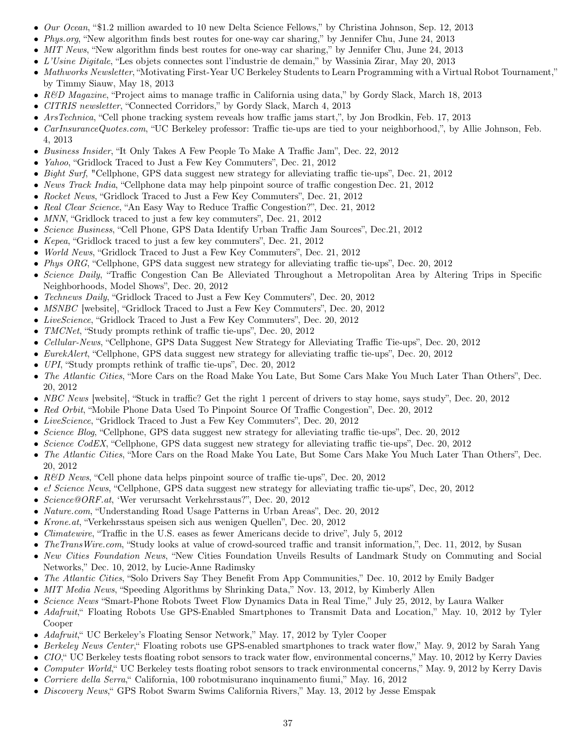- *Our Ocean*, "$1.2 million awarded to 10 new Delta Science Fellows," by Christina Johnson, Sep. 12, 2013
- *Phys.org*, "New algorithm finds best routes for one-way car sharing," by Jennifer Chu, June 24, 2013
- *MIT News*, "New algorithm finds best routes for one-way car sharing," by Jennifer Chu, June 24, 2013
- *L'Usine Digitale*, "Les objets connectes sont l'industrie de demain," by Wassinia Zirar, May 20, 2013
- *Mathworks Newsletter*, "Motivating First-Year UC Berkeley Students to Learn Programming with a Virtual Robot Tournament," by Timmy Siauw, May 18, 2013
- *R&D Magazine*, "Project aims to manage traffic in California using data," by Gordy Slack, March 18, 2013
- *CITRIS newsletter*, "Connected Corridors," by Gordy Slack, March 4, 2013
- *ArsTechnica*, "Cell phone tracking system reveals how traffic jams start,", by Jon Brodkin, Feb. 17, 2013
- *CarInsuranceQuotes.com*, "UC Berkeley professor: Traffic tie-ups are tied to your neighborhood,", by Allie Johnson, Feb. 4, 2013
- *Business Insider*, "It Only Takes A Few People To Make A Traffic Jam", Dec. 22, 2012
- *Yahoo*, "Gridlock Traced to Just a Few Key Commuters", Dec. 21, 2012
- *Bight Surf*, "Cellphone, GPS data suggest new strategy for alleviating traffic tie-ups", Dec. 21, 2012
- *News Track India*, "Cellphone data may help pinpoint source of traffic congestion Dec. 21, 2012
- *Rocket News*, "Gridlock Traced to Just a Few Key Commuters", Dec. 21, 2012
- *Real Clear Science*, "An Easy Way to Reduce Traffic Congestion?", Dec. 21, 2012
- *MNN*, "Gridlock traced to just a few key commuters", Dec. 21, 2012
- *Science Business*, "Cell Phone, GPS Data Identify Urban Traffic Jam Sources", Dec.21, 2012
- *Kepea*, "Gridlock traced to just a few key commuters", Dec. 21, 2012
- *World News*, "Gridlock Traced to Just a Few Key Commuters", Dec. 21, 2012
- *Phys ORG*, "Cellphone, GPS data suggest new strategy for alleviating traffic tie-ups", Dec. 20, 2012
- *Science Daily*, "Traffic Congestion Can Be Alleviated Throughout a Metropolitan Area by Altering Trips in Specific Neighborhoods, Model Shows", Dec. 20, 2012
- *Technews Daily*, "Gridlock Traced to Just a Few Key Commuters", Dec. 20, 2012
- *MSNBC* [website], "Gridlock Traced to Just a Few Key Commuters", Dec. 20, 2012
- *LiveScience*, "Gridlock Traced to Just a Few Key Commuters", Dec. 20, 2012
- *TMCNet*, "Study prompts rethink of traffic tie-ups", Dec. 20, 2012
- *Cellular-News*, "Cellphone, GPS Data Suggest New Strategy for Alleviating Traffic Tie-ups", Dec. 20, 2012
- *EurekAlert*, "Cellphone, GPS data suggest new strategy for alleviating traffic tie-ups", Dec. 20, 2012
- *UPI*, "Study prompts rethink of traffic tie-ups", Dec. 20, 2012
- *The Atlantic Cities*, "More Cars on the Road Make You Late, But Some Cars Make You Much Later Than Others", Dec. 20, 2012
- *NBC News* [website], "Stuck in traffic? Get the right 1 percent of drivers to stay home, says study", Dec. 20, 2012
- *Red Orbit*, "Mobile Phone Data Used To Pinpoint Source Of Traffic Congestion", Dec. 20, 2012
- *LiveScience*, "Gridlock Traced to Just a Few Key Commuters", Dec. 20, 2012
- *Science Blog*, "Cellphone, GPS data suggest new strategy for alleviating traffic tie-ups", Dec. 20, 2012
- *Science CodEX*, "Cellphone, GPS data suggest new strategy for alleviating traffic tie-ups", Dec. 20, 2012
- *The Atlantic Cities*, "More Cars on the Road Make You Late, But Some Cars Make You Much Later Than Others", Dec. 20, 2012
- *R&D News*, "Cell phone data helps pinpoint source of traffic tie-ups", Dec. 20, 2012
- *e! Science News*, "Cellphone, GPS data suggest new strategy for alleviating traffic tie-ups", Dec, 20, 2012
- *Science@ORF.at*, 'Wer verursacht Verkehrsstaus?", Dec. 20, 2012
- *Nature.com*, "Understanding Road Usage Patterns in Urban Areas", Dec. 20, 2012
- *Krone.at*, "Verkehrsstaus speisen sich aus wenigen Quellen", Dec. 20, 2012
- *Climatewire*, "Traffic in the U.S. eases as fewer Americans decide to drive", July 5, 2012
- *TheTransWire.com*, "Study looks at value of crowd-sourced traffic and transit information,", Dec. 11, 2012, by Susan
- *New Cities Foundation News*, "New Cities Foundation Unveils Results of Landmark Study on Commuting and Social Networks," Dec. 10, 2012, by Lucie-Anne Radimsky
- *The Atlantic Cities*, "Solo Drivers Say They Benefit From App Communities," Dec. 10, 2012 by Emily Badger
- *MIT Media News*, "Speeding Algorithms by Shrinking Data," Nov. 13, 2012, by Kimberly Allen
- *Science News* "Smart-Phone Robots Tweet Flow Dynamics Data in Real Time," July 25, 2012, by Laura Walker
- *Adafruit*," Floating Robots Use GPS-Enabled Smartphones to Transmit Data and Location," May. 10, 2012 by Tyler Cooper
- *Adafruit*," UC Berkeley's Floating Sensor Network," May. 17, 2012 by Tyler Cooper
- *Berkeley News Center*," Floating robots use GPS-enabled smartphones to track water flow," May. 9, 2012 by Sarah Yang
- *CIO*," UC Berkeley tests floating robot sensors to track water flow, environmental concerns," May. 10, 2012 by Kerry Davies
- *Computer World*," UC Berkeley tests floating robot sensors to track environmental concerns," May. 9, 2012 by Kerry Davis
- *Corriere della Serra*," California, 100 robotmisurano inquinamento fiumi," May. 16, 2012
- *Discovery News*," GPS Robot Swarm Swims California Rivers," May. 13, 2012 by Jesse Emspak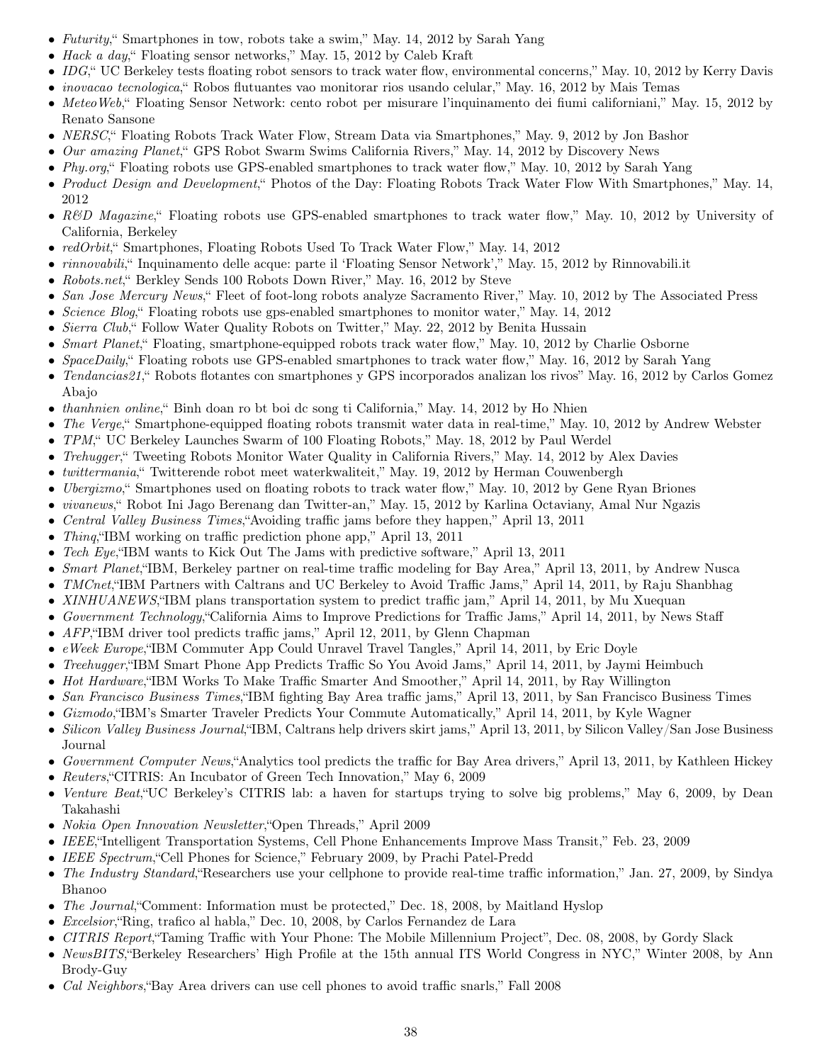- *Futurity*,“ Smartphones in tow, robots take a swim,” May. 14, 2012 by Sarah Yang
- *Hack a day*,“ Floating sensor networks,” May. 15, 2012 by Caleb Kraft
- *IDG*,“ UC Berkeley tests floating robot sensors to track water flow, environmental concerns,” May. 10, 2012 by Kerry Davis
- *inovacao tecnologica*,“ Robos flutuantes vao monitorar rios usando celular,” May. 16, 2012 by Mais Temas
- *MeteoWeb*,“ Floating Sensor Network: cento robot per misurare l'inquinamento dei fiumi californiani,” May. 15, 2012 by Renato Sansone
- *NERSC*,“ Floating Robots Track Water Flow, Stream Data via Smartphones,” May. 9, 2012 by Jon Bashor
- *Our amazing Planet*,“ GPS Robot Swarm Swims California Rivers,” May. 14, 2012 by Discovery News
- *Phy.org*,“ Floating robots use GPS-enabled smartphones to track water flow,” May. 10, 2012 by Sarah Yang
- *Product Design and Development*,“ Photos of the Day: Floating Robots Track Water Flow With Smartphones,” May. 14, 2012
- *R&D Magazine*,“ Floating robots use GPS-enabled smartphones to track water flow,” May. 10, 2012 by University of California, Berkeley
- *redOrbit*,“ Smartphones, Floating Robots Used To Track Water Flow,” May. 14, 2012
- *rinnovabili*,“ Inquinamento delle acque: parte il ‘Floating Sensor Network’,” May. 15, 2012 by Rinnovabili.it
- *Robots.net*,“ Berkley Sends 100 Robots Down River,” May. 16, 2012 by Steve
- *San Jose Mercury News*,“ Fleet of foot-long robots analyze Sacramento River,” May. 10, 2012 by The Associated Press
- *Science Blog*,“ Floating robots use gps-enabled smartphones to monitor water,” May. 14, 2012
- *Sierra Club*,“ Follow Water Quality Robots on Twitter,” May. 22, 2012 by Benita Hussain
- *Smart Planet*,“ Floating, smartphone-equipped robots track water flow,” May. 10, 2012 by Charlie Osborne
- *SpaceDaily*,“ Floating robots use GPS-enabled smartphones to track water flow,” May. 16, 2012 by Sarah Yang
- *Tendancias21*,“ Robots flotantes con smartphones y GPS incorporados analizan los rivos” May. 16, 2012 by Carlos Gomez Abajo
- *thanhnien online*,“ Binh doan ro bt boi dc song ti California,” May. 14, 2012 by Ho Nhien
- *The Verge*,“ Smartphone-equipped floating robots transmit water data in real-time,” May. 10, 2012 by Andrew Webster
- *TPM*,“ UC Berkeley Launches Swarm of 100 Floating Robots,” May. 18, 2012 by Paul Werdel
- *Trehugger*,“ Tweeting Robots Monitor Water Quality in California Rivers,” May. 14, 2012 by Alex Davies
- *twittermania*,“ Twitterende robot meet waterkwaliteit,” May. 19, 2012 by Herman Couwenbergh
- *Ubergizmo*,“ Smartphones used on floating robots to track water flow,” May. 10, 2012 by Gene Ryan Briones
- *vivanews*,“ Robot Ini Jago Berenang dan Twitter-an,” May. 15, 2012 by Karlina Octaviany, Amal Nur Ngazis
- *Central Valley Business Times*,“Avoiding traffic jams before they happen,” April 13, 2011
- *Thinq*,“IBM working on traffic prediction phone app,” April 13, 2011
- *Tech Eye*,“IBM wants to Kick Out The Jams with predictive software,” April 13, 2011
- *Smart Planet*,“IBM, Berkeley partner on real-time traffic modeling for Bay Area,” April 13, 2011, by Andrew Nusca
- *TMCnet*,“IBM Partners with Caltrans and UC Berkeley to Avoid Traffic Jams,” April 14, 2011, by Raju Shanbhag
- *XINHUANEWS*,“IBM plans transportation system to predict traffic jam,” April 14, 2011, by Mu Xuequan
- *Government Technology*,“California Aims to Improve Predictions for Traffic Jams,” April 14, 2011, by News Staff
- *AFP*,“IBM driver tool predicts traffic jams,” April 12, 2011, by Glenn Chapman
- *eWeek Europe*,“IBM Commuter App Could Unravel Travel Tangles,” April 14, 2011, by Eric Doyle
- *Treehugger*,“IBM Smart Phone App Predicts Traffic So You Avoid Jams,” April 14, 2011, by Jaymi Heimbuch
- *Hot Hardware*,“IBM Works To Make Traffic Smarter And Smoother,” April 14, 2011, by Ray Willington
- *San Francisco Business Times*,“IBM fighting Bay Area traffic jams,” April 13, 2011, by San Francisco Business Times
- *Gizmodo*,“IBM's Smarter Traveler Predicts Your Commute Automatically,” April 14, 2011, by Kyle Wagner
- *Silicon Valley Business Journal*,“IBM, Caltrans help drivers skirt jams,” April 13, 2011, by Silicon Valley/San Jose Business Journal
- *Government Computer News*,“Analytics tool predicts the traffic for Bay Area drivers,” April 13, 2011, by Kathleen Hickey
- *Reuters*,“CITRIS: An Incubator of Green Tech Innovation,” May 6, 2009
- *Venture Beat*,“UC Berkeley's CITRIS lab: a haven for startups trying to solve big problems,” May 6, 2009, by Dean Takahashi
- *Nokia Open Innovation Newsletter*,“Open Threads,” April 2009
- *IEEE*,“Intelligent Transportation Systems, Cell Phone Enhancements Improve Mass Transit,” Feb. 23, 2009
- *IEEE Spectrum*,“Cell Phones for Science,” February 2009, by Prachi Patel-Predd
- *The Industry Standard*,“Researchers use your cellphone to provide real-time traffic information,” Jan. 27, 2009, by Sindya Bhanoo
- *The Journal*,“Comment: Information must be protected,” Dec. 18, 2008, by Maitland Hyslop
- *Excelsior*,“Ring, trafico al habla,” Dec. 10, 2008, by Carlos Fernandez de Lara
- *CITRIS Report*,“Taming Traffic with Your Phone: The Mobile Millennium Project”, Dec. 08, 2008, by Gordy Slack
- *NewsBITS*,“Berkeley Researchers' High Profile at the 15th annual ITS World Congress in NYC,” Winter 2008, by Ann Brody-Guy
- *Cal Neighbors*,“Bay Area drivers can use cell phones to avoid traffic snarls,” Fall 2008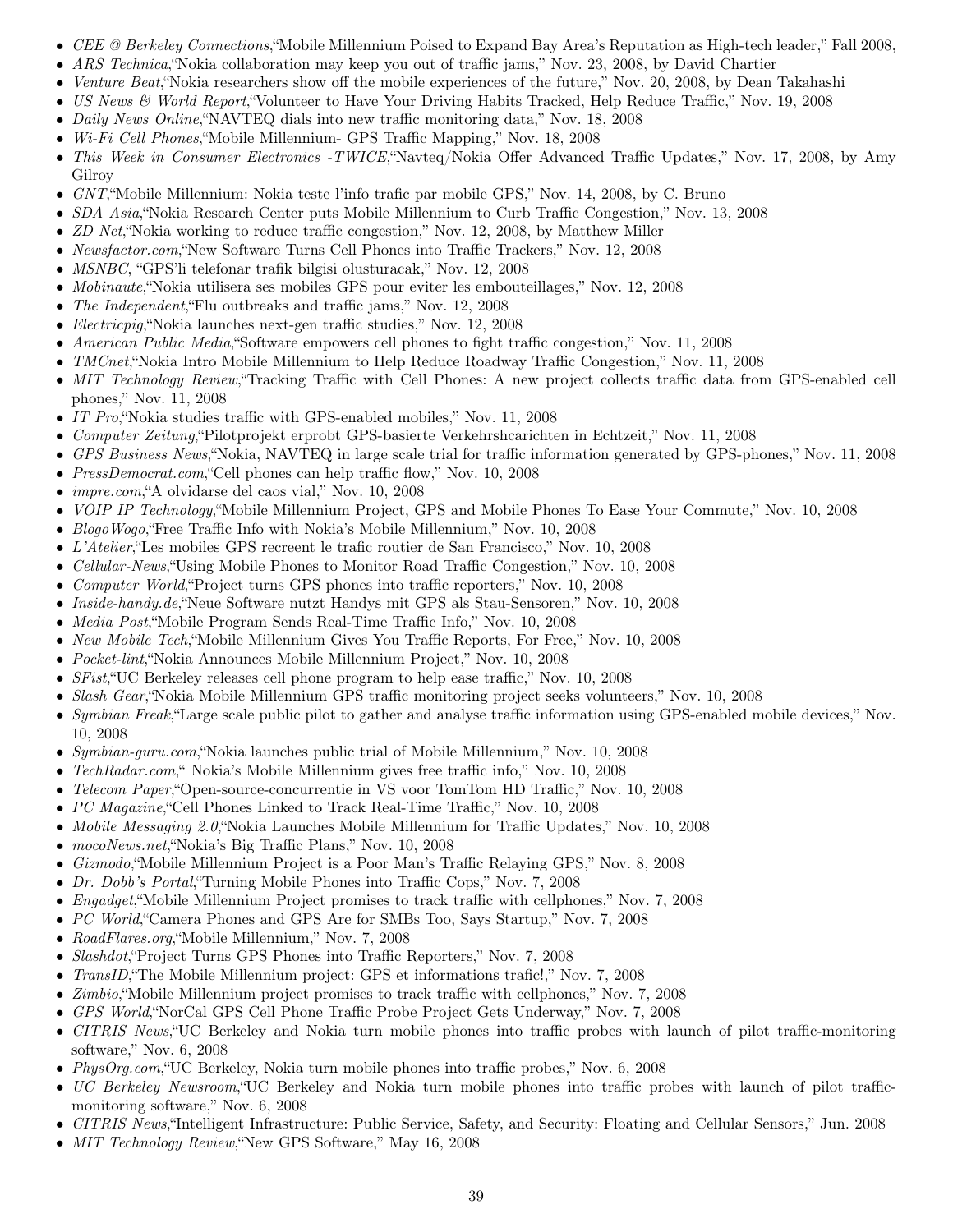- *CEE @ Berkeley Connections*,"Mobile Millennium Poised to Expand Bay Area's Reputation as High-tech leader," Fall 2008,
- *ARS Technica*,"Nokia collaboration may keep you out of traffic jams," Nov. 23, 2008, by David Chartier
- *Venture Beat*,"Nokia researchers show off the mobile experiences of the future," Nov. 20, 2008, by Dean Takahashi
- *US News & World Report*,"Volunteer to Have Your Driving Habits Tracked, Help Reduce Traffic," Nov. 19, 2008
- *Daily News Online*,"NAVTEQ dials into new traffic monitoring data," Nov. 18, 2008
- *Wi-Fi Cell Phones*,"Mobile Millennium- GPS Traffic Mapping," Nov. 18, 2008
- *This Week in Consumer Electronics -TWICE*,"Navteq/Nokia Offer Advanced Traffic Updates," Nov. 17, 2008, by Amy Gilroy
- *GNT*,"Mobile Millennium: Nokia teste l'info trafic par mobile GPS," Nov. 14, 2008, by C. Bruno
- *SDA Asia*,"Nokia Research Center puts Mobile Millennium to Curb Traffic Congestion," Nov. 13, 2008
- *ZD Net*,"Nokia working to reduce traffic congestion," Nov. 12, 2008, by Matthew Miller
- *Newsfactor.com*,"New Software Turns Cell Phones into Traffic Trackers," Nov. 12, 2008
- *MSNBC*, "GPS'li telefonar trafik bilgisi olusturacak," Nov. 12, 2008
- *Mobinaute*,"Nokia utilisera ses mobiles GPS pour eviter les embouteillages," Nov. 12, 2008
- *The Independent*,"Flu outbreaks and traffic jams," Nov. 12, 2008
- *Electricpig*,"Nokia launches next-gen traffic studies," Nov. 12, 2008
- *American Public Media*,"Software empowers cell phones to fight traffic congestion," Nov. 11, 2008
- *TMCnet*,"Nokia Intro Mobile Millennium to Help Reduce Roadway Traffic Congestion," Nov. 11, 2008
- *MIT Technology Review*,"Tracking Traffic with Cell Phones: A new project collects traffic data from GPS-enabled cell phones," Nov. 11, 2008
- *IT Pro*,"Nokia studies traffic with GPS-enabled mobiles," Nov. 11, 2008
- *Computer Zeitung*,"Pilotprojekt erprobt GPS-basierte Verkehrshcarichten in Echtzeit," Nov. 11, 2008
- *GPS Business News*,"Nokia, NAVTEQ in large scale trial for traffic information generated by GPS-phones," Nov. 11, 2008
- *PressDemocrat.com*,"Cell phones can help traffic flow," Nov. 10, 2008
- *impre.com*,"A olvidarse del caos vial," Nov. 10, 2008
- *VOIP IP Technology*,"Mobile Millennium Project, GPS and Mobile Phones To Ease Your Commute," Nov. 10, 2008
- *BlogoWogo*,"Free Traffic Info with Nokia's Mobile Millennium," Nov. 10, 2008
- *L'Atelier*,"Les mobiles GPS recreent le trafic routier de San Francisco," Nov. 10, 2008
- *Cellular-News*,"Using Mobile Phones to Monitor Road Traffic Congestion," Nov. 10, 2008
- *Computer World*,"Project turns GPS phones into traffic reporters," Nov. 10, 2008
- *Inside-handy.de*,"Neue Software nutzt Handys mit GPS als Stau-Sensoren," Nov. 10, 2008
- *Media Post*,"Mobile Program Sends Real-Time Traffic Info," Nov. 10, 2008
- *New Mobile Tech*,"Mobile Millennium Gives You Traffic Reports, For Free," Nov. 10, 2008
- *Pocket-lint*,"Nokia Announces Mobile Millennium Project," Nov. 10, 2008
- *SFist*,"UC Berkeley releases cell phone program to help ease traffic," Nov. 10, 2008
- *Slash Gear*,"Nokia Mobile Millennium GPS traffic monitoring project seeks volunteers," Nov. 10, 2008
- *Symbian Freak*,"Large scale public pilot to gather and analyse traffic information using GPS-enabled mobile devices," Nov. 10, 2008
- *Symbian-guru.com*,"Nokia launches public trial of Mobile Millennium," Nov. 10, 2008
- *TechRadar.com*," Nokia's Mobile Millennium gives free traffic info," Nov. 10, 2008
- *Telecom Paper*,"Open-source-concurrentie in VS voor TomTom HD Traffic," Nov. 10, 2008
- *PC Magazine*,"Cell Phones Linked to Track Real-Time Traffic," Nov. 10, 2008
- *Mobile Messaging 2.0*,"Nokia Launches Mobile Millennium for Traffic Updates," Nov. 10, 2008
- *mocoNews.net*,"Nokia's Big Traffic Plans," Nov. 10, 2008
- *Gizmodo*,"Mobile Millennium Project is a Poor Man's Traffic Relaying GPS," Nov. 8, 2008
- *Dr. Dobb's Portal*,"Turning Mobile Phones into Traffic Cops," Nov. 7, 2008
- *Engadget*,"Mobile Millennium Project promises to track traffic with cellphones," Nov. 7, 2008
- *PC World*,"Camera Phones and GPS Are for SMBs Too, Says Startup," Nov. 7, 2008
- *RoadFlares.org*,"Mobile Millennium," Nov. 7, 2008
- *Slashdot*,"Project Turns GPS Phones into Traffic Reporters," Nov. 7, 2008
- *TransID*,"The Mobile Millennium project: GPS et informations trafic!," Nov. 7, 2008
- *Zimbio*,"Mobile Millennium project promises to track traffic with cellphones," Nov. 7, 2008
- *GPS World*,"NorCal GPS Cell Phone Traffic Probe Project Gets Underway," Nov. 7, 2008
- *CITRIS News*,"UC Berkeley and Nokia turn mobile phones into traffic probes with launch of pilot traffic-monitoring software," Nov. 6, 2008
- *PhysOrg.com*,"UC Berkeley, Nokia turn mobile phones into traffic probes," Nov. 6, 2008
- *UC Berkeley Newsroom*,"UC Berkeley and Nokia turn mobile phones into traffic probes with launch of pilot traffic-monitoring software," Nov. 6, 2008
- *CITRIS News*,"Intelligent Infrastructure: Public Service, Safety, and Security: Floating and Cellular Sensors," Jun. 2008
- *MIT Technology Review*,"New GPS Software," May 16, 2008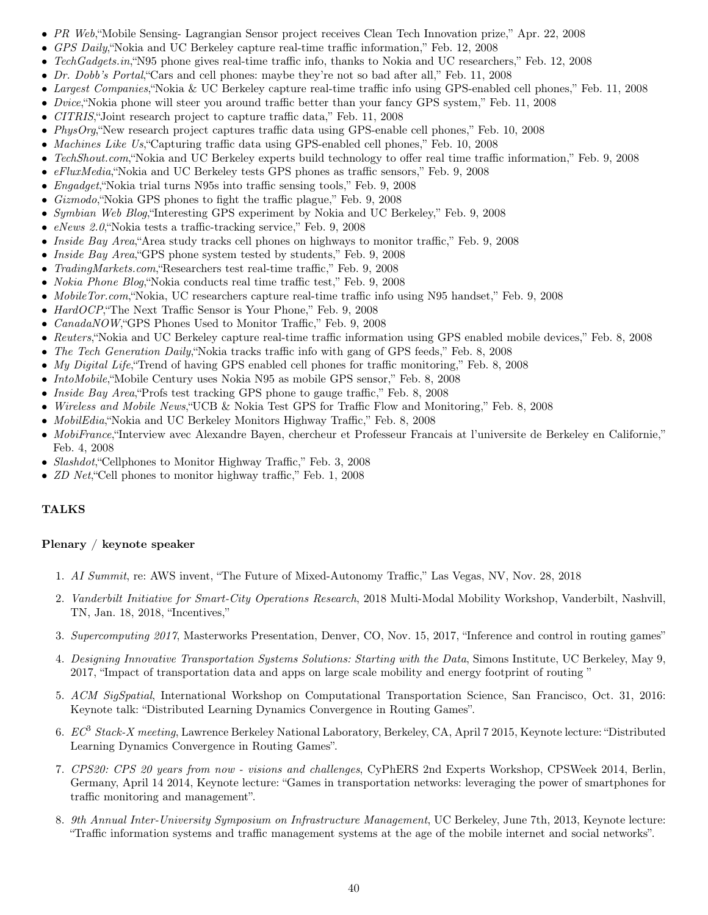- *PR Web*,"Mobile Sensing- Lagrangian Sensor project receives Clean Tech Innovation prize," Apr. 22, 2008
- *GPS Daily*,"Nokia and UC Berkeley capture real-time traffic information," Feb. 12, 2008
- *TechGadgets.in*,"N95 phone gives real-time traffic info, thanks to Nokia and UC researchers," Feb. 12, 2008
- *Dr. Dobb's Portal*,"Cars and cell phones: maybe they're not so bad after all," Feb. 11, 2008
- *Largest Companies*,"Nokia & UC Berkeley capture real-time traffic info using GPS-enabled cell phones," Feb. 11, 2008
- *Dvice*,"Nokia phone will steer you around traffic better than your fancy GPS system," Feb. 11, 2008
- *CITRIS*,"Joint research project to capture traffic data," Feb. 11, 2008
- *PhysOrg*,"New research project captures traffic data using GPS-enable cell phones," Feb. 10, 2008
- *Machines Like Us*,"Capturing traffic data using GPS-enabled cell phones," Feb. 10, 2008
- *TechShout.com*,"Nokia and UC Berkeley experts build technology to offer real time traffic information," Feb. 9, 2008
- *eFluxMedia*,"Nokia and UC Berkeley tests GPS phones as traffic sensors," Feb. 9, 2008
- *Engadget*,"Nokia trial turns N95s into traffic sensing tools," Feb. 9, 2008
- *Gizmodo*,"Nokia GPS phones to fight the traffic plague," Feb. 9, 2008
- *Symbian Web Blog*,"Interesting GPS experiment by Nokia and UC Berkeley," Feb. 9, 2008
- *eNews 2.0*,"Nokia tests a traffic-tracking service," Feb. 9, 2008
- *Inside Bay Area*,"Area study tracks cell phones on highways to monitor traffic," Feb. 9, 2008
- *Inside Bay Area*,"GPS phone system tested by students," Feb. 9, 2008
- *TradingMarkets.com*,"Researchers test real-time traffic," Feb. 9, 2008
- *Nokia Phone Blog*,"Nokia conducts real time traffic test," Feb. 9, 2008
- *MobileTor.com*,"Nokia, UC researchers capture real-time traffic info using N95 handset," Feb. 9, 2008
- *HardOCP*,"The Next Traffic Sensor is Your Phone," Feb. 9, 2008
- *CanadaNOW*,"GPS Phones Used to Monitor Traffic," Feb. 9, 2008
- *Reuters*,"Nokia and UC Berkeley capture real-time traffic information using GPS enabled mobile devices," Feb. 8, 2008
- *The Tech Generation Daily*,"Nokia tracks traffic info with gang of GPS feeds," Feb. 8, 2008
- *My Digital Life*,"Trend of having GPS enabled cell phones for traffic monitoring," Feb. 8, 2008
- *IntoMobile*,"Mobile Century uses Nokia N95 as mobile GPS sensor," Feb. 8, 2008
- *Inside Bay Area*,"Profs test tracking GPS phone to gauge traffic," Feb. 8, 2008
- *Wireless and Mobile News*,"UCB & Nokia Test GPS for Traffic Flow and Monitoring," Feb. 8, 2008
- *MobilEdia*,"Nokia and UC Berkeley Monitors Highway Traffic," Feb. 8, 2008
- *MobiFrance*,"Interview avec Alexandre Bayen, chercheur et Professeur Francais at l'universite de Berkeley en Californie," Feb. 4, 2008
- *Slashdot*,"Cellphones to Monitor Highway Traffic," Feb. 3, 2008
- *ZD Net*,"Cell phones to monitor highway traffic," Feb. 1, 2008

## TALKS

### Plenary / keynote speaker

1. *AI Summit*, re: AWS invent, "The Future of Mixed-Autonomy Traffic," Las Vegas, NV, Nov. 28, 2018
2. *Vanderbilt Initiative for Smart-City Operations Research*, 2018 Multi-Modal Mobility Workshop, Vanderbilt, Nashville, TN, Jan. 18, 2018, "Incentives,"
3. *Supercomputing 2017*, Masterworks Presentation, Denver, CO, Nov. 15, 2017, "Inference and control in routing games"
4. *Designing Innovative Transportation Systems Solutions: Starting with the Data*, Simons Institute, UC Berkeley, May 9, 2017, "Impact of transportation data and apps on large scale mobility and energy footprint of routing "
5. *ACM SigSpatial*, International Workshop on Computational Transportation Science, San Francisco, Oct. 31, 2016: Keynote talk: "Distributed Learning Dynamics Convergence in Routing Games".
6. *EC$^3$ Stack-X meeting*, Lawrence Berkeley National Laboratory, Berkeley, CA, April 7 2015, Keynote lecture: "Distributed Learning Dynamics Convergence in Routing Games".
7. *CPS20: CPS 20 years from now - visions and challenges*, CyPhERS 2nd Experts Workshop, CPSWeek 2014, Berlin, Germany, April 14 2014, Keynote lecture: "Games in transportation networks: leveraging the power of smartphones for traffic monitoring and management".
8. *9th Annual Inter-University Symposium on Infrastructure Management*, UC Berkeley, June 7th, 2013, Keynote lecture: "Traffic information systems and traffic management systems at the age of the mobile internet and social networks".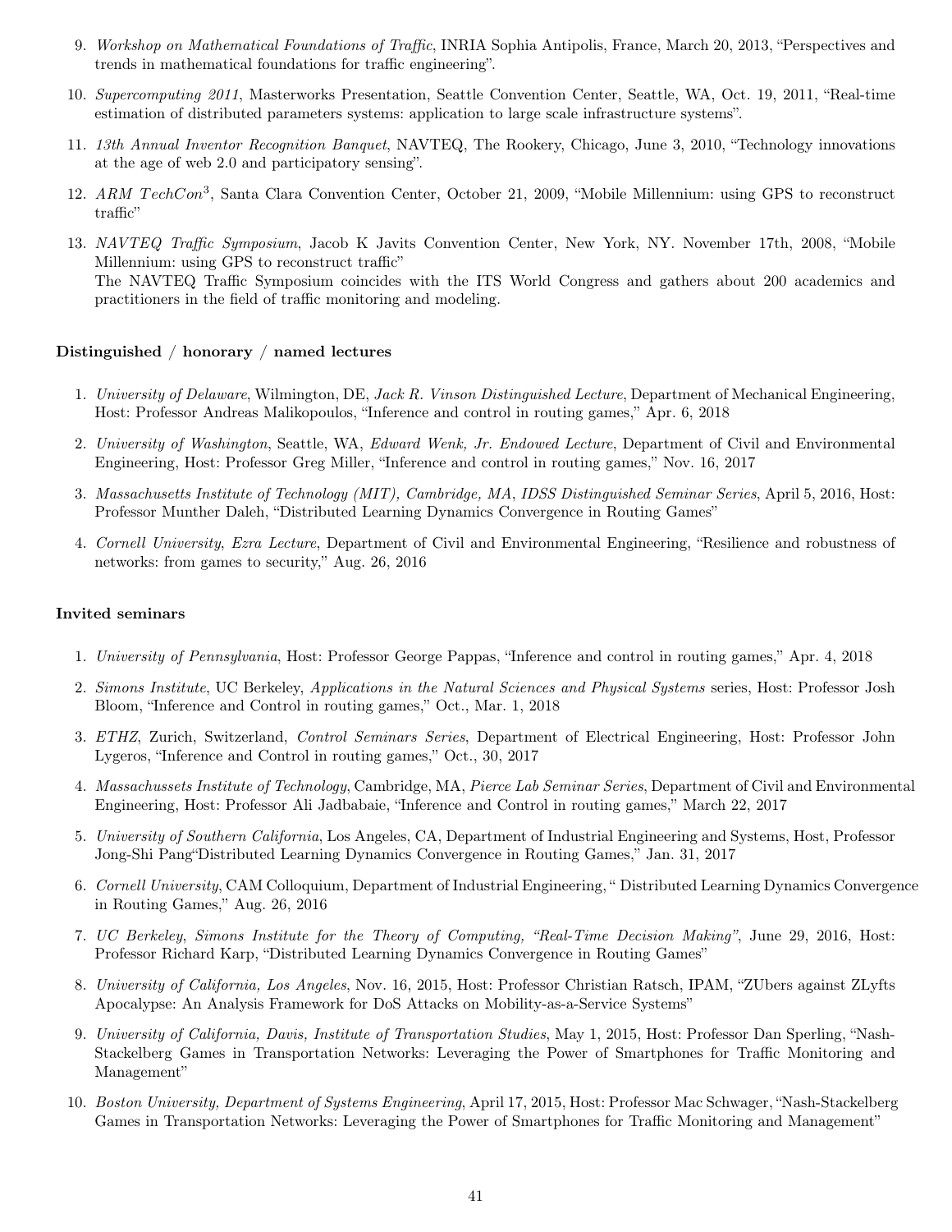9. *Workshop on Mathematical Foundations of Traffic*, INRIA Sophia Antipolis, France, March 20, 2013, "Perspectives and trends in mathematical foundations for traffic engineering".

10. *Supercomputing 2011*, Masterworks Presentation, Seattle Convention Center, Seattle, WA, Oct. 19, 2011, "Real-time estimation of distributed parameters systems: application to large scale infrastructure systems".

11. *13th Annual Inventor Recognition Banquet*, NAVTEQ, The Rookery, Chicago, June 3, 2010, "Technology innovations at the age of web 2.0 and participatory sensing".

12. *ARM TechCon*$^3$, Santa Clara Convention Center, October 21, 2009, "Mobile Millennium: using GPS to reconstruct traffic"

13. *NAVTEQ Traffic Symposium*, Jacob K Javits Convention Center, New York, NY. November 17th, 2008, "Mobile Millennium: using GPS to reconstruct traffic"
    The NAVTEQ Traffic Symposium coincides with the ITS World Congress and gathers about 200 academics and practitioners in the field of traffic monitoring and modeling.

**Distinguished / honorary / named lectures**

1. *University of Delaware*, Wilmington, DE, *Jack R. Vinson Distinguished Lecture*, Department of Mechanical Engineering, Host: Professor Andreas Malikopoulos, "Inference and control in routing games," Apr. 6, 2018

2. *University of Washington*, Seattle, WA, *Edward Wenk, Jr. Endowed Lecture*, Department of Civil and Environmental Engineering, Host: Professor Greg Miller, "Inference and control in routing games," Nov. 16, 2017

3. *Massachusetts Institute of Technology (MIT), Cambridge, MA*, *IDSS Distinguished Seminar Series*, April 5, 2016, Host: Professor Munther Daleh, "Distributed Learning Dynamics Convergence in Routing Games"

4. *Cornell University*, *Ezra Lecture*, Department of Civil and Environmental Engineering, "Resilience and robustness of networks: from games to security," Aug. 26, 2016

**Invited seminars**

1. *University of Pennsylvania*, Host: Professor George Pappas, "Inference and control in routing games," Apr. 4, 2018

2. *Simons Institute*, UC Berkeley, *Applications in the Natural Sciences and Physical Systems* series, Host: Professor Josh Bloom, "Inference and Control in routing games," Oct., Mar. 1, 2018

3. *ETHZ*, Zurich, Switzerland, *Control Seminars Series*, Department of Electrical Engineering, Host: Professor John Lygeros, "Inference and Control in routing games," Oct., 30, 2017

4. *Massachussets Institute of Technology*, Cambridge, MA, *Pierce Lab Seminar Series*, Department of Civil and Environmental Engineering, Host: Professor Ali Jadbabaie, "Inference and Control in routing games," March 22, 2017

5. *University of Southern California*, Los Angeles, CA, Department of Industrial Engineering and Systems, Host, Professor Jong-Shi Pang"Distributed Learning Dynamics Convergence in Routing Games," Jan. 31, 2017

6. *Cornell University*, CAM Colloquium, Department of Industrial Engineering, " Distributed Learning Dynamics Convergence in Routing Games," Aug. 26, 2016

7. *UC Berkeley*, *Simons Institute for the Theory of Computing, "Real-Time Decision Making"*, June 29, 2016, Host: Professor Richard Karp, "Distributed Learning Dynamics Convergence in Routing Games"

8. *University of California, Los Angeles*, Nov. 16, 2015, Host: Professor Christian Ratsch, IPAM, "ZUbers against ZLyfts Apocalypse: An Analysis Framework for DoS Attacks on Mobility-as-a-Service Systems"

9. *University of California, Davis, Institute of Transportation Studies*, May 1, 2015, Host: Professor Dan Sperling, "Nash-Stackelberg Games in Transportation Networks: Leveraging the Power of Smartphones for Traffic Monitoring and Management"

10. *Boston University, Department of Systems Engineering*, April 17, 2015, Host: Professor Mac Schwager, "Nash-Stackelberg Games in Transportation Networks: Leveraging the Power of Smartphones for Traffic Monitoring and Management"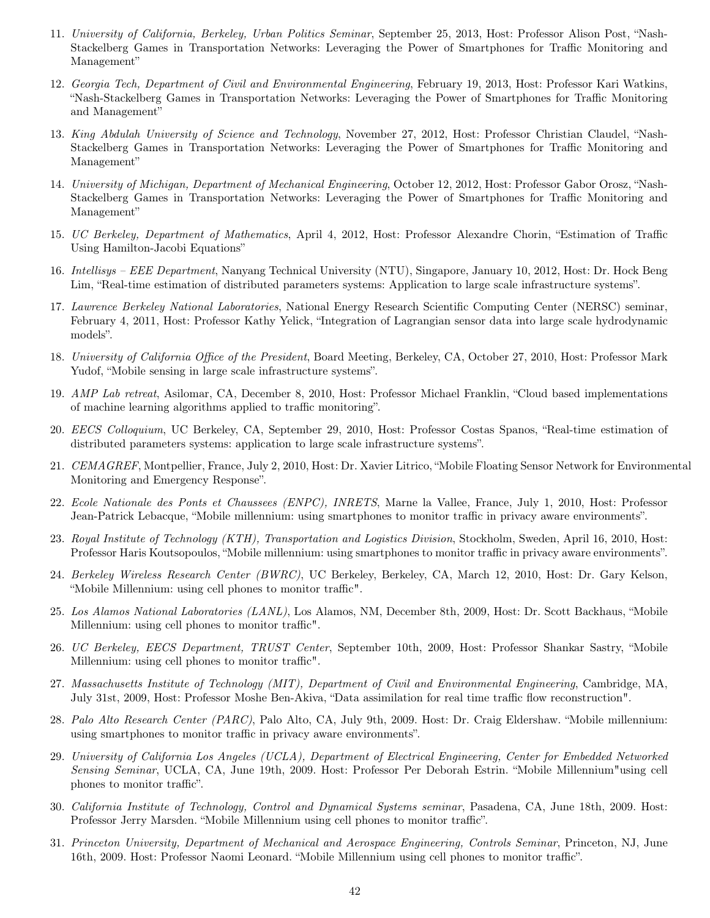11. *University of California, Berkeley, Urban Politics Seminar*, September 25, 2013, Host: Professor Alison Post, "Nash-Stackelberg Games in Transportation Networks: Leveraging the Power of Smartphones for Traffic Monitoring and Management"

12. *Georgia Tech, Department of Civil and Environmental Engineering*, February 19, 2013, Host: Professor Kari Watkins, "Nash-Stackelberg Games in Transportation Networks: Leveraging the Power of Smartphones for Traffic Monitoring and Management"

13. *King Abdulah University of Science and Technology*, November 27, 2012, Host: Professor Christian Claudel, "Nash-Stackelberg Games in Transportation Networks: Leveraging the Power of Smartphones for Traffic Monitoring and Management"

14. *University of Michigan, Department of Mechanical Engineering*, October 12, 2012, Host: Professor Gabor Orosz, "Nash-Stackelberg Games in Transportation Networks: Leveraging the Power of Smartphones for Traffic Monitoring and Management"

15. *UC Berkeley, Department of Mathematics*, April 4, 2012, Host: Professor Alexandre Chorin, "Estimation of Traffic Using Hamilton-Jacobi Equations"

16. *Intellisys – EEE Department*, Nanyang Technical University (NTU), Singapore, January 10, 2012, Host: Dr. Hock Beng Lim, "Real-time estimation of distributed parameters systems: Application to large scale infrastructure systems".

17. *Lawrence Berkeley National Laboratories*, National Energy Research Scientific Computing Center (NERSC) seminar, February 4, 2011, Host: Professor Kathy Yelick, "Integration of Lagrangian sensor data into large scale hydrodynamic models".

18. *University of California Office of the President*, Board Meeting, Berkeley, CA, October 27, 2010, Host: Professor Mark Yudof, "Mobile sensing in large scale infrastructure systems".

19. *AMP Lab retreat*, Asilomar, CA, December 8, 2010, Host: Professor Michael Franklin, "Cloud based implementations of machine learning algorithms applied to traffic monitoring".

20. *EECS Colloquium*, UC Berkeley, CA, September 29, 2010, Host: Professor Costas Spanos, "Real-time estimation of distributed parameters systems: application to large scale infrastructure systems".

21. *CEMAGREF*, Montpellier, France, July 2, 2010, Host: Dr. Xavier Litrico, "Mobile Floating Sensor Network for Environmental Monitoring and Emergency Response".

22. *Ecole Nationale des Ponts et Chaussees (ENPC), INRETS*, Marne la Vallee, France, July 1, 2010, Host: Professor Jean-Patrick Lebacque, "Mobile millennium: using smartphones to monitor traffic in privacy aware environments".

23. *Royal Institute of Technology (KTH), Transportation and Logistics Division*, Stockholm, Sweden, April 16, 2010, Host: Professor Haris Koutsopoulos, "Mobile millennium: using smartphones to monitor traffic in privacy aware environments".

24. *Berkeley Wireless Research Center (BWRC)*, UC Berkeley, Berkeley, CA, March 12, 2010, Host: Dr. Gary Kelson, "Mobile Millennium: using cell phones to monitor traffic".

25. *Los Alamos National Laboratories (LANL)*, Los Alamos, NM, December 8th, 2009, Host: Dr. Scott Backhaus, "Mobile Millennium: using cell phones to monitor traffic".

26. *UC Berkeley, EECS Department, TRUST Center*, September 10th, 2009, Host: Professor Shankar Sastry, "Mobile Millennium: using cell phones to monitor traffic".

27. *Massachusetts Institute of Technology (MIT), Department of Civil and Environmental Engineering*, Cambridge, MA, July 31st, 2009, Host: Professor Moshe Ben-Akiva, "Data assimilation for real time traffic flow reconstruction".

28. *Palo Alto Research Center (PARC)*, Palo Alto, CA, July 9th, 2009. Host: Dr. Craig Eldershaw. "Mobile millennium: using smartphones to monitor traffic in privacy aware environments".

29. *University of California Los Angeles (UCLA), Department of Electrical Engineering, Center for Embedded Networked Sensing Seminar*, UCLA, CA, June 19th, 2009. Host: Professor Per Deborah Estrin. "Mobile Millennium"using cell phones to monitor traffic".

30. *California Institute of Technology, Control and Dynamical Systems seminar*, Pasadena, CA, June 18th, 2009. Host: Professor Jerry Marsden. "Mobile Millennium using cell phones to monitor traffic".

31. *Princeton University, Department of Mechanical and Aerospace Engineering, Controls Seminar*, Princeton, NJ, June 16th, 2009. Host: Professor Naomi Leonard. "Mobile Millennium using cell phones to monitor traffic".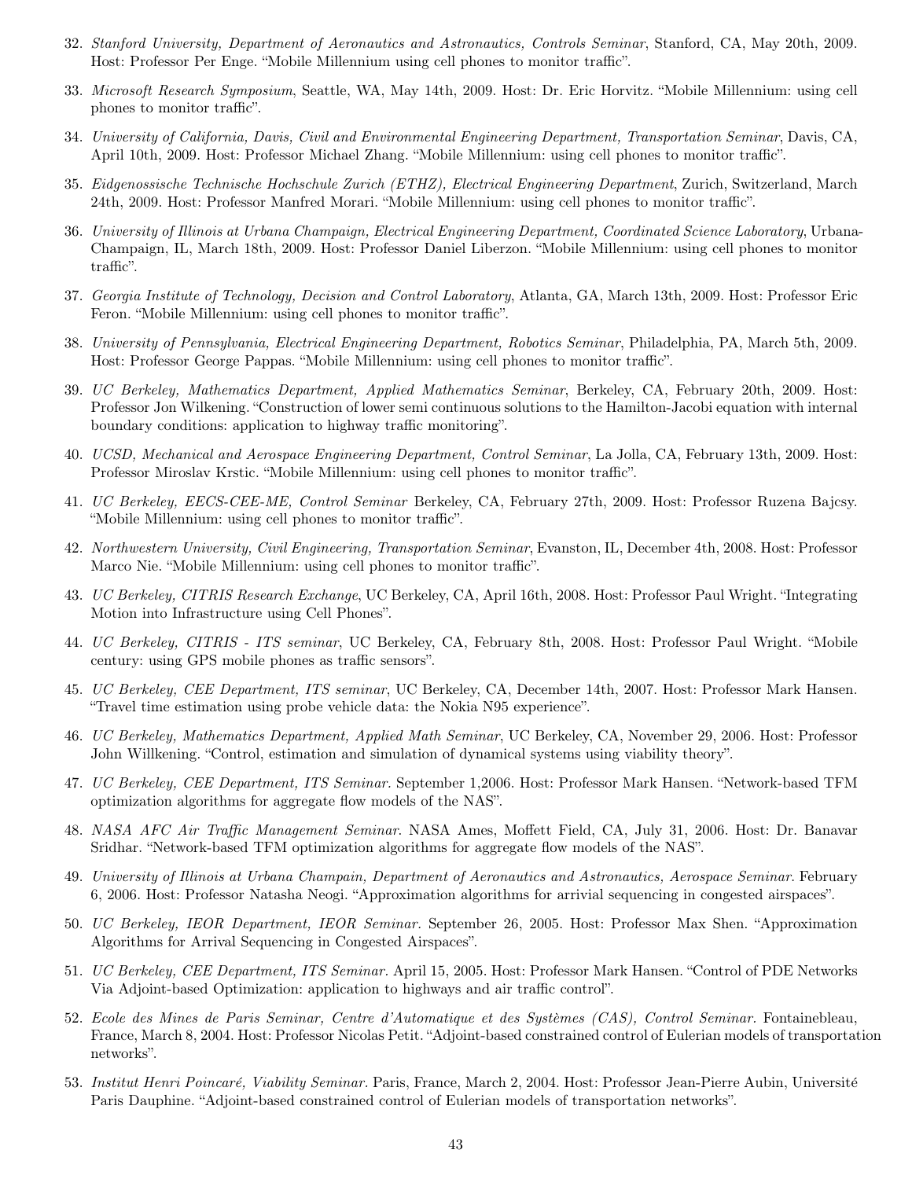32. *Stanford University, Department of Aeronautics and Astronautics, Controls Seminar*, Stanford, CA, May 20th, 2009. Host: Professor Per Enge. "Mobile Millennium using cell phones to monitor traffic".

33. *Microsoft Research Symposium*, Seattle, WA, May 14th, 2009. Host: Dr. Eric Horvitz. "Mobile Millennium: using cell phones to monitor traffic".

34. *University of California, Davis, Civil and Environmental Engineering Department, Transportation Seminar*, Davis, CA, April 10th, 2009. Host: Professor Michael Zhang. "Mobile Millennium: using cell phones to monitor traffic".

35. *Eidgenossische Technische Hochschule Zurich (ETHZ), Electrical Engineering Department*, Zurich, Switzerland, March 24th, 2009. Host: Professor Manfred Morari. "Mobile Millennium: using cell phones to monitor traffic".

36. *University of Illinois at Urbana Champaign, Electrical Engineering Department, Coordinated Science Laboratory*, Urbana-Champaign, IL, March 18th, 2009. Host: Professor Daniel Liberzon. "Mobile Millennium: using cell phones to monitor traffic".

37. *Georgia Institute of Technology, Decision and Control Laboratory*, Atlanta, GA, March 13th, 2009. Host: Professor Eric Feron. "Mobile Millennium: using cell phones to monitor traffic".

38. *University of Pennsylvania, Electrical Engineering Department, Robotics Seminar*, Philadelphia, PA, March 5th, 2009. Host: Professor George Pappas. "Mobile Millennium: using cell phones to monitor traffic".

39. *UC Berkeley, Mathematics Department, Applied Mathematics Seminar*, Berkeley, CA, February 20th, 2009. Host: Professor Jon Wilkening. "Construction of lower semi continuous solutions to the Hamilton-Jacobi equation with internal boundary conditions: application to highway traffic monitoring".

40. *UCSD, Mechanical and Aerospace Engineering Department, Control Seminar*, La Jolla, CA, February 13th, 2009. Host: Professor Miroslav Krstic. "Mobile Millennium: using cell phones to monitor traffic".

41. *UC Berkeley, EECS-CEE-ME, Control Seminar* Berkeley, CA, February 27th, 2009. Host: Professor Ruzena Bajcsy. "Mobile Millennium: using cell phones to monitor traffic".

42. *Northwestern University, Civil Engineering, Transportation Seminar*, Evanston, IL, December 4th, 2008. Host: Professor Marco Nie. "Mobile Millennium: using cell phones to monitor traffic".

43. *UC Berkeley, CITRIS Research Exchange*, UC Berkeley, CA, April 16th, 2008. Host: Professor Paul Wright. "Integrating Motion into Infrastructure using Cell Phones".

44. *UC Berkeley, CITRIS - ITS seminar*, UC Berkeley, CA, February 8th, 2008. Host: Professor Paul Wright. "Mobile century: using GPS mobile phones as traffic sensors".

45. *UC Berkeley, CEE Department, ITS seminar*, UC Berkeley, CA, December 14th, 2007. Host: Professor Mark Hansen. "Travel time estimation using probe vehicle data: the Nokia N95 experience".

46. *UC Berkeley, Mathematics Department, Applied Math Seminar*, UC Berkeley, CA, November 29, 2006. Host: Professor John Willkening. "Control, estimation and simulation of dynamical systems using viability theory".

47. *UC Berkeley, CEE Department, ITS Seminar.* September 1,2006. Host: Professor Mark Hansen. "Network-based TFM optimization algorithms for aggregate flow models of the NAS".

48. *NASA AFC Air Traffic Management Seminar.* NASA Ames, Moffett Field, CA, July 31, 2006. Host: Dr. Banavar Sridhar. "Network-based TFM optimization algorithms for aggregate flow models of the NAS".

49. *University of Illinois at Urbana Champain, Department of Aeronautics and Astronautics, Aerospace Seminar.* February 6, 2006. Host: Professor Natasha Neogi. "Approximation algorithms for arrivial sequencing in congested airspaces".

50. *UC Berkeley, IEOR Department, IEOR Seminar.* September 26, 2005. Host: Professor Max Shen. "Approximation Algorithms for Arrival Sequencing in Congested Airspaces".

51. *UC Berkeley, CEE Department, ITS Seminar.* April 15, 2005. Host: Professor Mark Hansen. "Control of PDE Networks Via Adjoint-based Optimization: application to highways and air traffic control".

52. *Ecole des Mines de Paris Seminar, Centre d'Automatique et des Systèmes (CAS), Control Seminar.* Fontainebleau, France, March 8, 2004. Host: Professor Nicolas Petit. "Adjoint-based constrained control of Eulerian models of transportation networks".

53. *Institut Henri Poincaré, Viability Seminar.* Paris, France, March 2, 2004. Host: Professor Jean-Pierre Aubin, Université Paris Dauphine. "Adjoint-based constrained control of Eulerian models of transportation networks".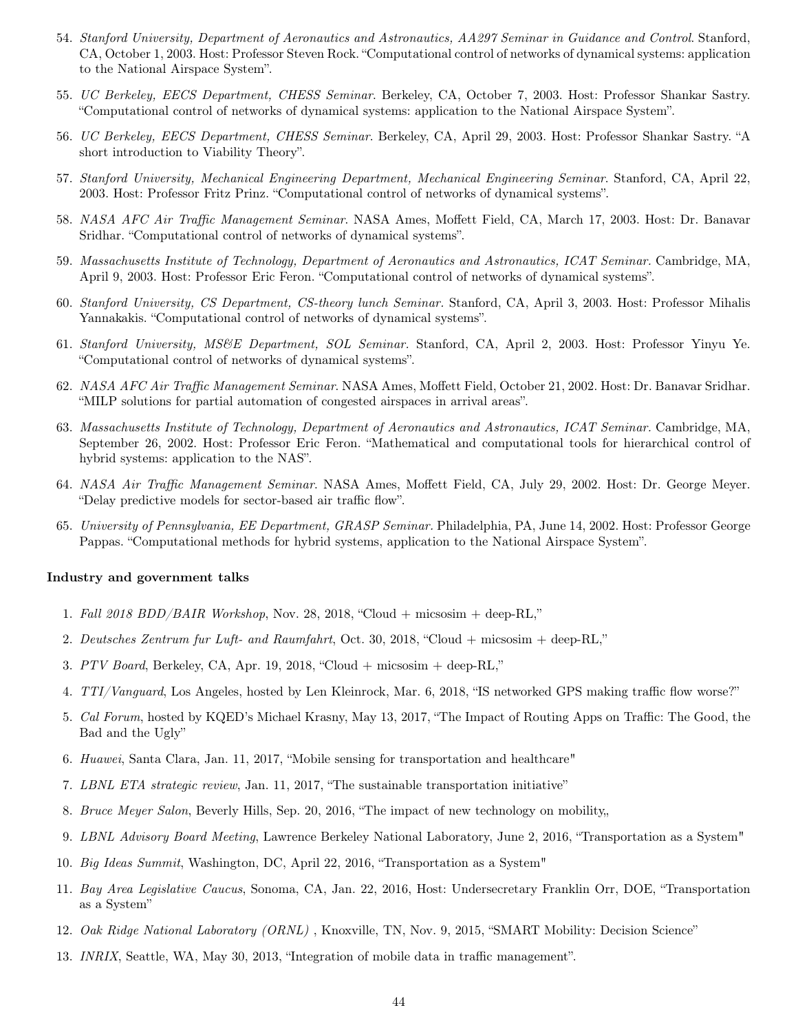54. *Stanford University, Department of Aeronautics and Astronautics, AA297 Seminar in Guidance and Control*. Stanford, CA, October 1, 2003. Host: Professor Steven Rock. "Computational control of networks of dynamical systems: application to the National Airspace System".

55. *UC Berkeley, EECS Department, CHESS Seminar*. Berkeley, CA, October 7, 2003. Host: Professor Shankar Sastry. "Computational control of networks of dynamical systems: application to the National Airspace System".

56. *UC Berkeley, EECS Department, CHESS Seminar*. Berkeley, CA, April 29, 2003. Host: Professor Shankar Sastry. "A short introduction to Viability Theory".

57. *Stanford University, Mechanical Engineering Department, Mechanical Engineering Seminar*. Stanford, CA, April 22, 2003. Host: Professor Fritz Prinz. "Computational control of networks of dynamical systems".

58. *NASA AFC Air Traffic Management Seminar*. NASA Ames, Moffett Field, CA, March 17, 2003. Host: Dr. Banavar Sridhar. "Computational control of networks of dynamical systems".

59. *Massachusetts Institute of Technology, Department of Aeronautics and Astronautics, ICAT Seminar*. Cambridge, MA, April 9, 2003. Host: Professor Eric Feron. "Computational control of networks of dynamical systems".

60. *Stanford University, CS Department, CS-theory lunch Seminar*. Stanford, CA, April 3, 2003. Host: Professor Mihalis Yannakakis. "Computational control of networks of dynamical systems".

61. *Stanford University, MS&E Department, SOL Seminar*. Stanford, CA, April 2, 2003. Host: Professor Yinyu Ye. "Computational control of networks of dynamical systems".

62. *NASA AFC Air Traffic Management Seminar*. NASA Ames, Moffett Field, October 21, 2002. Host: Dr. Banavar Sridhar. "MILP solutions for partial automation of congested airspaces in arrival areas".

63. *Massachusetts Institute of Technology, Department of Aeronautics and Astronautics, ICAT Seminar*. Cambridge, MA, September 26, 2002. Host: Professor Eric Feron. "Mathematical and computational tools for hierarchical control of hybrid systems: application to the NAS".

64. *NASA Air Traffic Management Seminar*. NASA Ames, Moffett Field, CA, July 29, 2002. Host: Dr. George Meyer. "Delay predictive models for sector-based air traffic flow".

65. *University of Pennsylvania, EE Department, GRASP Seminar*. Philadelphia, PA, June 14, 2002. Host: Professor George Pappas. "Computational methods for hybrid systems, application to the National Airspace System".

**Industry and government talks**

1. *Fall 2018 BDD/BAIR Workshop*, Nov. 28, 2018, "Cloud + micsosim + deep-RL,"

2. *Deutsches Zentrum fur Luft- and Raumfahrt*, Oct. 30, 2018, "Cloud + micsosim + deep-RL,"

3. *PTV Board*, Berkeley, CA, Apr. 19, 2018, "Cloud + micsosim + deep-RL,"

4. *TTI/Vanguard*, Los Angeles, hosted by Len Kleinrock, Mar. 6, 2018, "IS networked GPS making traffic flow worse?"

5. *Cal Forum*, hosted by KQED's Michael Krasny, May 13, 2017, "The Impact of Routing Apps on Traffic: The Good, the Bad and the Ugly"

6. *Huawei*, Santa Clara, Jan. 11, 2017, "Mobile sensing for transportation and healthcare"

7. *LBNL ETA strategic review*, Jan. 11, 2017, "The sustainable transportation initiative"

8. *Bruce Meyer Salon*, Beverly Hills, Sep. 20, 2016, "The impact of new technology on mobility,,

9. *LBNL Advisory Board Meeting*, Lawrence Berkeley National Laboratory, June 2, 2016, "Transportation as a System"

10. *Big Ideas Summit*, Washington, DC, April 22, 2016, "Transportation as a System"

11. *Bay Area Legislative Caucus*, Sonoma, CA, Jan. 22, 2016, Host: Undersecretary Franklin Orr, DOE, "Transportation as a System"

12. *Oak Ridge National Laboratory (ORNL)* , Knoxville, TN, Nov. 9, 2015, "SMART Mobility: Decision Science"

13. *INRIX*, Seattle, WA, May 30, 2013, "Integration of mobile data in traffic management".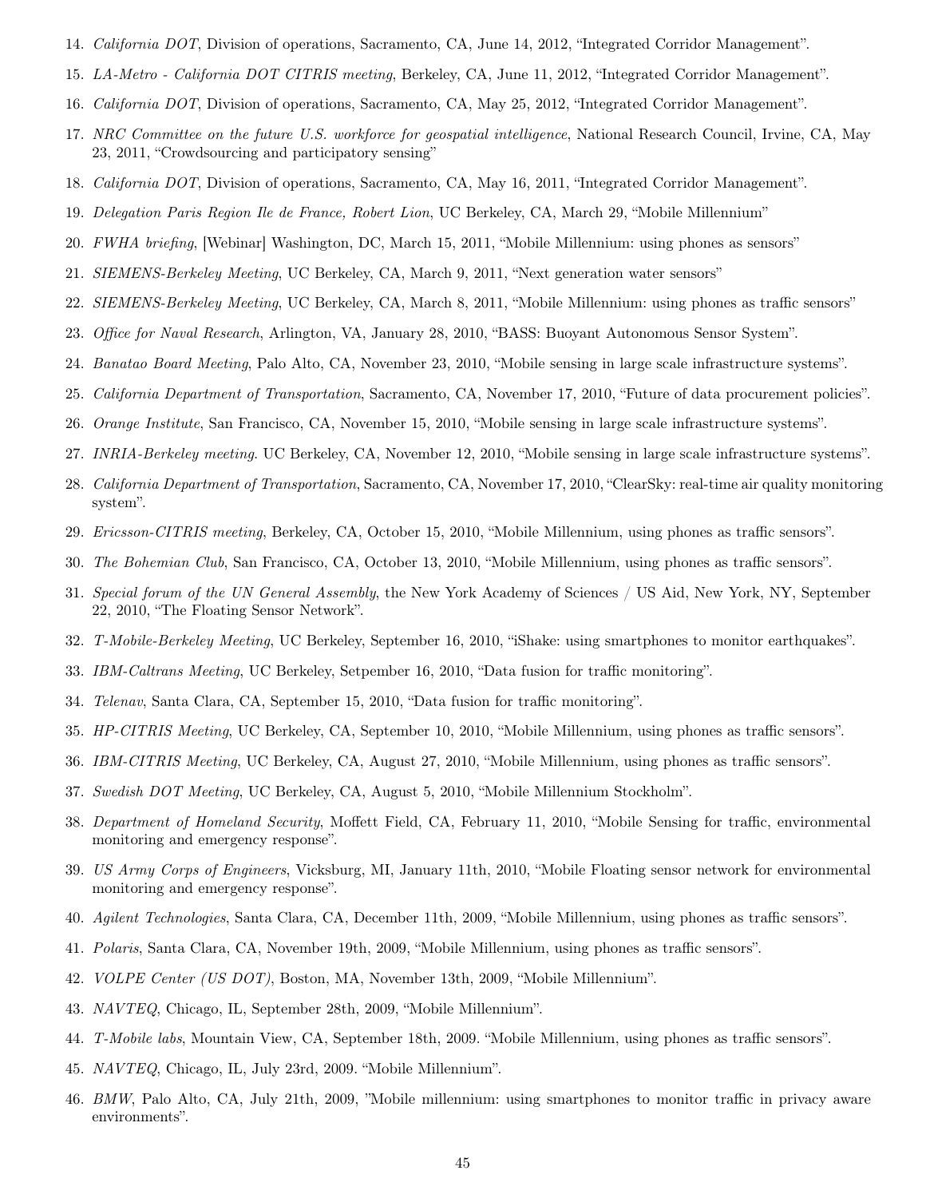14. *California DOT*, Division of operations, Sacramento, CA, June 14, 2012, “Integrated Corridor Management”.
15. *LA-Metro - California DOT CITRIS meeting*, Berkeley, CA, June 11, 2012, “Integrated Corridor Management”.
16. *California DOT*, Division of operations, Sacramento, CA, May 25, 2012, “Integrated Corridor Management”.
17. *NRC Committee on the future U.S. workforce for geospatial intelligence*, National Research Council, Irvine, CA, May 23, 2011, “Crowdsourcing and participatory sensing”
18. *California DOT*, Division of operations, Sacramento, CA, May 16, 2011, “Integrated Corridor Management”.
19. *Delegation Paris Region Ile de France, Robert Lion*, UC Berkeley, CA, March 29, “Mobile Millennium”
20. *FWHA briefing*, [Webinar] Washington, DC, March 15, 2011, “Mobile Millennium: using phones as sensors”
21. *SIEMENS-Berkeley Meeting*, UC Berkeley, CA, March 9, 2011, “Next generation water sensors”
22. *SIEMENS-Berkeley Meeting*, UC Berkeley, CA, March 8, 2011, “Mobile Millennium: using phones as traffic sensors”
23. *Office for Naval Research*, Arlington, VA, January 28, 2010, “BASS: Buoyant Autonomous Sensor System”.
24. *Banatao Board Meeting*, Palo Alto, CA, November 23, 2010, “Mobile sensing in large scale infrastructure systems”.
25. *California Department of Transportation*, Sacramento, CA, November 17, 2010, “Future of data procurement policies”.
26. *Orange Institute*, San Francisco, CA, November 15, 2010, “Mobile sensing in large scale infrastructure systems”.
27. *INRIA-Berkeley meeting*. UC Berkeley, CA, November 12, 2010, “Mobile sensing in large scale infrastructure systems”.
28. *California Department of Transportation*, Sacramento, CA, November 17, 2010, “ClearSky: real-time air quality monitoring system”.
29. *Ericsson-CITRIS meeting*, Berkeley, CA, October 15, 2010, “Mobile Millennium, using phones as traffic sensors”.
30. *The Bohemian Club*, San Francisco, CA, October 13, 2010, “Mobile Millennium, using phones as traffic sensors”.
31. *Special forum of the UN General Assembly*, the New York Academy of Sciences / US Aid, New York, NY, September 22, 2010, “The Floating Sensor Network”.
32. *T-Mobile-Berkeley Meeting*, UC Berkeley, September 16, 2010, “iShake: using smartphones to monitor earthquakes”.
33. *IBM-Caltrans Meeting*, UC Berkeley, Setpember 16, 2010, “Data fusion for traffic monitoring”.
34. *Telenav*, Santa Clara, CA, September 15, 2010, “Data fusion for traffic monitoring”.
35. *HP-CITRIS Meeting*, UC Berkeley, CA, September 10, 2010, “Mobile Millennium, using phones as traffic sensors”.
36. *IBM-CITRIS Meeting*, UC Berkeley, CA, August 27, 2010, “Mobile Millennium, using phones as traffic sensors”.
37. *Swedish DOT Meeting*, UC Berkeley, CA, August 5, 2010, “Mobile Millennium Stockholm”.
38. *Department of Homeland Security*, Moffett Field, CA, February 11, 2010, “Mobile Sensing for traffic, environmental monitoring and emergency response”.
39. *US Army Corps of Engineers*, Vicksburg, MI, January 11th, 2010, “Mobile Floating sensor network for environmental monitoring and emergency response”.
40. *Agilent Technologies*, Santa Clara, CA, December 11th, 2009, “Mobile Millennium, using phones as traffic sensors”.
41. *Polaris*, Santa Clara, CA, November 19th, 2009, “Mobile Millennium, using phones as traffic sensors”.
42. *VOLPE Center (US DOT)*, Boston, MA, November 13th, 2009, “Mobile Millennium”.
43. *NAVTEQ*, Chicago, IL, September 28th, 2009, “Mobile Millennium”.
44. *T-Mobile labs*, Mountain View, CA, September 18th, 2009. “Mobile Millennium, using phones as traffic sensors”.
45. *NAVTEQ*, Chicago, IL, July 23rd, 2009. “Mobile Millennium”.
46. *BMW*, Palo Alto, CA, July 21th, 2009, ”Mobile millennium: using smartphones to monitor traffic in privacy aware environments”.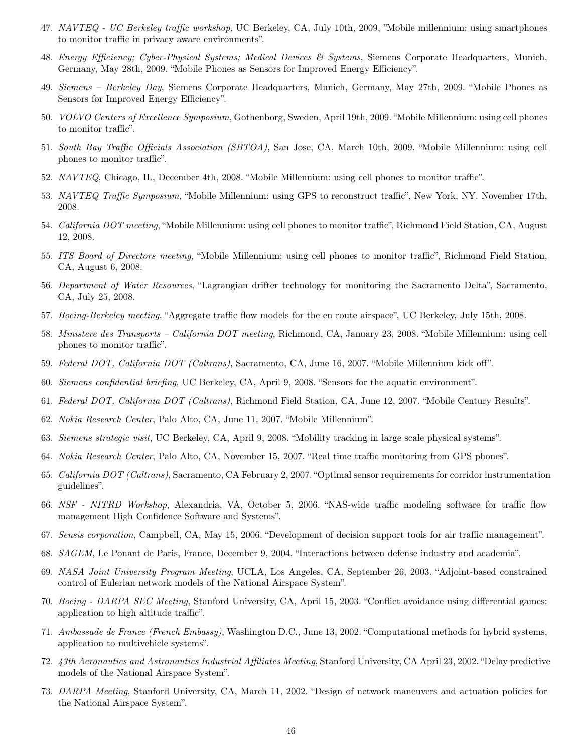47. *NAVTEQ - UC Berkeley traffic workshop*, UC Berkeley, CA, July 10th, 2009, "Mobile millennium: using smartphones to monitor traffic in privacy aware environments".

48. *Energy Efficiency; Cyber-Physical Systems; Medical Devices & Systems*, Siemens Corporate Headquarters, Munich, Germany, May 28th, 2009. "Mobile Phones as Sensors for Improved Energy Efficiency".

49. *Siemens – Berkeley Day*, Siemens Corporate Headquarters, Munich, Germany, May 27th, 2009. "Mobile Phones as Sensors for Improved Energy Efficiency".

50. *VOLVO Centers of Excellence Symposium*, Gothenborg, Sweden, April 19th, 2009. "Mobile Millennium: using cell phones to monitor traffic".

51. *South Bay Traffic Officials Association (SBTOA)*, San Jose, CA, March 10th, 2009. "Mobile Millennium: using cell phones to monitor traffic".

52. *NAVTEQ*, Chicago, IL, December 4th, 2008. "Mobile Millennium: using cell phones to monitor traffic".

53. *NAVTEQ Traffic Symposium*, "Mobile Millennium: using GPS to reconstruct traffic", New York, NY. November 17th, 2008.

54. *California DOT meeting*, "Mobile Millennium: using cell phones to monitor traffic", Richmond Field Station, CA, August 12, 2008.

55. *ITS Board of Directors meeting*, "Mobile Millennium: using cell phones to monitor traffic", Richmond Field Station, CA, August 6, 2008.

56. *Department of Water Resources*, "Lagrangian drifter technology for monitoring the Sacramento Delta", Sacramento, CA, July 25, 2008.

57. *Boeing-Berkeley meeting*, "Aggregate traffic flow models for the en route airspace", UC Berkeley, July 15th, 2008.

58. *Ministere des Transports – California DOT meeting*, Richmond, CA, January 23, 2008. "Mobile Millennium: using cell phones to monitor traffic".

59. *Federal DOT, California DOT (Caltrans)*, Sacramento, CA, June 16, 2007. "Mobile Millennium kick off".

60. *Siemens confidential briefing*, UC Berkeley, CA, April 9, 2008. "Sensors for the aquatic environment".

61. *Federal DOT, California DOT (Caltrans)*, Richmond Field Station, CA, June 12, 2007. "Mobile Century Results".

62. *Nokia Research Center*, Palo Alto, CA, June 11, 2007. "Mobile Millennium".

63. *Siemens strategic visit*, UC Berkeley, CA, April 9, 2008. "Mobility tracking in large scale physical systems".

64. *Nokia Research Center*, Palo Alto, CA, November 15, 2007. "Real time traffic monitoring from GPS phones".

65. *California DOT (Caltrans)*, Sacramento, CA February 2, 2007. "Optimal sensor requirements for corridor instrumentation guidelines".

66. *NSF - NITRD Workshop*, Alexandria, VA, October 5, 2006. "NAS-wide traffic modeling software for traffic flow management High Confidence Software and Systems".

67. *Sensis corporation*, Campbell, CA, May 15, 2006. "Development of decision support tools for air traffic management".

68. *SAGEM*, Le Ponant de Paris, France, December 9, 2004. "Interactions between defense industry and academia".

69. *NASA Joint University Program Meeting*, UCLA, Los Angeles, CA, September 26, 2003. "Adjoint-based constrained control of Eulerian network models of the National Airspace System".

70. *Boeing - DARPA SEC Meeting*, Stanford University, CA, April 15, 2003. "Conflict avoidance using differential games: application to high altitude traffic".

71. *Ambassade de France (French Embassy)*, Washington D.C., June 13, 2002. "Computational methods for hybrid systems, application to multivehicle systems".

72. *43th Aeronautics and Astronautics Industrial Affiliates Meeting*, Stanford University, CA April 23, 2002. "Delay predictive models of the National Airspace System".

73. *DARPA Meeting*, Stanford University, CA, March 11, 2002. "Design of network maneuvers and actuation policies for the National Airspace System".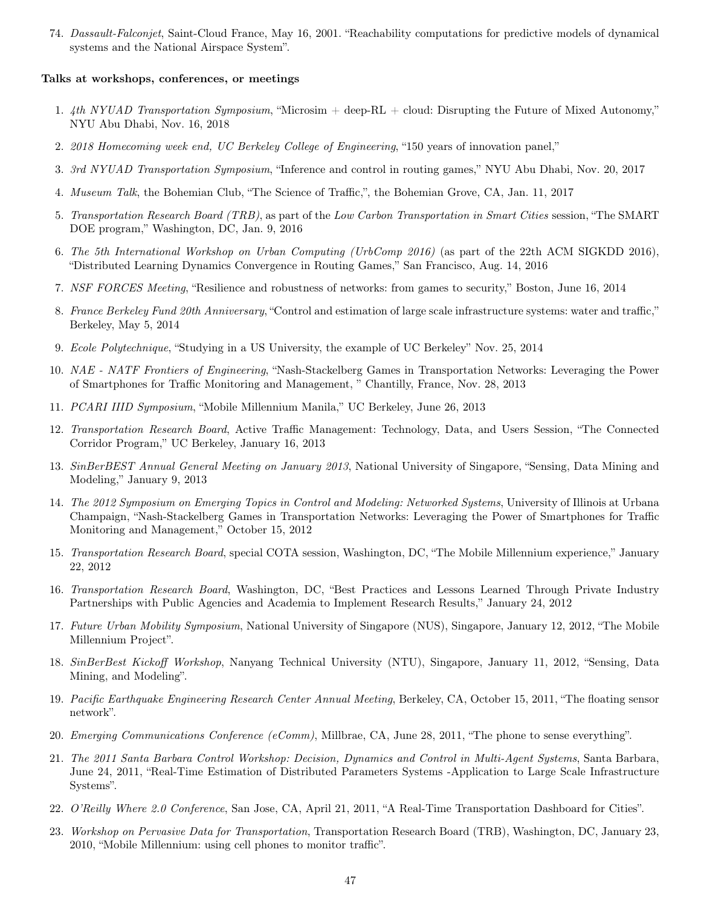74. *Dassault-Falconjet*, Saint-Cloud France, May 16, 2001. "Reachability computations for predictive models of dynamical systems and the National Airspace System".

**Talks at workshops, conferences, or meetings**

1. *4th NYUAD Transportation Symposium*, "Microsim + deep-RL + cloud: Disrupting the Future of Mixed Autonomy," NYU Abu Dhabi, Nov. 16, 2018
2. *2018 Homecoming week end, UC Berkeley College of Engineering*, "150 years of innovation panel,"
3. *3rd NYUAD Transportation Symposium*, "Inference and control in routing games," NYU Abu Dhabi, Nov. 20, 2017
4. *Museum Talk*, the Bohemian Club, "The Science of Traffic,", the Bohemian Grove, CA, Jan. 11, 2017
5. *Transportation Research Board (TRB)*, as part of the *Low Carbon Transportation in Smart Cities* session, "The SMART DOE program," Washington, DC, Jan. 9, 2016
6. *The 5th International Workshop on Urban Computing (UrbComp 2016)* (as part of the 22th ACM SIGKDD 2016), "Distributed Learning Dynamics Convergence in Routing Games," San Francisco, Aug. 14, 2016
7. *NSF FORCES Meeting*, "Resilience and robustness of networks: from games to security," Boston, June 16, 2014
8. *France Berkeley Fund 20th Anniversary*, "Control and estimation of large scale infrastructure systems: water and traffic," Berkeley, May 5, 2014
9. *Ecole Polytechnique*, "Studying in a US University, the example of UC Berkeley" Nov. 25, 2014
10. *NAE - NATF Frontiers of Engineering*, "Nash-Stackelberg Games in Transportation Networks: Leveraging the Power of Smartphones for Traffic Monitoring and Management, " Chantilly, France, Nov. 28, 2013
11. *PCARI IIID Symposium*, "Mobile Millennium Manila," UC Berkeley, June 26, 2013
12. *Transportation Research Board*, Active Traffic Management: Technology, Data, and Users Session, "The Connected Corridor Program," UC Berkeley, January 16, 2013
13. *SinBerBEST Annual General Meeting on January 2013*, National University of Singapore, "Sensing, Data Mining and Modeling," January 9, 2013
14. *The 2012 Symposium on Emerging Topics in Control and Modeling: Networked Systems*, University of Illinois at Urbana Champaign, "Nash-Stackelberg Games in Transportation Networks: Leveraging the Power of Smartphones for Traffic Monitoring and Management," October 15, 2012
15. *Transportation Research Board*, special COTA session, Washington, DC, "The Mobile Millennium experience," January 22, 2012
16. *Transportation Research Board*, Washington, DC, "Best Practices and Lessons Learned Through Private Industry Partnerships with Public Agencies and Academia to Implement Research Results," January 24, 2012
17. *Future Urban Mobility Symposium*, National University of Singapore (NUS), Singapore, January 12, 2012, "The Mobile Millennium Project".
18. *SinBerBest Kickoff Workshop*, Nanyang Technical University (NTU), Singapore, January 11, 2012, "Sensing, Data Mining, and Modeling".
19. *Pacific Earthquake Engineering Research Center Annual Meeting*, Berkeley, CA, October 15, 2011, "The floating sensor network".
20. *Emerging Communications Conference (eComm)*, Millbrae, CA, June 28, 2011, "The phone to sense everything".
21. *The 2011 Santa Barbara Control Workshop: Decision, Dynamics and Control in Multi-Agent Systems*, Santa Barbara, June 24, 2011, "Real-Time Estimation of Distributed Parameters Systems -Application to Large Scale Infrastructure Systems".
22. *O'Reilly Where 2.0 Conference*, San Jose, CA, April 21, 2011, "A Real-Time Transportation Dashboard for Cities".
23. *Workshop on Pervasive Data for Transportation*, Transportation Research Board (TRB), Washington, DC, January 23, 2010, "Mobile Millennium: using cell phones to monitor traffic".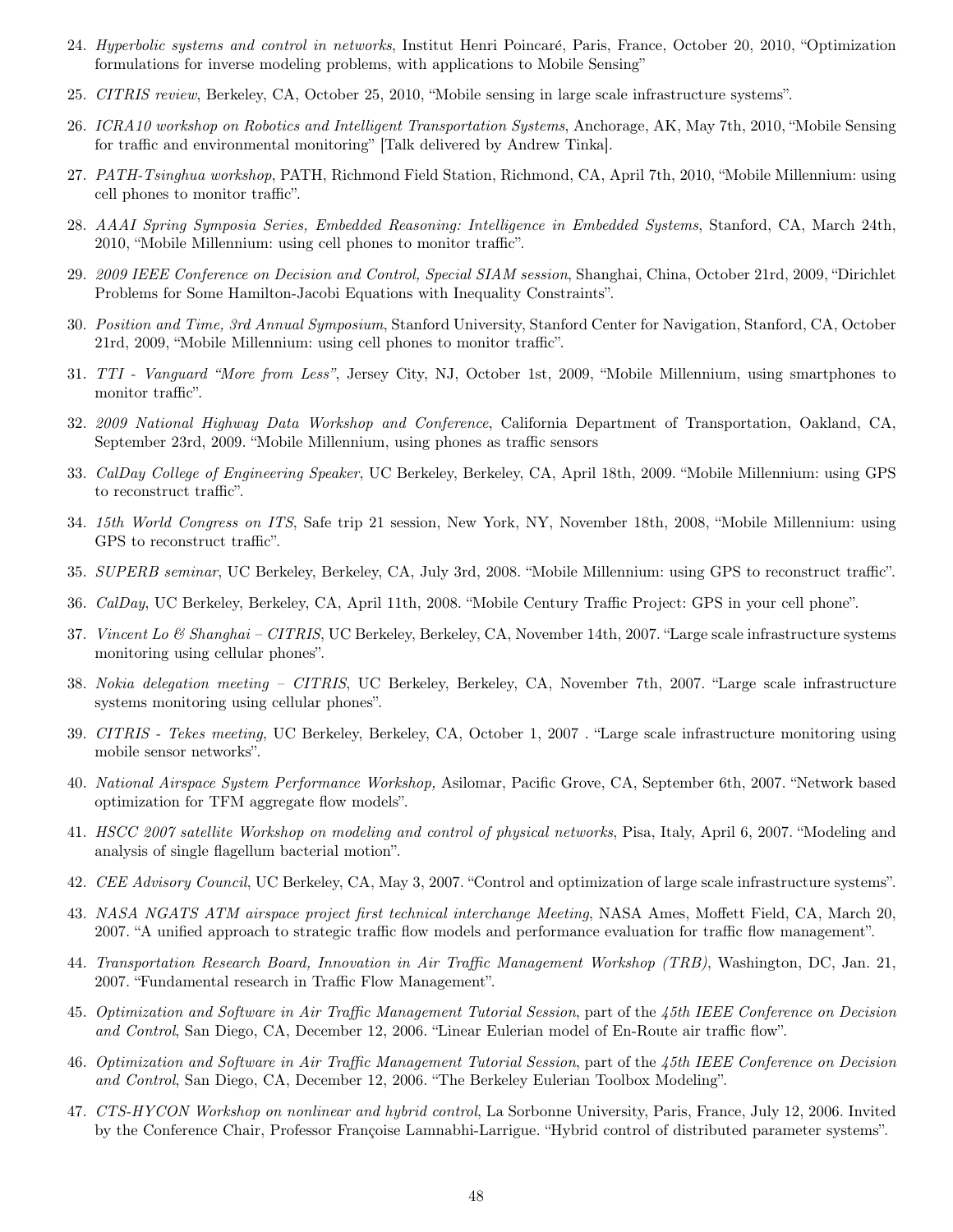24. *Hyperbolic systems and control in networks*, Institut Henri Poincaré, Paris, France, October 20, 2010, "Optimization formulations for inverse modeling problems, with applications to Mobile Sensing"
25. *CITRIS review*, Berkeley, CA, October 25, 2010, "Mobile sensing in large scale infrastructure systems".
26. *ICRA10 workshop on Robotics and Intelligent Transportation Systems*, Anchorage, AK, May 7th, 2010, "Mobile Sensing for traffic and environmental monitoring" [Talk delivered by Andrew Tinka].
27. *PATH-Tsinghua workshop*, PATH, Richmond Field Station, Richmond, CA, April 7th, 2010, "Mobile Millennium: using cell phones to monitor traffic".
28. *AAAI Spring Symposia Series, Embedded Reasoning: Intelligence in Embedded Systems*, Stanford, CA, March 24th, 2010, "Mobile Millennium: using cell phones to monitor traffic".
29. *2009 IEEE Conference on Decision and Control, Special SIAM session*, Shanghai, China, October 21rd, 2009, "Dirichlet Problems for Some Hamilton-Jacobi Equations with Inequality Constraints".
30. *Position and Time, 3rd Annual Symposium*, Stanford University, Stanford Center for Navigation, Stanford, CA, October 21rd, 2009, "Mobile Millennium: using cell phones to monitor traffic".
31. *TTI - Vanguard "More from Less"*, Jersey City, NJ, October 1st, 2009, "Mobile Millennium, using smartphones to monitor traffic".
32. *2009 National Highway Data Workshop and Conference*, California Department of Transportation, Oakland, CA, September 23rd, 2009. "Mobile Millennium, using phones as traffic sensors
33. *CalDay College of Engineering Speaker*, UC Berkeley, Berkeley, CA, April 18th, 2009. "Mobile Millennium: using GPS to reconstruct traffic".
34. *15th World Congress on ITS*, Safe trip 21 session, New York, NY, November 18th, 2008, "Mobile Millennium: using GPS to reconstruct traffic".
35. *SUPERB seminar*, UC Berkeley, Berkeley, CA, July 3rd, 2008. "Mobile Millennium: using GPS to reconstruct traffic".
36. *CalDay*, UC Berkeley, Berkeley, CA, April 11th, 2008. "Mobile Century Traffic Project: GPS in your cell phone".
37. *Vincent Lo & Shanghai – CITRIS*, UC Berkeley, Berkeley, CA, November 14th, 2007. "Large scale infrastructure systems monitoring using cellular phones".
38. *Nokia delegation meeting – CITRIS*, UC Berkeley, Berkeley, CA, November 7th, 2007. "Large scale infrastructure systems monitoring using cellular phones".
39. *CITRIS - Tekes meeting*, UC Berkeley, Berkeley, CA, October 1, 2007 . "Large scale infrastructure monitoring using mobile sensor networks".
40. *National Airspace System Performance Workshop,* Asilomar, Pacific Grove, CA, September 6th, 2007. "Network based optimization for TFM aggregate flow models".
41. *HSCC 2007 satellite Workshop on modeling and control of physical networks*, Pisa, Italy, April 6, 2007. "Modeling and analysis of single flagellum bacterial motion".
42. *CEE Advisory Council*, UC Berkeley, CA, May 3, 2007. "Control and optimization of large scale infrastructure systems".
43. *NASA NGATS ATM airspace project first technical interchange Meeting*, NASA Ames, Moffett Field, CA, March 20, 2007. "A unified approach to strategic traffic flow models and performance evaluation for traffic flow management".
44. *Transportation Research Board, Innovation in Air Traffic Management Workshop (TRB)*, Washington, DC, Jan. 21, 2007. "Fundamental research in Traffic Flow Management".
45. *Optimization and Software in Air Traffic Management Tutorial Session*, part of the *45th IEEE Conference on Decision and Control*, San Diego, CA, December 12, 2006. "Linear Eulerian model of En-Route air traffic flow".
46. *Optimization and Software in Air Traffic Management Tutorial Session*, part of the *45th IEEE Conference on Decision and Control*, San Diego, CA, December 12, 2006. "The Berkeley Eulerian Toolbox Modeling".
47. *CTS-HYCON Workshop on nonlinear and hybrid control*, La Sorbonne University, Paris, France, July 12, 2006. Invited by the Conference Chair, Professor Françoise Lamnabhi-Larrigue. "Hybrid control of distributed parameter systems".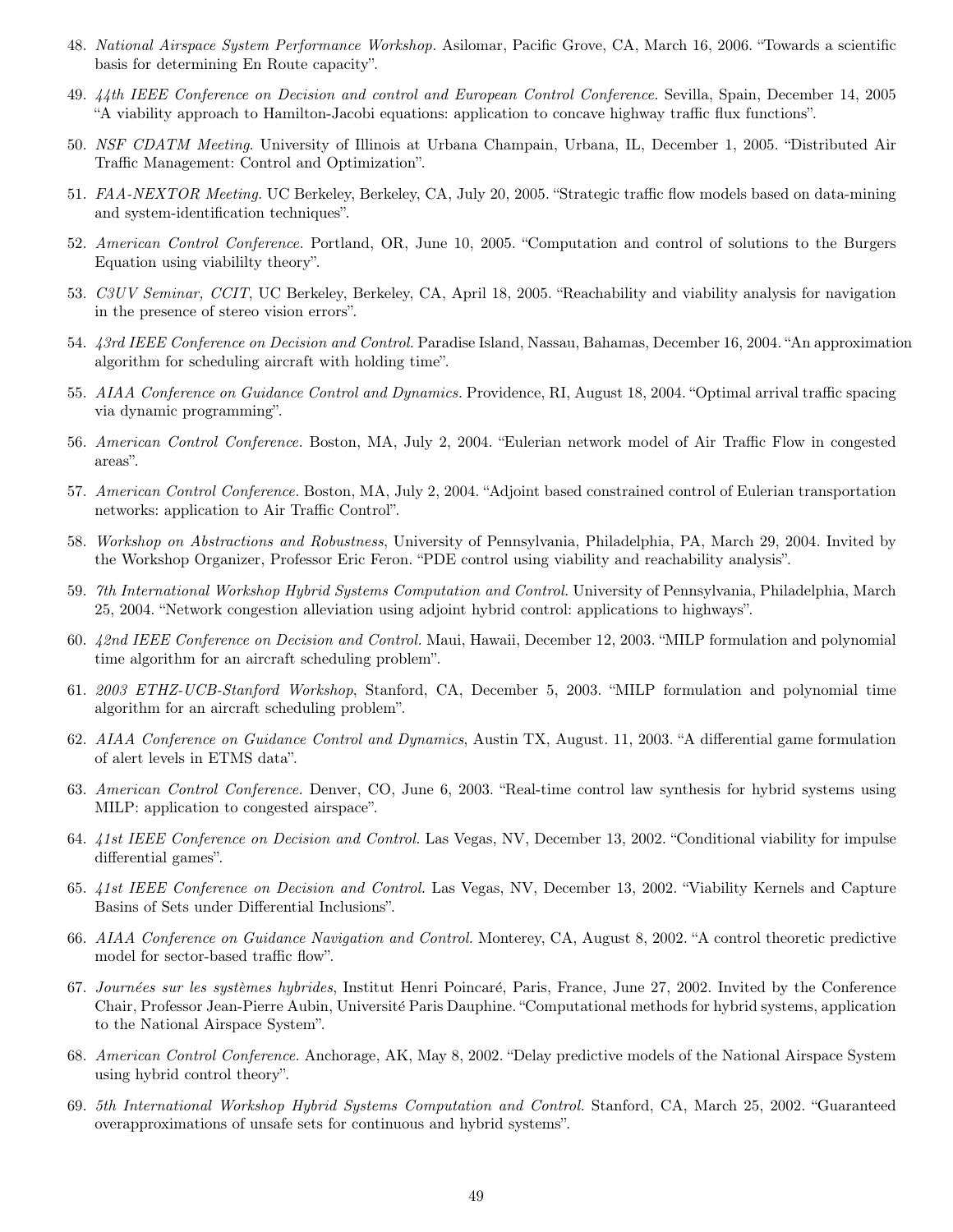48. *National Airspace System Performance Workshop*. Asilomar, Pacific Grove, CA, March 16, 2006. “Towards a scientific basis for determining En Route capacity”.

49. *44th IEEE Conference on Decision and control and European Control Conference.* Sevilla, Spain, December 14, 2005 “A viability approach to Hamilton-Jacobi equations: application to concave highway traffic flux functions”.

50. *NSF CDATM Meeting*. University of Illinois at Urbana Champain, Urbana, IL, December 1, 2005. “Distributed Air Traffic Management: Control and Optimization”.

51. *FAA-NEXTOR Meeting.* UC Berkeley, Berkeley, CA, July 20, 2005. “Strategic traffic flow models based on data-mining and system-identification techniques”.

52. *American Control Conference.* Portland, OR, June 10, 2005. “Computation and control of solutions to the Burgers Equation using viabililty theory”.

53. *C3UV Seminar, CCIT*, UC Berkeley, Berkeley, CA, April 18, 2005. “Reachability and viability analysis for navigation in the presence of stereo vision errors”.

54. *43rd IEEE Conference on Decision and Control.* Paradise Island, Nassau, Bahamas, December 16, 2004. “An approximation algorithm for scheduling aircraft with holding time”.

55. *AIAA Conference on Guidance Control and Dynamics.* Providence, RI, August 18, 2004. “Optimal arrival traffic spacing via dynamic programming”.

56. *American Control Conference.* Boston, MA, July 2, 2004. “Eulerian network model of Air Traffic Flow in congested areas”.

57. *American Control Conference.* Boston, MA, July 2, 2004. “Adjoint based constrained control of Eulerian transportation networks: application to Air Traffic Control”.

58. *Workshop on Abstractions and Robustness*, University of Pennsylvania, Philadelphia, PA, March 29, 2004. Invited by the Workshop Organizer, Professor Eric Feron. “PDE control using viability and reachability analysis”.

59. *7th International Workshop Hybrid Systems Computation and Control.* University of Pennsylvania, Philadelphia, March 25, 2004. “Network congestion alleviation using adjoint hybrid control: applications to highways”.

60. *42nd IEEE Conference on Decision and Control.* Maui, Hawaii, December 12, 2003. “MILP formulation and polynomial time algorithm for an aircraft scheduling problem”.

61. *2003 ETHZ-UCB-Stanford Workshop*, Stanford, CA, December 5, 2003. “MILP formulation and polynomial time algorithm for an aircraft scheduling problem”.

62. *AIAA Conference on Guidance Control and Dynamics*, Austin TX, August. 11, 2003. “A differential game formulation of alert levels in ETMS data”.

63. *American Control Conference.* Denver, CO, June 6, 2003. “Real-time control law synthesis for hybrid systems using MILP: application to congested airspace”.

64. *41st IEEE Conference on Decision and Control.* Las Vegas, NV, December 13, 2002. “Conditional viability for impulse differential games”.

65. *41st IEEE Conference on Decision and Control.* Las Vegas, NV, December 13, 2002. “Viability Kernels and Capture Basins of Sets under Differential Inclusions”.

66. *AIAA Conference on Guidance Navigation and Control.* Monterey, CA, August 8, 2002. “A control theoretic predictive model for sector-based traffic flow”.

67. *Journées sur les systèmes hybrides*, Institut Henri Poincaré, Paris, France, June 27, 2002. Invited by the Conference Chair, Professor Jean-Pierre Aubin, Université Paris Dauphine. “Computational methods for hybrid systems, application to the National Airspace System”.

68. *American Control Conference.* Anchorage, AK, May 8, 2002. “Delay predictive models of the National Airspace System using hybrid control theory”.

69. *5th International Workshop Hybrid Systems Computation and Control.* Stanford, CA, March 25, 2002. “Guaranteed overapproximations of unsafe sets for continuous and hybrid systems”.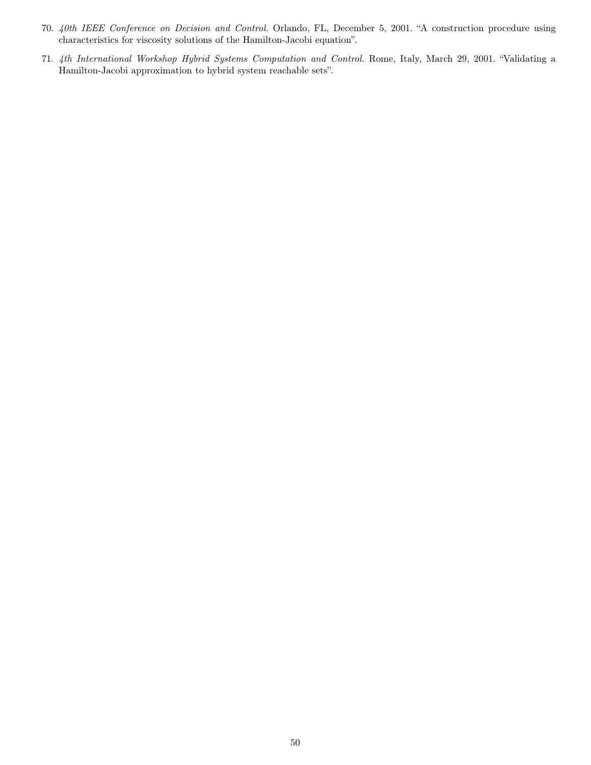70. *40th IEEE Conference on Decision and Control.* Orlando, FL, December 5, 2001. "A construction procedure using characteristics for viscosity solutions of the Hamilton-Jacobi equation".

71. *4th International Workshop Hybrid Systems Computation and Control.* Rome, Italy, March 29, 2001. "Validating a Hamilton-Jacobi approximation to hybrid system reachable sets".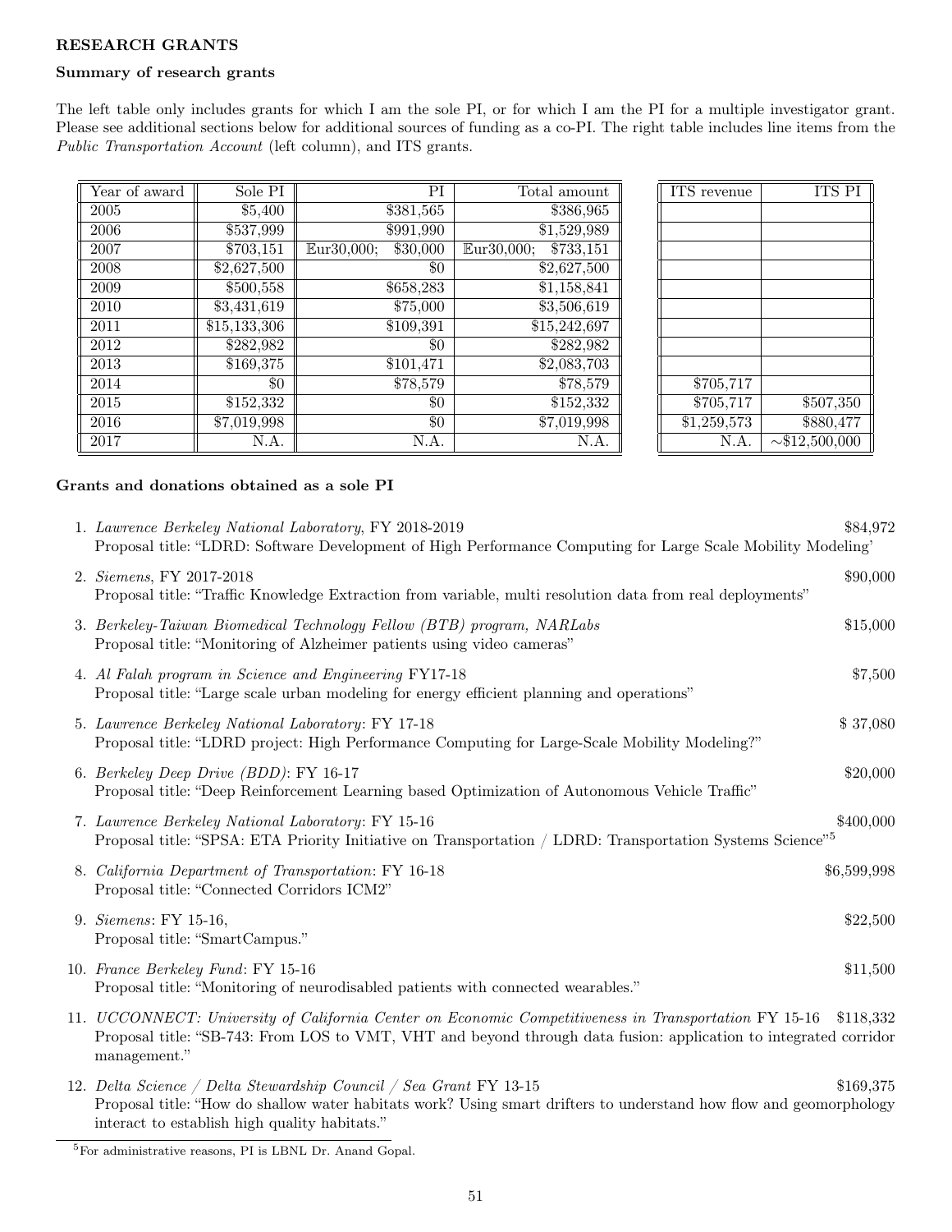**RESEARCH GRANTS**

**Summary of research grants**

The left table only includes grants for which I am the sole PI, or for which I am the PI for a multiple investigator grant. Please see additional sections below for additional sources of funding as a co-PI. The right table includes line items from the *Public Transportation Account* (left column), and ITS grants.

| Year of award | Sole PI | PI | Total amount |
|---|---|---|---|
| 2005 | $5,400 | $381,565 | $386,965 |
| 2006 | $537,999 | $991,990 | $1,529,989 |
| 2007 | $703,151 | Eur30,000; $30,000 | Eur30,000; $733,151 |
| 2008 | $2,627,500 | $0 | $2,627,500 |
| 2009 | $500,558 | $658,283 | $1,158,841 |
| 2010 | $3,431,619 | $75,000 | $3,506,619 |
| 2011 | $15,133,306 | $109,391 | $15,242,697 |
| 2012 | $282,982 | $0 | $282,982 |
| 2013 | $169,375 | $101,471 | $2,083,703 |
| 2014 | $0 | $78,579 | $78,579 |
| 2015 | $152,332 | $0 | $152,332 |
| 2016 | $7,019,998 | $0 | $7,019,998 |
| 2017 | N.A. | N.A. | N.A. |

| ITS revenue | ITS PI |
|---|---|
| | |
| | |
| | |
| | |
| | |
| | |
| | |
| | |
| | |
| $705,717 | |
| $705,717 | $507,350 |
| $1,259,573 | $880,477 |
| N.A. | ∼$12,500,000 |

**Grants and donations obtained as a sole PI**

1. *Lawrence Berkeley National Laboratory*, FY 2018-2019 — $84,972
   Proposal title: "LDRD: Software Development of High Performance Computing for Large Scale Mobility Modeling'
2. *Siemens*, FY 2017-2018 — $90,000
   Proposal title: "Traffic Knowledge Extraction from variable, multi resolution data from real deployments"
3. *Berkeley-Taiwan Biomedical Technology Fellow (BTB) program, NARLabs* — $15,000
   Proposal title: "Monitoring of Alzheimer patients using video cameras"
4. *Al Falah program in Science and Engineering* FY17-18 — $7,500
   Proposal title: "Large scale urban modeling for energy efficient planning and operations"
5. *Lawrence Berkeley National Laboratory*: FY 17-18 — $ 37,080
   Proposal title: "LDRD project: High Performance Computing for Large-Scale Mobility Modeling?"
6. *Berkeley Deep Drive (BDD)*: FY 16-17 — $20,000
   Proposal title: "Deep Reinforcement Learning based Optimization of Autonomous Vehicle Traffic"
7. *Lawrence Berkeley National Laboratory*: FY 15-16 — $400,000
   Proposal title: "SPSA: ETA Priority Initiative on Transportation / LDRD: Transportation Systems Science"[5]
8. *California Department of Transportation*: FY 16-18 — $6,599,998
   Proposal title: "Connected Corridors ICM2"
9. *Siemens*: FY 15-16, — $22,500
   Proposal title: "SmartCampus."
10. *France Berkeley Fund*: FY 15-16 — $11,500
    Proposal title: "Monitoring of neurodisabled patients with connected wearables."
11. *UCCONNECT: University of California Center on Economic Competitiveness in Transportation* FY 15-16 — $118,332
    Proposal title: "SB-743: From LOS to VMT, VHT and beyond through data fusion: application to integrated corridor management."
12. *Delta Science / Delta Stewardship Council / Sea Grant* FY 13-15 — $169,375
    Proposal title: "How do shallow water habitats work? Using smart drifters to understand how flow and geomorphology interact to establish high quality habitats."

[5] For administrative reasons, PI is LBNL Dr. Anand Gopal.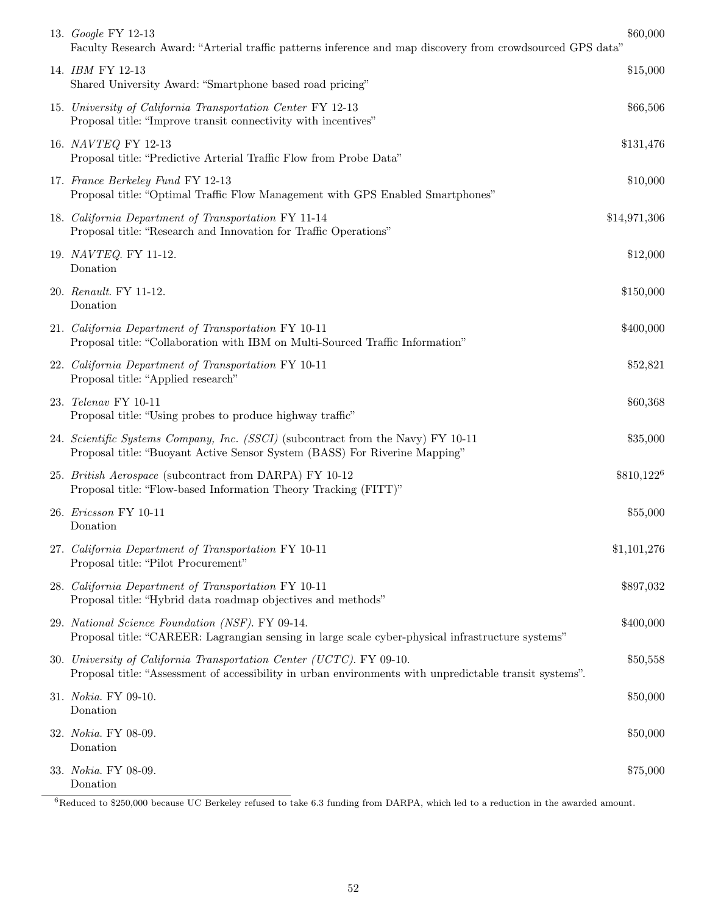13. *Google* FY 12-13 — $60,000
    Faculty Research Award: "Arterial traffic patterns inference and map discovery from crowdsourced GPS data"

14. *IBM* FY 12-13 — $15,000
    Shared University Award: "Smartphone based road pricing"

15. *University of California Transportation Center* FY 12-13 — $66,506
    Proposal title: "Improve transit connectivity with incentives"

16. *NAVTEQ* FY 12-13 — $131,476
    Proposal title: "Predictive Arterial Traffic Flow from Probe Data"

17. *France Berkeley Fund* FY 12-13 — $10,000
    Proposal title: "Optimal Traffic Flow Management with GPS Enabled Smartphones"

18. *California Department of Transportation* FY 11-14 — $14,971,306
    Proposal title: "Research and Innovation for Traffic Operations"

19. *NAVTEQ*. FY 11-12. — $12,000
    Donation

20. *Renault*. FY 11-12. — $150,000
    Donation

21. *California Department of Transportation* FY 10-11 — $400,000
    Proposal title: "Collaboration with IBM on Multi-Sourced Traffic Information"

22. *California Department of Transportation* FY 10-11 — $52,821
    Proposal title: "Applied research"

23. *Telenav* FY 10-11 — $60,368
    Proposal title: "Using probes to produce highway traffic"

24. *Scientific Systems Company, Inc. (SSCI)* (subcontract from the Navy) FY 10-11 — $35,000
    Proposal title: "Buoyant Active Sensor System (BASS) For Riverine Mapping"

25. *British Aerospace* (subcontract from DARPA) FY 10-12 — $810,122[6]
    Proposal title: "Flow-based Information Theory Tracking (FITT)"

26. *Ericsson* FY 10-11 — $55,000
    Donation

27. *California Department of Transportation* FY 10-11 — $1,101,276
    Proposal title: "Pilot Procurement"

28. *California Department of Transportation* FY 10-11 — $897,032
    Proposal title: "Hybrid data roadmap objectives and methods"

29. *National Science Foundation (NSF)*. FY 09-14. — $400,000
    Proposal title: "CAREER: Lagrangian sensing in large scale cyber-physical infrastructure systems"

30. *University of California Transportation Center (UCTC)*. FY 09-10. — $50,558
    Proposal title: "Assessment of accessibility in urban environments with unpredictable transit systems".

31. *Nokia*. FY 09-10. — $50,000
    Donation

32. *Nokia*. FY 08-09. — $50,000
    Donation

33. *Nokia*. FY 08-09. — $75,000
    Donation

---

[6] Reduced to $250,000 because UC Berkeley refused to take 6.3 funding from DARPA, which led to a reduction in the awarded amount.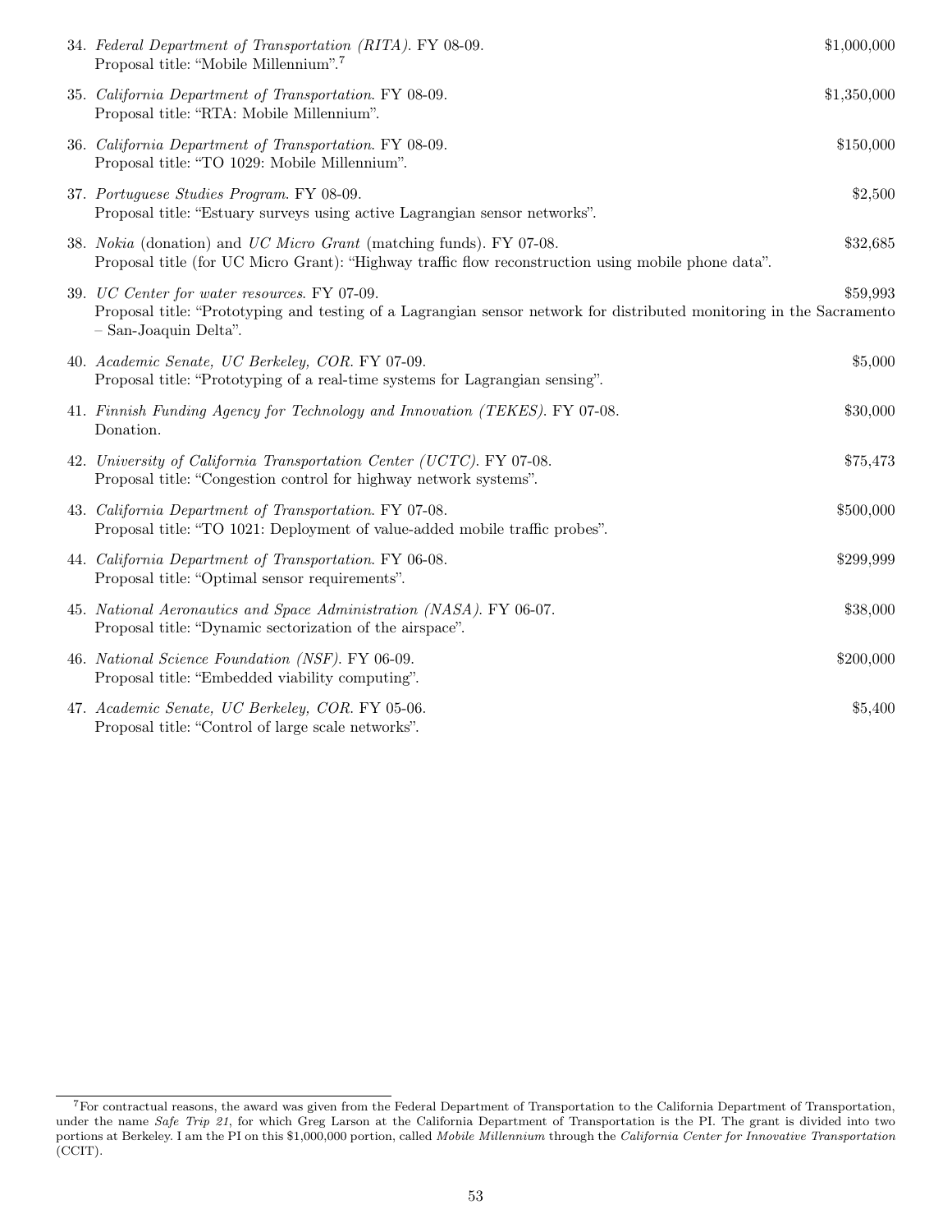34. *Federal Department of Transportation (RITA)*. FY 08-09. $1,000,000
    Proposal title: "Mobile Millennium".[7]

35. *California Department of Transportation*. FY 08-09. $1,350,000
    Proposal title: "RTA: Mobile Millennium".

36. *California Department of Transportation*. FY 08-09. $150,000
    Proposal title: "TO 1029: Mobile Millennium".

37. *Portuguese Studies Program*. FY 08-09. $2,500
    Proposal title: "Estuary surveys using active Lagrangian sensor networks".

38. *Nokia* (donation) and *UC Micro Grant* (matching funds). FY 07-08. $32,685
    Proposal title (for UC Micro Grant): "Highway traffic flow reconstruction using mobile phone data".

39. *UC Center for water resources*. FY 07-09. $59,993
    Proposal title: "Prototyping and testing of a Lagrangian sensor network for distributed monitoring in the Sacramento – San-Joaquin Delta".

40. *Academic Senate, UC Berkeley, COR*. FY 07-09. $5,000
    Proposal title: "Prototyping of a real-time systems for Lagrangian sensing".

41. *Finnish Funding Agency for Technology and Innovation (TEKES)*. FY 07-08. $30,000
    Donation.

42. *University of California Transportation Center (UCTC)*. FY 07-08. $75,473
    Proposal title: "Congestion control for highway network systems".

43. *California Department of Transportation*. FY 07-08. $500,000
    Proposal title: "TO 1021: Deployment of value-added mobile traffic probes".

44. *California Department of Transportation*. FY 06-08. $299,999
    Proposal title: "Optimal sensor requirements".

45. *National Aeronautics and Space Administration (NASA)*. FY 06-07. $38,000
    Proposal title: "Dynamic sectorization of the airspace".

46. *National Science Foundation (NSF)*. FY 06-09. $200,000
    Proposal title: "Embedded viability computing".

47. *Academic Senate, UC Berkeley, COR*. FY 05-06. $5,400
    Proposal title: "Control of large scale networks".

---

[7] For contractual reasons, the award was given from the Federal Department of Transportation to the California Department of Transportation, under the name *Safe Trip 21*, for which Greg Larson at the California Department of Transportation is the PI. The grant is divided into two portions at Berkeley. I am the PI on this $1,000,000 portion, called *Mobile Millennium* through the *California Center for Innovative Transportation* (CCIT).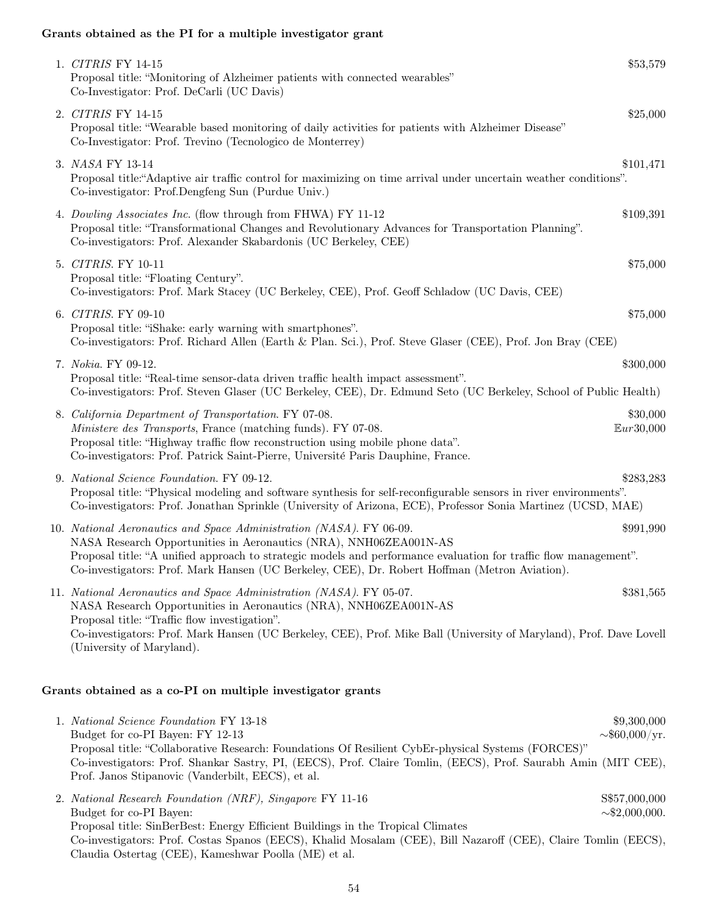**Grants obtained as the PI for a multiple investigator grant**

1. *CITRIS* FY 14-15 — $53,579
   Proposal title: "Monitoring of Alzheimer patients with connected wearables"
   Co-Investigator: Prof. DeCarli (UC Davis)

2. *CITRIS* FY 14-15 — $25,000
   Proposal title: "Wearable based monitoring of daily activities for patients with Alzheimer Disease"
   Co-Investigator: Prof. Trevino (Tecnologico de Monterrey)

3. *NASA* FY 13-14 — $101,471
   Proposal title:"Adaptive air traffic control for maximizing on time arrival under uncertain weather conditions".
   Co-investigator: Prof.Dengfeng Sun (Purdue Univ.)

4. *Dowling Associates Inc.* (flow through from FHWA) FY 11-12 — $109,391
   Proposal title: "Transformational Changes and Revolutionary Advances for Transportation Planning".
   Co-investigators: Prof. Alexander Skabardonis (UC Berkeley, CEE)

5. *CITRIS*. FY 10-11 — $75,000
   Proposal title: "Floating Century".
   Co-investigators: Prof. Mark Stacey (UC Berkeley, CEE), Prof. Geoff Schladow (UC Davis, CEE)

6. *CITRIS*. FY 09-10 — $75,000
   Proposal title: "iShake: early warning with smartphones".
   Co-investigators: Prof. Richard Allen (Earth & Plan. Sci.), Prof. Steve Glaser (CEE), Prof. Jon Bray (CEE)

7. *Nokia*. FY 09-12. — $300,000
   Proposal title: "Real-time sensor-data driven traffic health impact assessment".
   Co-investigators: Prof. Steven Glaser (UC Berkeley, CEE), Dr. Edmund Seto (UC Berkeley, School of Public Health)

8. *California Department of Transportation*. FY 07-08. — $30,000
   *Ministere des Transports*, France (matching funds). FY 07-08. — $\mathbb{E}ur$30,000
   Proposal title: "Highway traffic flow reconstruction using mobile phone data".
   Co-investigators: Prof. Patrick Saint-Pierre, Université Paris Dauphine, France.

9. *National Science Foundation*. FY 09-12. — $283,283
   Proposal title: "Physical modeling and software synthesis for self-reconfigurable sensors in river environments".
   Co-investigators: Prof. Jonathan Sprinkle (University of Arizona, ECE), Professor Sonia Martinez (UCSD, MAE)

10. *National Aeronautics and Space Administration (NASA)*. FY 06-09. — $991,990
    NASA Research Opportunities in Aeronautics (NRA), NNH06ZEA001N-AS
    Proposal title: "A unified approach to strategic models and performance evaluation for traffic flow management".
    Co-investigators: Prof. Mark Hansen (UC Berkeley, CEE), Dr. Robert Hoffman (Metron Aviation).

11. *National Aeronautics and Space Administration (NASA)*. FY 05-07. — $381,565
    NASA Research Opportunities in Aeronautics (NRA), NNH06ZEA001N-AS
    Proposal title: "Traffic flow investigation".
    Co-investigators: Prof. Mark Hansen (UC Berkeley, CEE), Prof. Mike Ball (University of Maryland), Prof. Dave Lovell (University of Maryland).

**Grants obtained as a co-PI on multiple investigator grants**

1. *National Science Foundation* FY 13-18 — $9,300,000
   Budget for co-PI Bayen: FY 12-13 — ∼$60,000/yr.
   Proposal title: "Collaborative Research: Foundations Of Resilient CybEr-physical Systems (FORCES)"
   Co-investigators: Prof. Shankar Sastry, PI, (EECS), Prof. Claire Tomlin, (EECS), Prof. Saurabh Amin (MIT CEE), Prof. Janos Stipanovic (Vanderbilt, EECS), et al.

2. *National Research Foundation (NRF), Singapore* FY 11-16 — S$57,000,000
   Budget for co-PI Bayen: — ∼$2,000,000.
   Proposal title: SinBerBest: Energy Efficient Buildings in the Tropical Climates
   Co-investigators: Prof. Costas Spanos (EECS), Khalid Mosalam (CEE), Bill Nazaroff (CEE), Claire Tomlin (EECS), Claudia Ostertag (CEE), Kameshwar Poolla (ME) et al.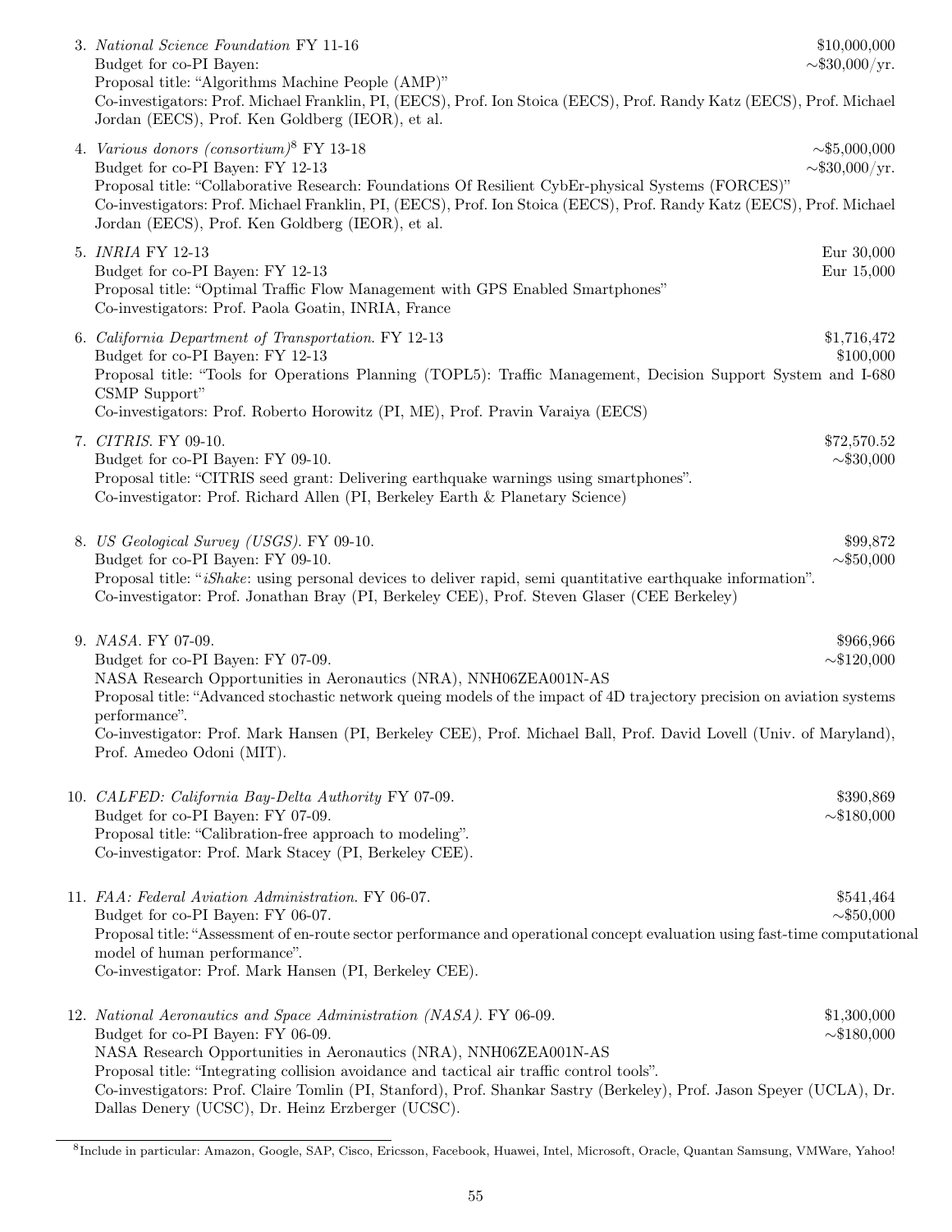3. *National Science Foundation* FY 11-16 — $10,000,000
   Budget for co-PI Bayen: — ~$30,000/yr.
   Proposal title: "Algorithms Machine People (AMP)"
   Co-investigators: Prof. Michael Franklin, PI, (EECS), Prof. Ion Stoica (EECS), Prof. Randy Katz (EECS), Prof. Michael Jordan (EECS), Prof. Ken Goldberg (IEOR), et al.

4. *Various donors (consortium)*[8] FY 13-18 — ~$5,000,000
   Budget for co-PI Bayen: FY 12-13 — ~$30,000/yr.
   Proposal title: "Collaborative Research: Foundations Of Resilient CybEr-physical Systems (FORCES)"
   Co-investigators: Prof. Michael Franklin, PI, (EECS), Prof. Ion Stoica (EECS), Prof. Randy Katz (EECS), Prof. Michael Jordan (EECS), Prof. Ken Goldberg (IEOR), et al.

5. *INRIA* FY 12-13 — Eur 30,000
   Budget for co-PI Bayen: FY 12-13 — Eur 15,000
   Proposal title: "Optimal Traffic Flow Management with GPS Enabled Smartphones"
   Co-investigators: Prof. Paola Goatin, INRIA, France

6. *California Department of Transportation*. FY 12-13 — $1,716,472
   Budget for co-PI Bayen: FY 12-13 — $100,000
   Proposal title: "Tools for Operations Planning (TOPL5): Traffic Management, Decision Support System and I-680 CSMP Support"
   Co-investigators: Prof. Roberto Horowitz (PI, ME), Prof. Pravin Varaiya (EECS)

7. *CITRIS*. FY 09-10. — $72,570.52
   Budget for co-PI Bayen: FY 09-10. — ~$30,000
   Proposal title: "CITRIS seed grant: Delivering earthquake warnings using smartphones".
   Co-investigator: Prof. Richard Allen (PI, Berkeley Earth & Planetary Science)

8. *US Geological Survey (USGS)*. FY 09-10. — $99,872
   Budget for co-PI Bayen: FY 09-10. — ~$50,000
   Proposal title: "*iShake*: using personal devices to deliver rapid, semi quantitative earthquake information".
   Co-investigator: Prof. Jonathan Bray (PI, Berkeley CEE), Prof. Steven Glaser (CEE Berkeley)

9. *NASA*. FY 07-09. — $966,966
   Budget for co-PI Bayen: FY 07-09. — ~$120,000
   NASA Research Opportunities in Aeronautics (NRA), NNH06ZEA001N-AS
   Proposal title: "Advanced stochastic network queing models of the impact of 4D trajectory precision on aviation systems performance".
   Co-investigator: Prof. Mark Hansen (PI, Berkeley CEE), Prof. Michael Ball, Prof. David Lovell (Univ. of Maryland), Prof. Amedeo Odoni (MIT).

10. *CALFED: California Bay-Delta Authority* FY 07-09. — $390,869
    Budget for co-PI Bayen: FY 07-09. — ~$180,000
    Proposal title: "Calibration-free approach to modeling".
    Co-investigator: Prof. Mark Stacey (PI, Berkeley CEE).

11. *FAA: Federal Aviation Administration*. FY 06-07. — $541,464
    Budget for co-PI Bayen: FY 06-07. — ~$50,000
    Proposal title: "Assessment of en-route sector performance and operational concept evaluation using fast-time computational model of human performance".
    Co-investigator: Prof. Mark Hansen (PI, Berkeley CEE).

12. *National Aeronautics and Space Administration (NASA)*. FY 06-09. — $1,300,000
    Budget for co-PI Bayen: FY 06-09. — ~$180,000
    NASA Research Opportunities in Aeronautics (NRA), NNH06ZEA001N-AS
    Proposal title: "Integrating collision avoidance and tactical air traffic control tools".
    Co-investigators: Prof. Claire Tomlin (PI, Stanford), Prof. Shankar Sastry (Berkeley), Prof. Jason Speyer (UCLA), Dr. Dallas Denery (UCSC), Dr. Heinz Erzberger (UCSC).

---

[8] Include in particular: Amazon, Google, SAP, Cisco, Ericsson, Facebook, Huawei, Intel, Microsoft, Oracle, Quantan Samsung, VMWare, Yahoo!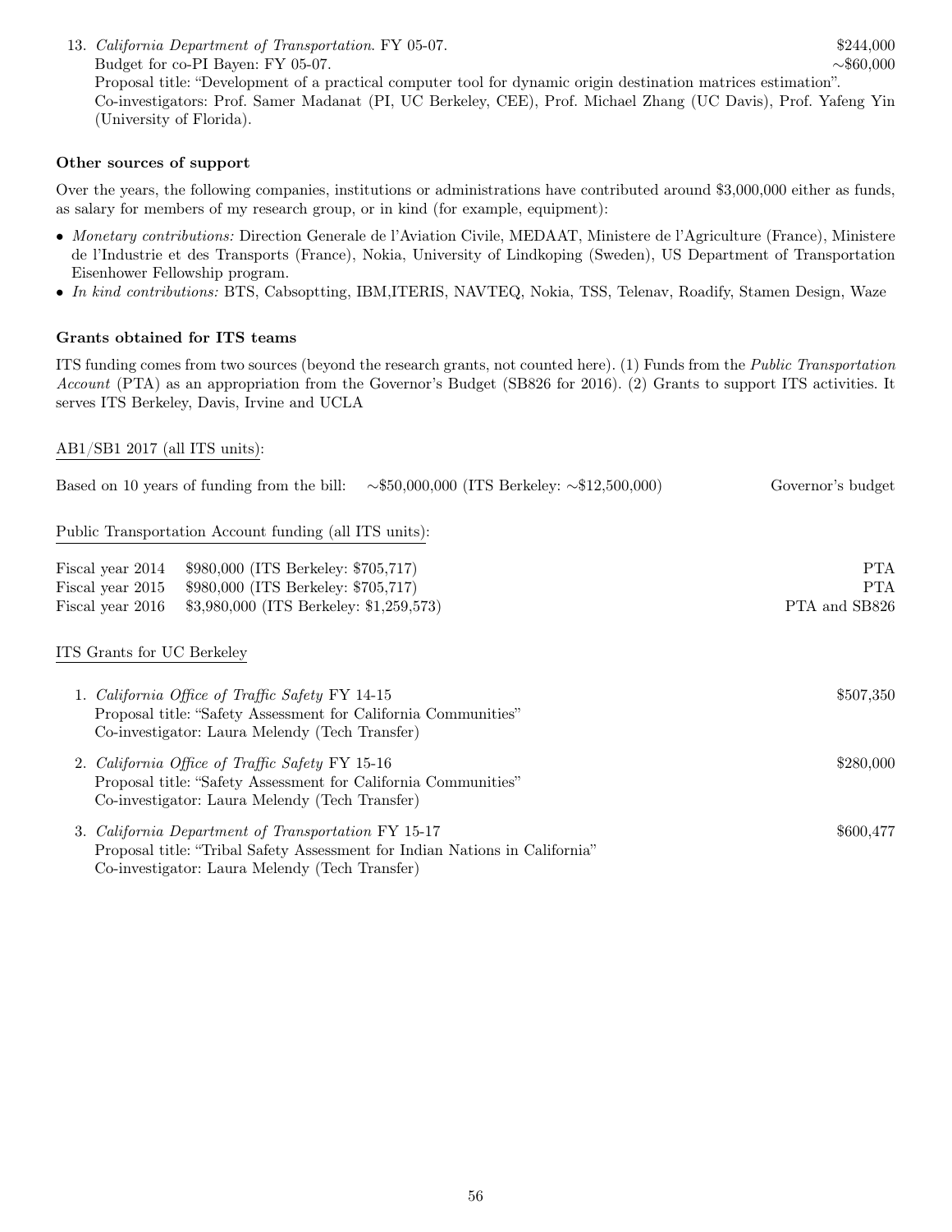13. *California Department of Transportation*. FY 05-07. $244,000
    Budget for co-PI Bayen: FY 05-07. ~$60,000
    Proposal title: "Development of a practical computer tool for dynamic origin destination matrices estimation".
    Co-investigators: Prof. Samer Madanat (PI, UC Berkeley, CEE), Prof. Michael Zhang (UC Davis), Prof. Yafeng Yin (University of Florida).

**Other sources of support**

Over the years, the following companies, institutions or administrations have contributed around $3,000,000 either as funds, as salary for members of my research group, or in kind (for example, equipment):

- *Monetary contributions:* Direction Generale de l'Aviation Civile, MEDAAT, Ministere de l'Agriculture (France), Ministere de l'Industrie et des Transports (France), Nokia, University of Lindkoping (Sweden), US Department of Transportation Eisenhower Fellowship program.
- *In kind contributions:* BTS, Cabsoptting, IBM,ITERIS, NAVTEQ, Nokia, TSS, Telenav, Roadify, Stamen Design, Waze

**Grants obtained for ITS teams**

ITS funding comes from two sources (beyond the research grants, not counted here). (1) Funds from the *Public Transportation Account* (PTA) as an appropriation from the Governor's Budget (SB826 for 2016). (2) Grants to support ITS activities. It serves ITS Berkeley, Davis, Irvine and UCLA

AB1/SB1 2017 (all ITS units):

Based on 10 years of funding from the bill: ~$50,000,000 (ITS Berkeley: ~$12,500,000) Governor's budget

Public Transportation Account funding (all ITS units):

| | | |
|---|---|---|
| Fiscal year 2014 | $980,000 (ITS Berkeley: $705,717) | PTA |
| Fiscal year 2015 | $980,000 (ITS Berkeley: $705,717) | PTA |
| Fiscal year 2016 | $3,980,000 (ITS Berkeley: $1,259,573) | PTA and SB826 |

ITS Grants for UC Berkeley

1. *California Office of Traffic Safety* FY 14-15 $507,350
   Proposal title: "Safety Assessment for California Communities"
   Co-investigator: Laura Melendy (Tech Transfer)
2. *California Office of Traffic Safety* FY 15-16 $280,000
   Proposal title: "Safety Assessment for California Communities"
   Co-investigator: Laura Melendy (Tech Transfer)
3. *California Department of Transportation* FY 15-17 $600,477
   Proposal title: "Tribal Safety Assessment for Indian Nations in California"
   Co-investigator: Laura Melendy (Tech Transfer)